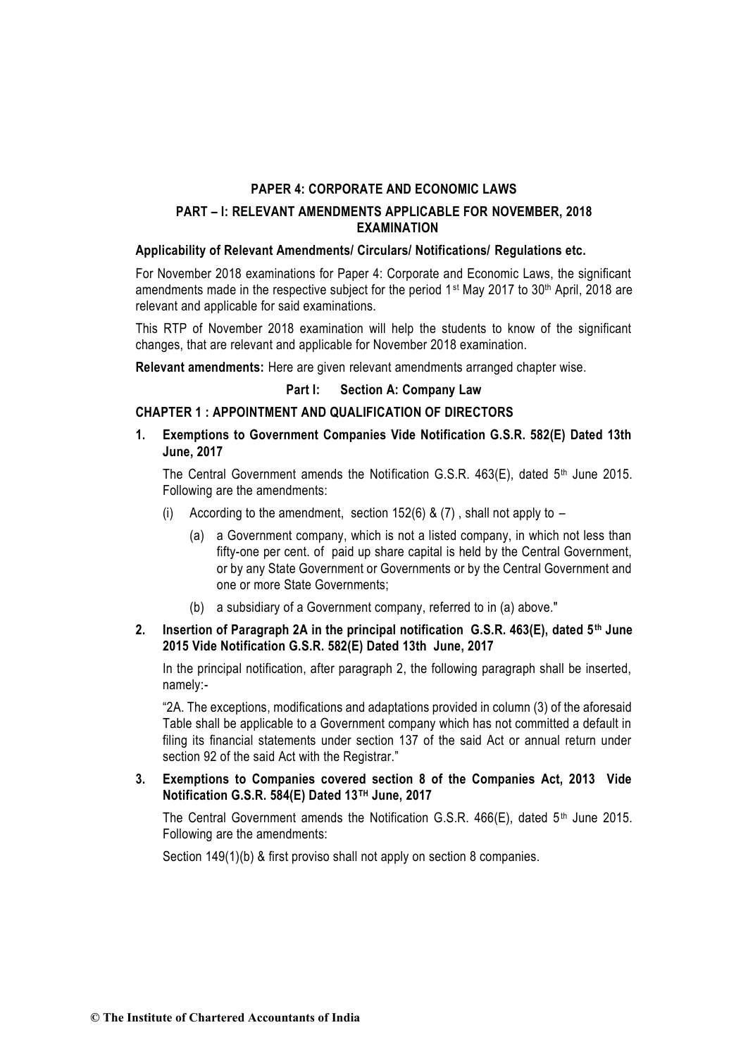## PAPER 4: CORPORATE AND ECONOMIC LAWS

## PART – I: RELEVANT AMENDMENTS APPLICABLE FOR NOVEMBER, 2018 EXAMINATION

**Applicability of Relevant Amendments/ Circulars/ Notifications/ Regulations etc.**

For November 2018 examinations for Paper 4: Corporate and Economic Laws, the significant amendments made in the respective subject for the period 1st May 2017 to 30th April, 2018 are relevant and applicable for said examinations.

This RTP of November 2018 examination will help the students to know of the significant changes, that are relevant and applicable for November 2018 examination.

**Relevant amendments:** Here are given relevant amendments arranged chapter wise.

### Part I: Section A: Company Law

### CHAPTER 1 : APPOINTMENT AND QUALIFICATION OF DIRECTORS

1. **Exemptions to Government Companies Vide Notification G.S.R. 582(E) Dated 13th June, 2017**

   The Central Government amends the Notification G.S.R. 463(E), dated 5th June 2015. Following are the amendments:

   (i) According to the amendment, section 152(6) & (7) , shall not apply to –

      (a) a Government company, which is not a listed company, in which not less than fifty-one per cent. of paid up share capital is held by the Central Government, or by any State Government or Governments or by the Central Government and one or more State Governments;

      (b) a subsidiary of a Government company, referred to in (a) above."

2. **Insertion of Paragraph 2A in the principal notification G.S.R. 463(E), dated 5th June 2015 Vide Notification G.S.R. 582(E) Dated 13th June, 2017**

   In the principal notification, after paragraph 2, the following paragraph shall be inserted, namely:-

   "2A. The exceptions, modifications and adaptations provided in column (3) of the aforesaid Table shall be applicable to a Government company which has not committed a default in filing its financial statements under section 137 of the said Act or annual return under section 92 of the said Act with the Registrar."

3. **Exemptions to Companies covered section 8 of the Companies Act, 2013 Vide Notification G.S.R. 584(E) Dated 13TH June, 2017**

   The Central Government amends the Notification G.S.R. 466(E), dated 5th June 2015. Following are the amendments:

   Section 149(1)(b) & first proviso shall not apply on section 8 companies.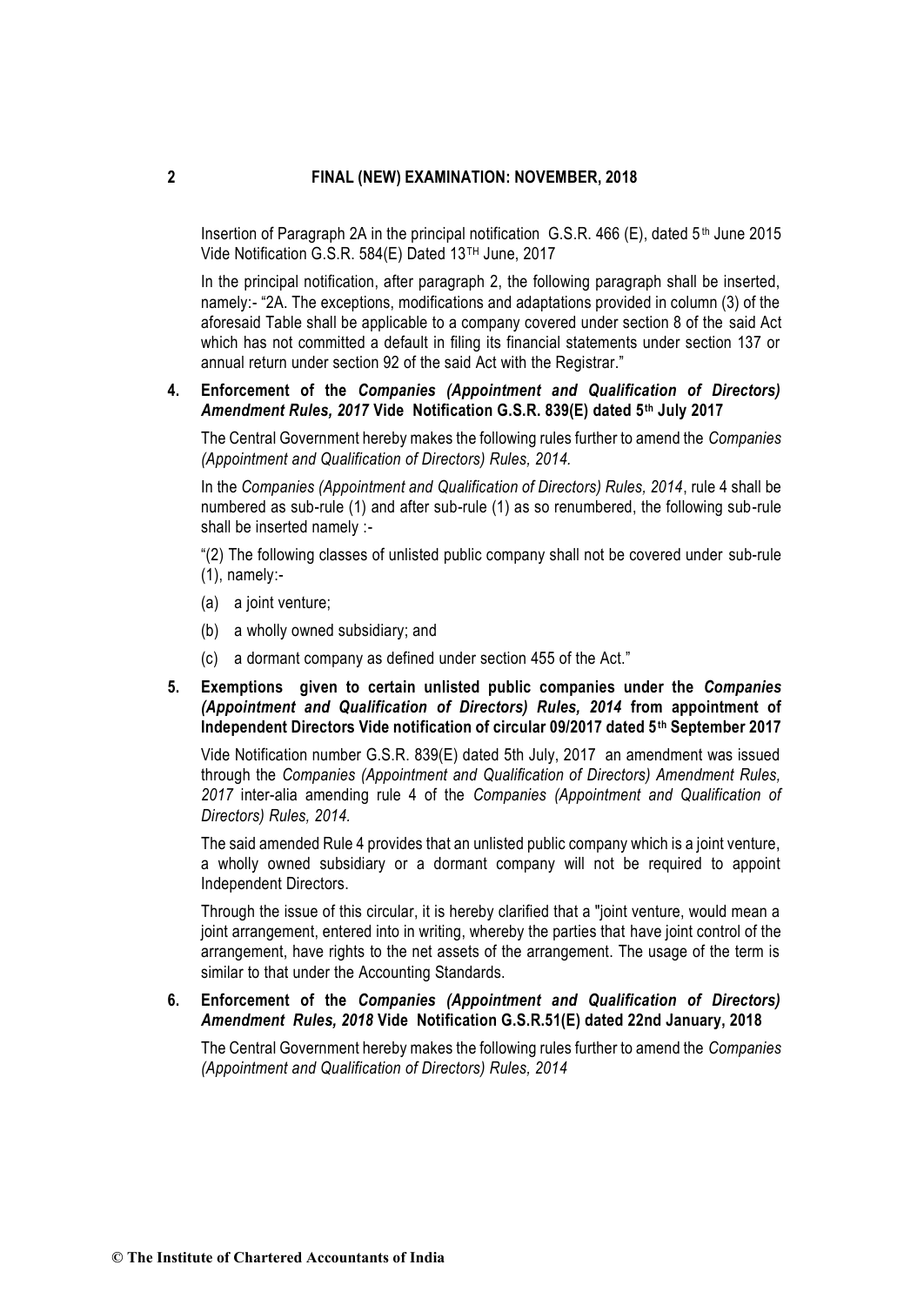Insertion of Paragraph 2A in the principal notification G.S.R. 466 (E), dated 5th June 2015 Vide Notification G.S.R. 584(E) Dated 13TH June, 2017

In the principal notification, after paragraph 2, the following paragraph shall be inserted, namely:- "2A. The exceptions, modifications and adaptations provided in column (3) of the aforesaid Table shall be applicable to a company covered under section 8 of the said Act which has not committed a default in filing its financial statements under section 137 or annual return under section 92 of the said Act with the Registrar."

**4. Enforcement of the *Companies (Appointment and Qualification of Directors) Amendment Rules, 2017* Vide Notification G.S.R. 839(E) dated 5th July 2017**

The Central Government hereby makes the following rules further to amend the *Companies (Appointment and Qualification of Directors) Rules, 2014.*

In the *Companies (Appointment and Qualification of Directors) Rules, 2014*, rule 4 shall be numbered as sub-rule (1) and after sub-rule (1) as so renumbered, the following sub-rule shall be inserted namely :-

"(2) The following classes of unlisted public company shall not be covered under sub-rule (1), namely:-

(a) a joint venture;

(b) a wholly owned subsidiary; and

(c) a dormant company as defined under section 455 of the Act."

**5. Exemptions given to certain unlisted public companies under the *Companies (Appointment and Qualification of Directors) Rules, 2014* from appointment of Independent Directors Vide notification of circular 09/2017 dated 5th September 2017**

Vide Notification number G.S.R. 839(E) dated 5th July, 2017 an amendment was issued through the *Companies (Appointment and Qualification of Directors) Amendment Rules, 2017* inter-alia amending rule 4 of the *Companies (Appointment and Qualification of Directors) Rules, 2014.*

The said amended Rule 4 provides that an unlisted public company which is a joint venture, a wholly owned subsidiary or a dormant company will not be required to appoint Independent Directors.

Through the issue of this circular, it is hereby clarified that a "joint venture, would mean a joint arrangement, entered into in writing, whereby the parties that have joint control of the arrangement, have rights to the net assets of the arrangement. The usage of the term is similar to that under the Accounting Standards.

**6. Enforcement of the *Companies (Appointment and Qualification of Directors) Amendment Rules, 2018* Vide Notification G.S.R.51(E) dated 22nd January, 2018**

The Central Government hereby makes the following rules further to amend the *Companies (Appointment and Qualification of Directors) Rules, 2014*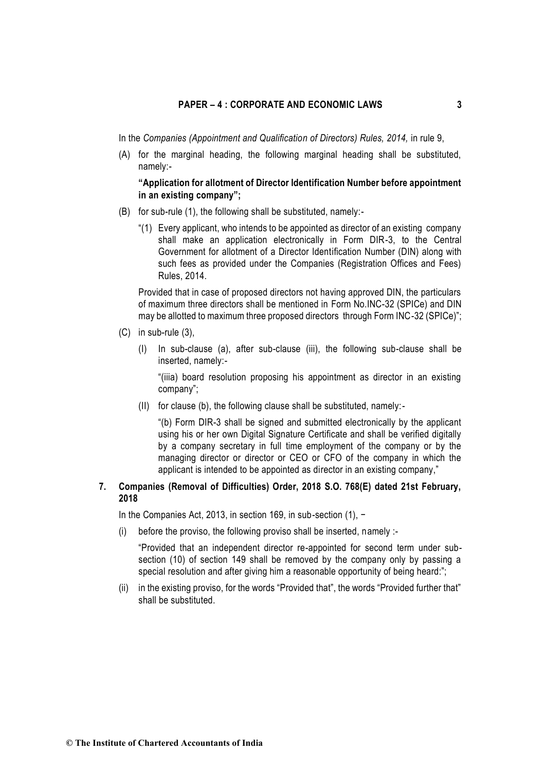In the *Companies (Appointment and Qualification of Directors) Rules, 2014,* in rule 9,

(A) for the marginal heading, the following marginal heading shall be substituted, namely:-

**"Application for allotment of Director Identification Number before appointment in an existing company";**

(B) for sub-rule (1), the following shall be substituted, namely:-

"(1) Every applicant, who intends to be appointed as director of an existing company shall make an application electronically in Form DIR-3, to the Central Government for allotment of a Director Identification Number (DIN) along with such fees as provided under the Companies (Registration Offices and Fees) Rules, 2014.

Provided that in case of proposed directors not having approved DIN, the particulars of maximum three directors shall be mentioned in Form No.INC-32 (SPICe) and DIN may be allotted to maximum three proposed directors through Form INC-32 (SPICe)";

(C) in sub-rule (3),

(I) In sub-clause (a), after sub-clause (iii), the following sub-clause shall be inserted, namely:-

"(iiia) board resolution proposing his appointment as director in an existing company";

(II) for clause (b), the following clause shall be substituted, namely:-

"(b) Form DIR-3 shall be signed and submitted electronically by the applicant using his or her own Digital Signature Certificate and shall be verified digitally by a company secretary in full time employment of the company or by the managing director or director or CEO or CFO of the company in which the applicant is intended to be appointed as director in an existing company,"

## 7. Companies (Removal of Difficulties) Order, 2018 S.O. 768(E) dated 21st February, 2018

In the Companies Act, 2013, in section 169, in sub-section (1), −

(i) before the proviso, the following proviso shall be inserted, namely :-

"Provided that an independent director re-appointed for second term under sub-section (10) of section 149 shall be removed by the company only by passing a special resolution and after giving him a reasonable opportunity of being heard:";

(ii) in the existing proviso, for the words "Provided that", the words "Provided further that" shall be substituted.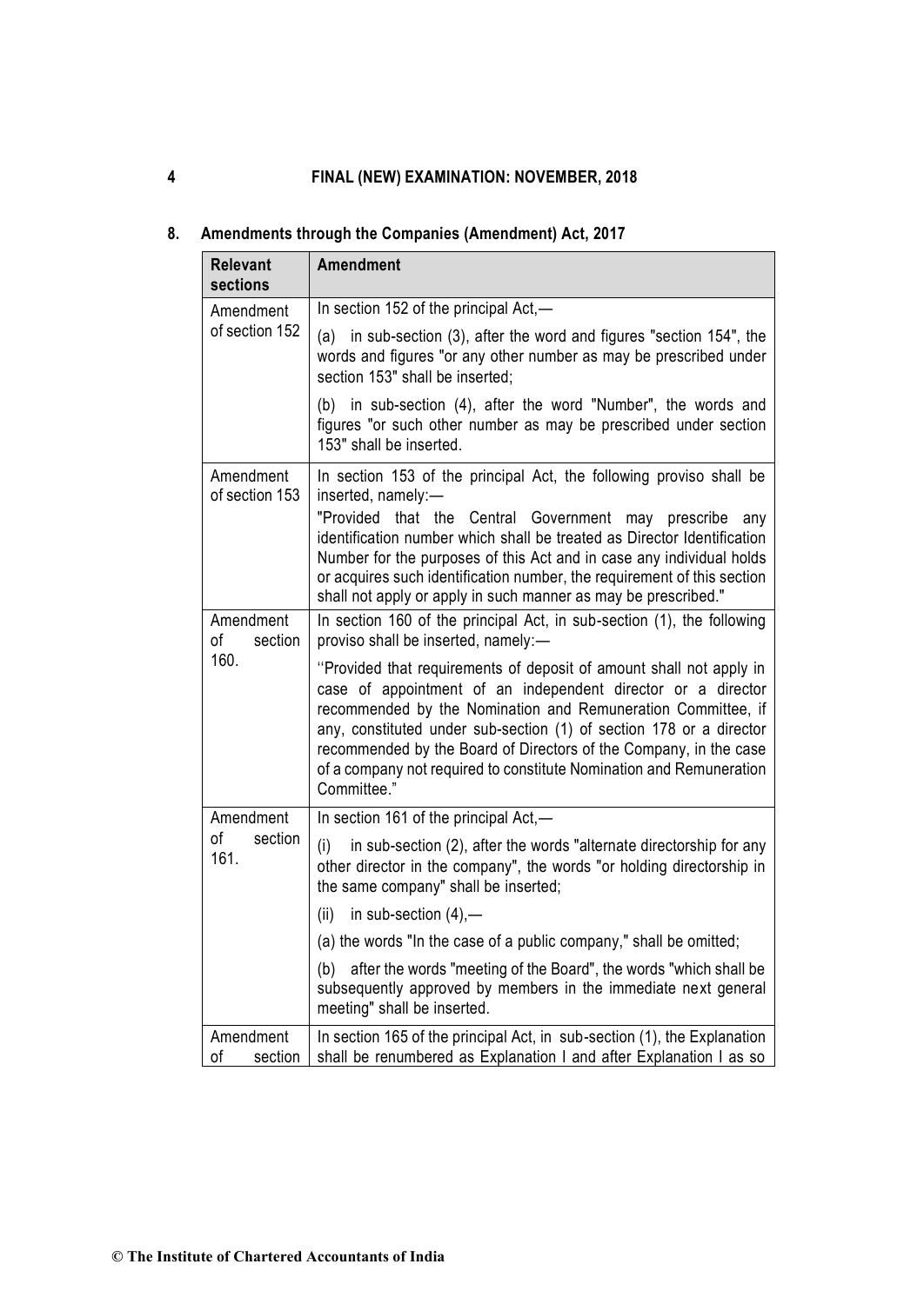## 8. Amendments through the Companies (Amendment) Act, 2017

| Relevant sections | Amendment |
|---|---|
| Amendment of section 152 | In section 152 of the principal Act,—<br><br>(a) in sub-section (3), after the word and figures "section 154", the words and figures "or any other number as may be prescribed under section 153" shall be inserted;<br><br>(b) in sub-section (4), after the word "Number", the words and figures "or such other number as may be prescribed under section 153" shall be inserted. |
| Amendment of section 153 | In section 153 of the principal Act, the following proviso shall be inserted, namely:—<br>"Provided that the Central Government may prescribe any identification number which shall be treated as Director Identification Number for the purposes of this Act and in case any individual holds or acquires such identification number, the requirement of this section shall not apply or apply in such manner as may be prescribed." |
| Amendment of section 160. | In section 160 of the principal Act, in sub-section (1), the following proviso shall be inserted, namely:—<br><br>''Provided that requirements of deposit of amount shall not apply in case of appointment of an independent director or a director recommended by the Nomination and Remuneration Committee, if any, constituted under sub-section (1) of section 178 or a director recommended by the Board of Directors of the Company, in the case of a company not required to constitute Nomination and Remuneration Committee." |
| Amendment of section 161. | In section 161 of the principal Act,—<br><br>(i) in sub-section (2), after the words "alternate directorship for any other director in the company", the words "or holding directorship in the same company" shall be inserted;<br><br>(ii) in sub-section (4),—<br><br>(a) the words "In the case of a public company," shall be omitted;<br><br>(b) after the words "meeting of the Board", the words "which shall be subsequently approved by members in the immediate next general meeting" shall be inserted. |
| Amendment of section | In section 165 of the principal Act, in sub-section (1), the Explanation shall be renumbered as Explanation I and after Explanation I as so |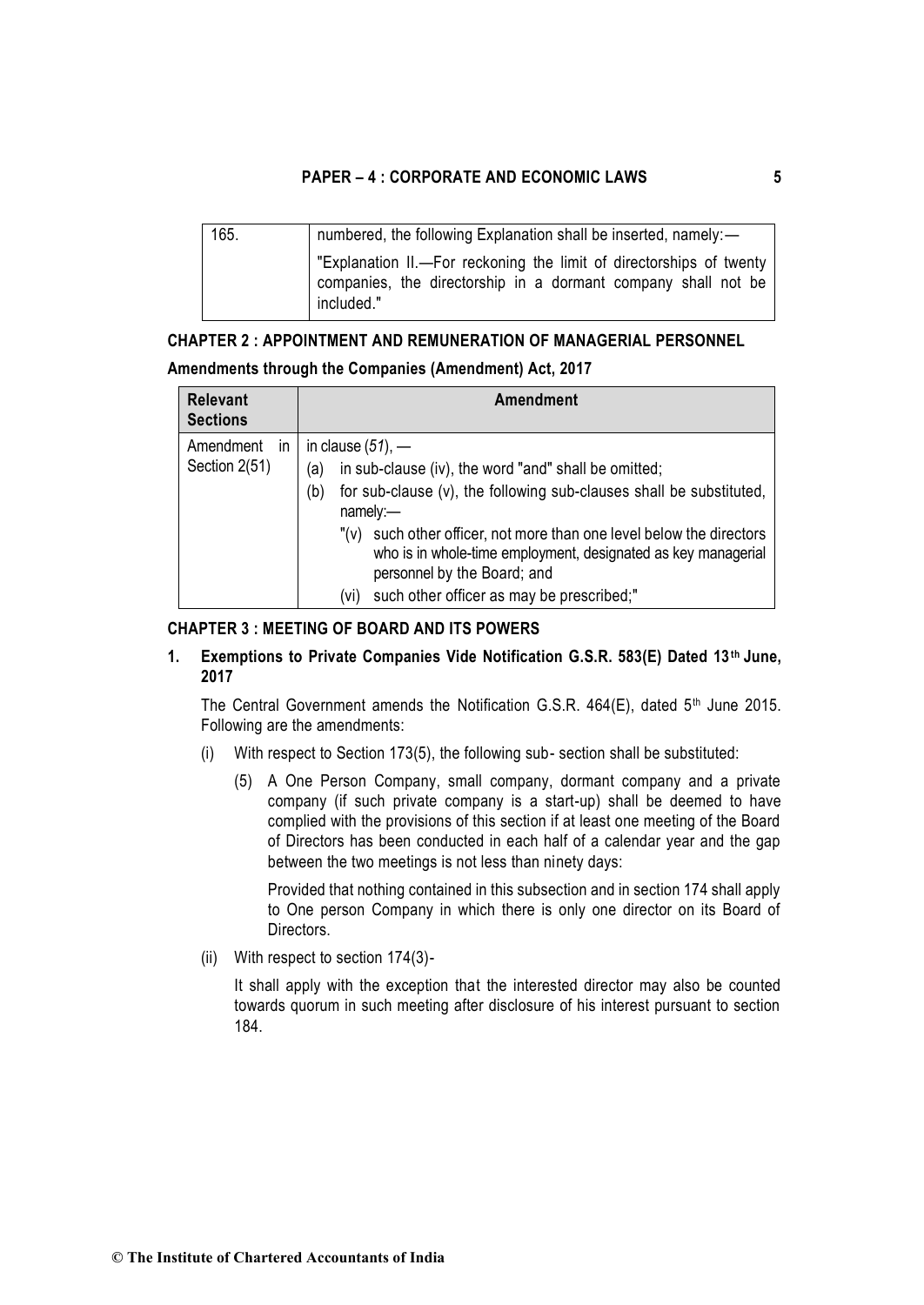| 165. | numbered, the following Explanation shall be inserted, namely:—<br>"Explanation II.—For reckoning the limit of directorships of twenty companies, the directorship in a dormant company shall not be included." |
|---|---|

### CHAPTER 2 : APPOINTMENT AND REMUNERATION OF MANAGERIAL PERSONNEL

**Amendments through the Companies (Amendment) Act, 2017**

| Relevant Sections | Amendment |
|---|---|
| Amendment in Section 2(51) | in clause (*51*), —<br>(a) in sub-clause (iv), the word "and" shall be omitted;<br>(b) for sub-clause (v), the following sub-clauses shall be substituted, namely:—<br>"(v) such other officer, not more than one level below the directors who is in whole-time employment, designated as key managerial personnel by the Board; and<br>(vi) such other officer as may be prescribed;" |

### CHAPTER 3 : MEETING OF BOARD AND ITS POWERS

**1. Exemptions to Private Companies Vide Notification G.S.R. 583(E) Dated 13th June, 2017**

The Central Government amends the Notification G.S.R. 464(E), dated 5th June 2015. Following are the amendments:

(i) With respect to Section 173(5), the following sub- section shall be substituted:

(5) A One Person Company, small company, dormant company and a private company (if such private company is a start-up) shall be deemed to have complied with the provisions of this section if at least one meeting of the Board of Directors has been conducted in each half of a calendar year and the gap between the two meetings is not less than ninety days:

Provided that nothing contained in this subsection and in section 174 shall apply to One person Company in which there is only one director on its Board of Directors.

(ii) With respect to section 174(3)-

It shall apply with the exception that the interested director may also be counted towards quorum in such meeting after disclosure of his interest pursuant to section 184.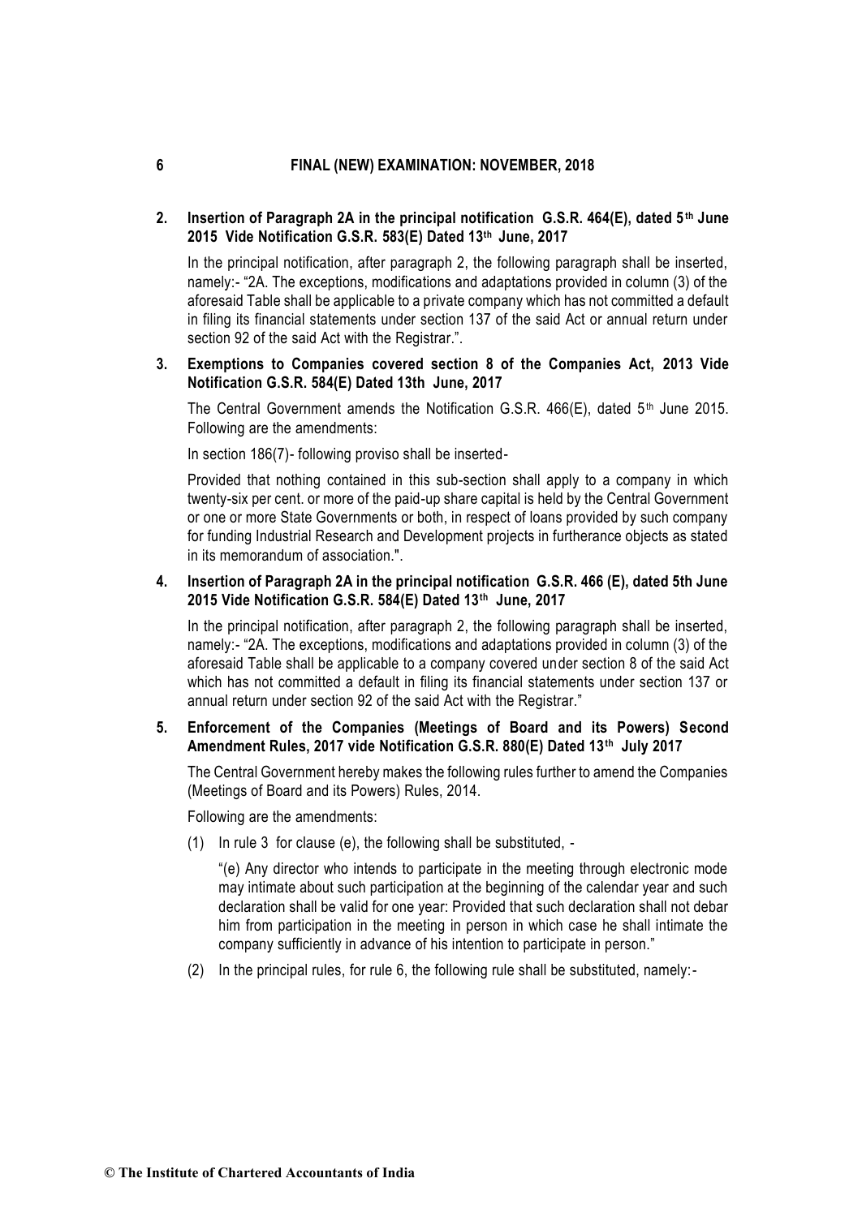**2. Insertion of Paragraph 2A in the principal notification G.S.R. 464(E), dated 5th June 2015 Vide Notification G.S.R. 583(E) Dated 13th June, 2017**

In the principal notification, after paragraph 2, the following paragraph shall be inserted, namely:- "2A. The exceptions, modifications and adaptations provided in column (3) of the aforesaid Table shall be applicable to a private company which has not committed a default in filing its financial statements under section 137 of the said Act or annual return under section 92 of the said Act with the Registrar.".

**3. Exemptions to Companies covered section 8 of the Companies Act, 2013 Vide Notification G.S.R. 584(E) Dated 13th June, 2017**

The Central Government amends the Notification G.S.R. 466(E), dated 5th June 2015. Following are the amendments:

In section 186(7)- following proviso shall be inserted-

Provided that nothing contained in this sub-section shall apply to a company in which twenty-six per cent. or more of the paid-up share capital is held by the Central Government or one or more State Governments or both, in respect of loans provided by such company for funding Industrial Research and Development projects in furtherance objects as stated in its memorandum of association.".

**4. Insertion of Paragraph 2A in the principal notification G.S.R. 466 (E), dated 5th June 2015 Vide Notification G.S.R. 584(E) Dated 13th June, 2017**

In the principal notification, after paragraph 2, the following paragraph shall be inserted, namely:- "2A. The exceptions, modifications and adaptations provided in column (3) of the aforesaid Table shall be applicable to a company covered under section 8 of the said Act which has not committed a default in filing its financial statements under section 137 or annual return under section 92 of the said Act with the Registrar."

**5. Enforcement of the Companies (Meetings of Board and its Powers) Second Amendment Rules, 2017 vide Notification G.S.R. 880(E) Dated 13th July 2017**

The Central Government hereby makes the following rules further to amend the Companies (Meetings of Board and its Powers) Rules, 2014.

Following are the amendments:

(1) In rule 3 for clause (e), the following shall be substituted, -

"(e) Any director who intends to participate in the meeting through electronic mode may intimate about such participation at the beginning of the calendar year and such declaration shall be valid for one year: Provided that such declaration shall not debar him from participation in the meeting in person in which case he shall intimate the company sufficiently in advance of his intention to participate in person."

(2) In the principal rules, for rule 6, the following rule shall be substituted, namely:-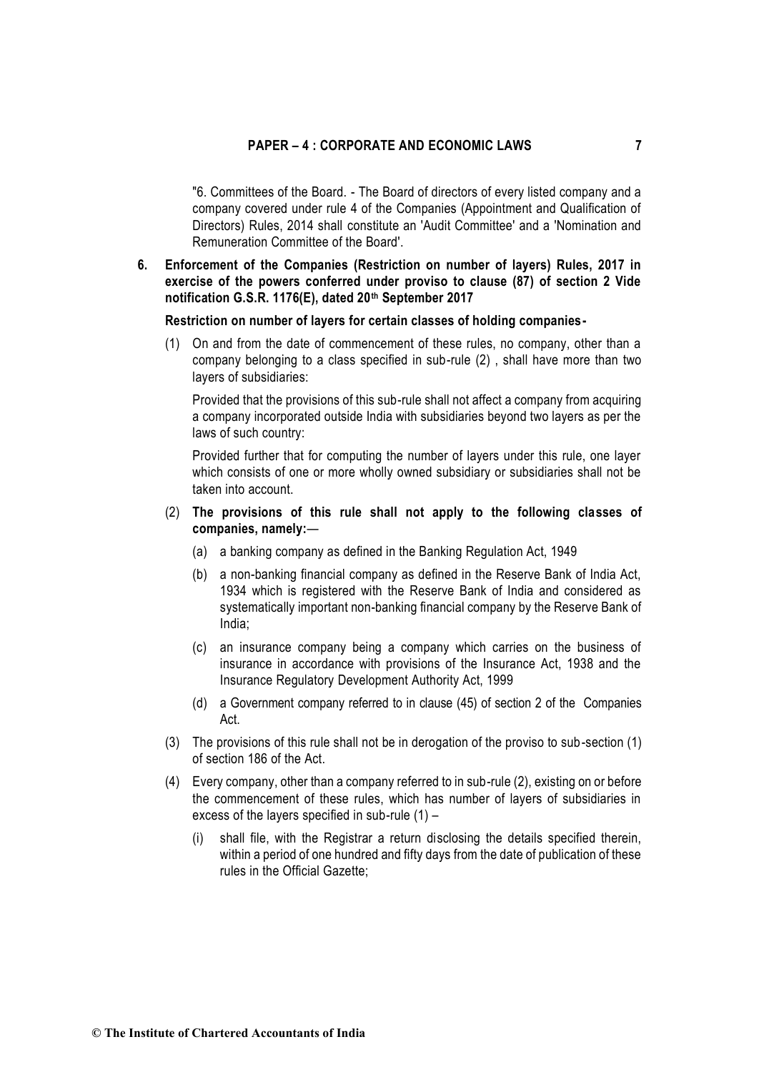"6. Committees of the Board. - The Board of directors of every listed company and a company covered under rule 4 of the Companies (Appointment and Qualification of Directors) Rules, 2014 shall constitute an 'Audit Committee' and a 'Nomination and Remuneration Committee of the Board'.

**6. Enforcement of the Companies (Restriction on number of layers) Rules, 2017 in exercise of the powers conferred under proviso to clause (87) of section 2 Vide notification G.S.R. 1176(E), dated 20th September 2017**

**Restriction on number of layers for certain classes of holding companies-**

(1) On and from the date of commencement of these rules, no company, other than a company belonging to a class specified in sub-rule (2) , shall have more than two layers of subsidiaries:

Provided that the provisions of this sub-rule shall not affect a company from acquiring a company incorporated outside India with subsidiaries beyond two layers as per the laws of such country:

Provided further that for computing the number of layers under this rule, one layer which consists of one or more wholly owned subsidiary or subsidiaries shall not be taken into account.

(2) **The provisions of this rule shall not apply to the following classes of companies, namely:**—

(a) a banking company as defined in the Banking Regulation Act, 1949

(b) a non-banking financial company as defined in the Reserve Bank of India Act, 1934 which is registered with the Reserve Bank of India and considered as systematically important non-banking financial company by the Reserve Bank of India;

(c) an insurance company being a company which carries on the business of insurance in accordance with provisions of the Insurance Act, 1938 and the Insurance Regulatory Development Authority Act, 1999

(d) a Government company referred to in clause (45) of section 2 of the Companies Act.

(3) The provisions of this rule shall not be in derogation of the proviso to sub-section (1) of section 186 of the Act.

(4) Every company, other than a company referred to in sub-rule (2), existing on or before the commencement of these rules, which has number of layers of subsidiaries in excess of the layers specified in sub-rule (1) –

(i) shall file, with the Registrar a return disclosing the details specified therein, within a period of one hundred and fifty days from the date of publication of these rules in the Official Gazette;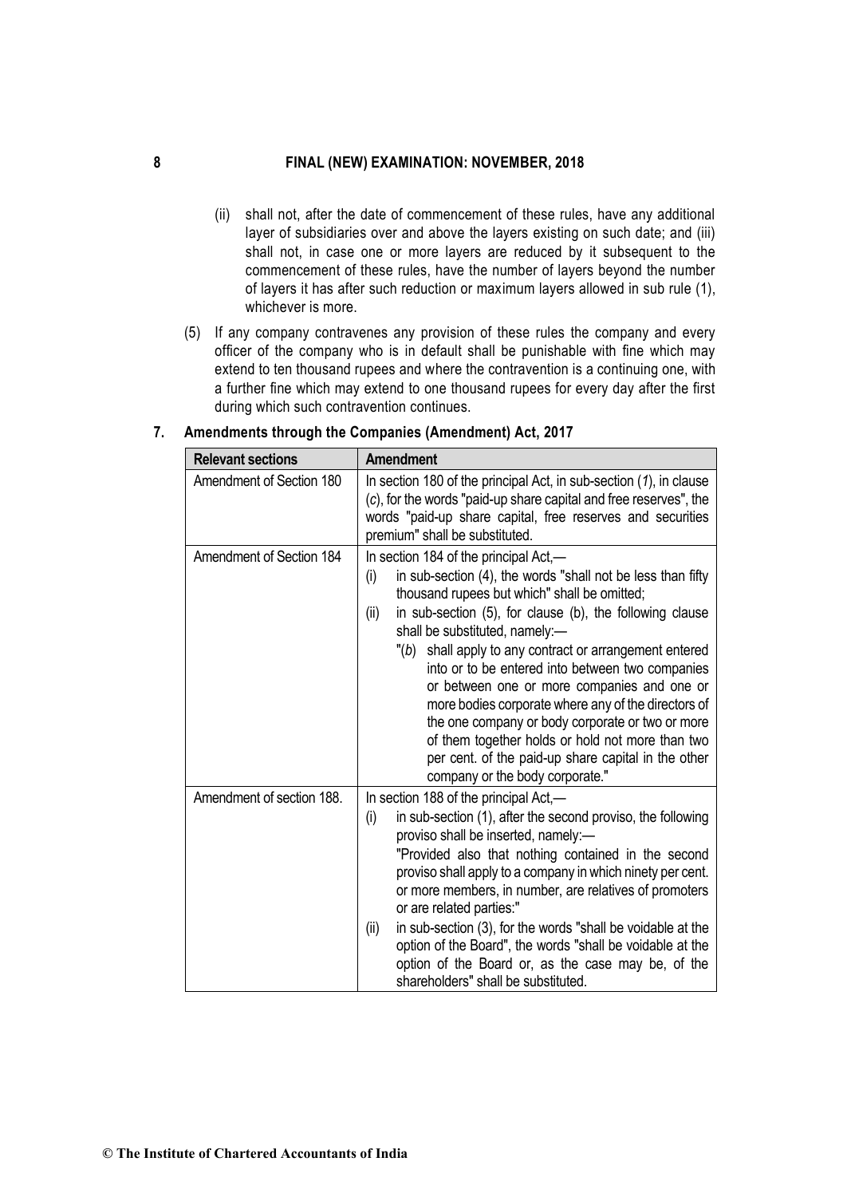(ii) shall not, after the date of commencement of these rules, have any additional layer of subsidiaries over and above the layers existing on such date; and (iii) shall not, in case one or more layers are reduced by it subsequent to the commencement of these rules, have the number of layers beyond the number of layers it has after such reduction or maximum layers allowed in sub rule (1), whichever is more.

(5) If any company contravenes any provision of these rules the company and every officer of the company who is in default shall be punishable with fine which may extend to ten thousand rupees and where the contravention is a continuing one, with a further fine which may extend to one thousand rupees for every day after the first during which such contravention continues.

## 7. Amendments through the Companies (Amendment) Act, 2017

| Relevant sections | Amendment |
|---|---|
| Amendment of Section 180 | In section 180 of the principal Act, in sub-section (*1*), in clause (*c*), for the words "paid-up share capital and free reserves", the words "paid-up share capital, free reserves and securities premium" shall be substituted. |
| Amendment of Section 184 | In section 184 of the principal Act,— (i) in sub-section (4), the words "shall not be less than fifty thousand rupees but which" shall be omitted; (ii) in sub-section (5), for clause (b), the following clause shall be substituted, namely:— "(*b*) shall apply to any contract or arrangement entered into or to be entered into between two companies or between one or more companies and one or more bodies corporate where any of the directors of the one company or body corporate or two or more of them together holds or hold not more than two per cent. of the paid-up share capital in the other company or the body corporate." |
| Amendment of section 188. | In section 188 of the principal Act,— (i) in sub-section (1), after the second proviso, the following proviso shall be inserted, namely:— "Provided also that nothing contained in the second proviso shall apply to a company in which ninety per cent. or more members, in number, are relatives of promoters or are related parties:" (ii) in sub-section (3), for the words "shall be voidable at the option of the Board", the words "shall be voidable at the option of the Board or, as the case may be, of the shareholders" shall be substituted. |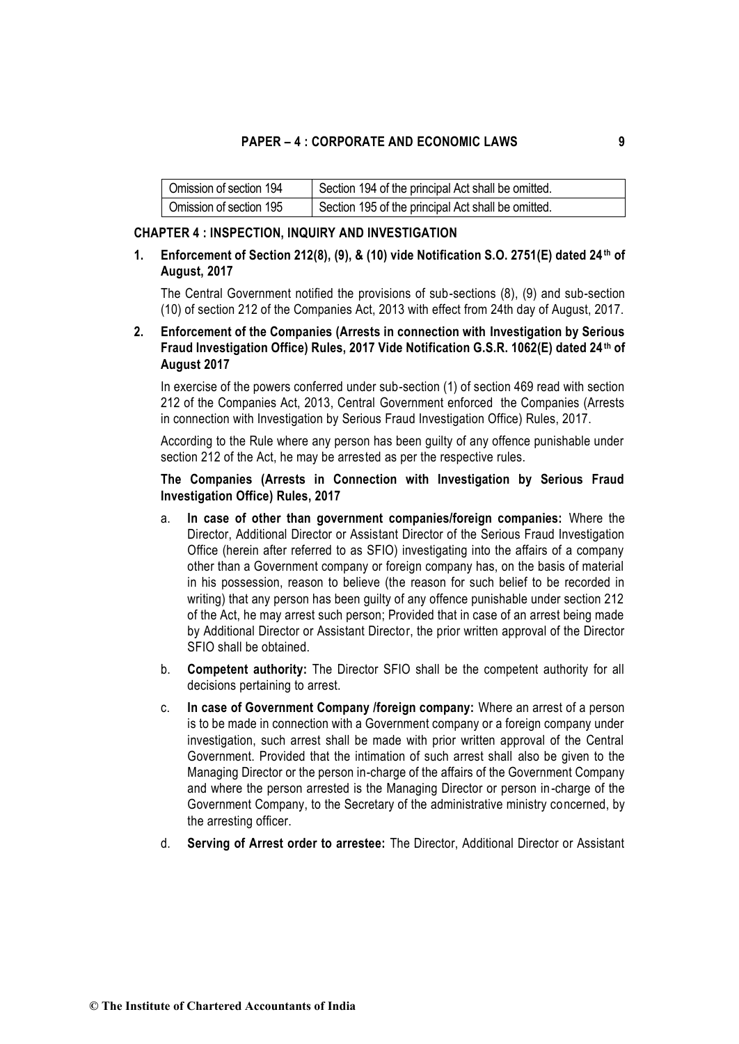| Omission of section 194 | Section 194 of the principal Act shall be omitted. |
| --- | --- |
| Omission of section 195 | Section 195 of the principal Act shall be omitted. |

## CHAPTER 4 : INSPECTION, INQUIRY AND INVESTIGATION

**1. Enforcement of Section 212(8), (9), & (10) vide Notification S.O. 2751(E) dated 24th of August, 2017**

The Central Government notified the provisions of sub-sections (8), (9) and sub-section (10) of section 212 of the Companies Act, 2013 with effect from 24th day of August, 2017.

**2. Enforcement of the Companies (Arrests in connection with Investigation by Serious Fraud Investigation Office) Rules, 2017 Vide Notification G.S.R. 1062(E) dated 24th of August 2017**

In exercise of the powers conferred under sub-section (1) of section 469 read with section 212 of the Companies Act, 2013, Central Government enforced the Companies (Arrests in connection with Investigation by Serious Fraud Investigation Office) Rules, 2017.

According to the Rule where any person has been guilty of any offence punishable under section 212 of the Act, he may be arrested as per the respective rules.

**The Companies (Arrests in Connection with Investigation by Serious Fraud Investigation Office) Rules, 2017**

a. **In case of other than government companies/foreign companies:** Where the Director, Additional Director or Assistant Director of the Serious Fraud Investigation Office (herein after referred to as SFIO) investigating into the affairs of a company other than a Government company or foreign company has, on the basis of material in his possession, reason to believe (the reason for such belief to be recorded in writing) that any person has been guilty of any offence punishable under section 212 of the Act, he may arrest such person; Provided that in case of an arrest being made by Additional Director or Assistant Director, the prior written approval of the Director SFIO shall be obtained.

b. **Competent authority:** The Director SFIO shall be the competent authority for all decisions pertaining to arrest.

c. **In case of Government Company /foreign company:** Where an arrest of a person is to be made in connection with a Government company or a foreign company under investigation, such arrest shall be made with prior written approval of the Central Government. Provided that the intimation of such arrest shall also be given to the Managing Director or the person in-charge of the affairs of the Government Company and where the person arrested is the Managing Director or person in-charge of the Government Company, to the Secretary of the administrative ministry concerned, by the arresting officer.

d. **Serving of Arrest order to arrestee:** The Director, Additional Director or Assistant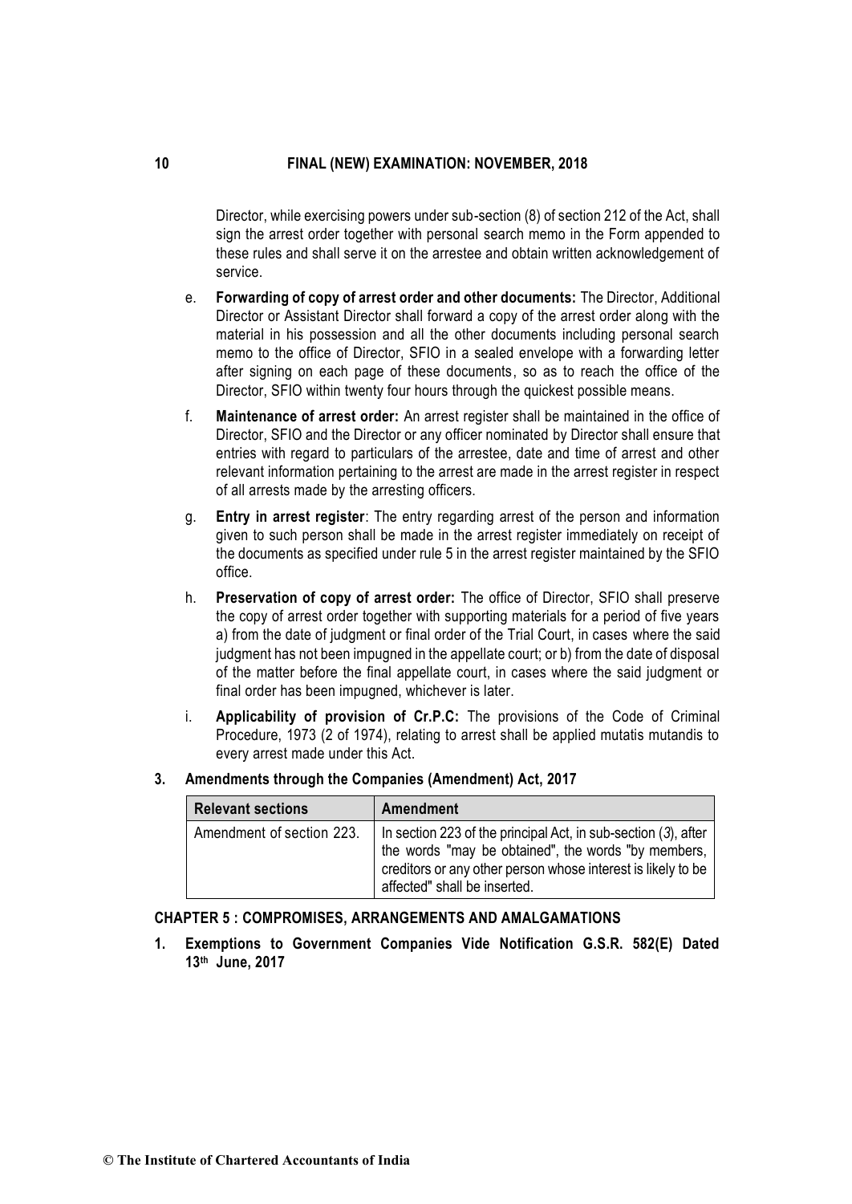Director, while exercising powers under sub-section (8) of section 212 of the Act, shall sign the arrest order together with personal search memo in the Form appended to these rules and shall serve it on the arrestee and obtain written acknowledgement of service.

e. **Forwarding of copy of arrest order and other documents:** The Director, Additional Director or Assistant Director shall forward a copy of the arrest order along with the material in his possession and all the other documents including personal search memo to the office of Director, SFIO in a sealed envelope with a forwarding letter after signing on each page of these documents, so as to reach the office of the Director, SFIO within twenty four hours through the quickest possible means.

f. **Maintenance of arrest order:** An arrest register shall be maintained in the office of Director, SFIO and the Director or any officer nominated by Director shall ensure that entries with regard to particulars of the arrestee, date and time of arrest and other relevant information pertaining to the arrest are made in the arrest register in respect of all arrests made by the arresting officers.

g. **Entry in arrest register**: The entry regarding arrest of the person and information given to such person shall be made in the arrest register immediately on receipt of the documents as specified under rule 5 in the arrest register maintained by the SFIO office.

h. **Preservation of copy of arrest order:** The office of Director, SFIO shall preserve the copy of arrest order together with supporting materials for a period of five years a) from the date of judgment or final order of the Trial Court, in cases where the said judgment has not been impugned in the appellate court; or b) from the date of disposal of the matter before the final appellate court, in cases where the said judgment or final order has been impugned, whichever is later.

i. **Applicability of provision of Cr.P.C:** The provisions of the Code of Criminal Procedure, 1973 (2 of 1974), relating to arrest shall be applied mutatis mutandis to every arrest made under this Act.

**3. Amendments through the Companies (Amendment) Act, 2017**

| Relevant sections | Amendment |
|---|---|
| Amendment of section 223. | In section 223 of the principal Act, in sub-section (*3*), after the words "may be obtained", the words "by members, creditors or any other person whose interest is likely to be affected" shall be inserted. |

## CHAPTER 5 : COMPROMISES, ARRANGEMENTS AND AMALGAMATIONS

**1. Exemptions to Government Companies Vide Notification G.S.R. 582(E) Dated 13th June, 2017**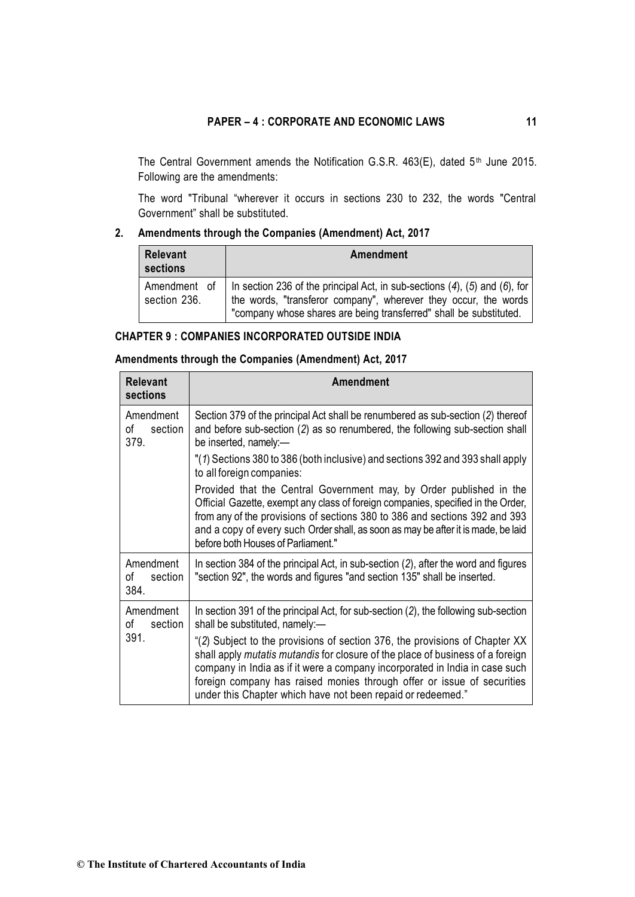The Central Government amends the Notification G.S.R. 463(E), dated 5th June 2015. Following are the amendments:

The word "Tribunal "wherever it occurs in sections 230 to 232, the words "Central Government" shall be substituted.

**2. Amendments through the Companies (Amendment) Act, 2017**

| Relevant sections | Amendment |
|---|---|
| Amendment of section 236. | In section 236 of the principal Act, in sub-sections (*4*), (*5*) and (*6*), for the words, "transferor company", wherever they occur, the words "company whose shares are being transferred" shall be substituted. |

**CHAPTER 9 : COMPANIES INCORPORATED OUTSIDE INDIA**

**Amendments through the Companies (Amendment) Act, 2017**

| Relevant sections | Amendment |
|---|---|
| Amendment of section 379. | Section 379 of the principal Act shall be renumbered as sub-section (*2*) thereof and before sub-section (*2*) as so renumbered, the following sub-section shall be inserted, namely:—<br><br>"(*1*) Sections 380 to 386 (both inclusive) and sections 392 and 393 shall apply to all foreign companies:<br><br>Provided that the Central Government may, by Order published in the Official Gazette, exempt any class of foreign companies, specified in the Order, from any of the provisions of sections 380 to 386 and sections 392 and 393 and a copy of every such Order shall, as soon as may be after it is made, be laid before both Houses of Parliament." |
| Amendment of section 384. | In section 384 of the principal Act, in sub-section (*2*), after the word and figures "section 92", the words and figures "and section 135" shall be inserted. |
| Amendment of section 391. | In section 391 of the principal Act, for sub-section (*2*), the following sub-section shall be substituted, namely:—<br><br>"(*2*) Subject to the provisions of section 376, the provisions of Chapter XX shall apply *mutatis mutandis* for closure of the place of business of a foreign company in India as if it were a company incorporated in India in case such foreign company has raised monies through offer or issue of securities under this Chapter which have not been repaid or redeemed." |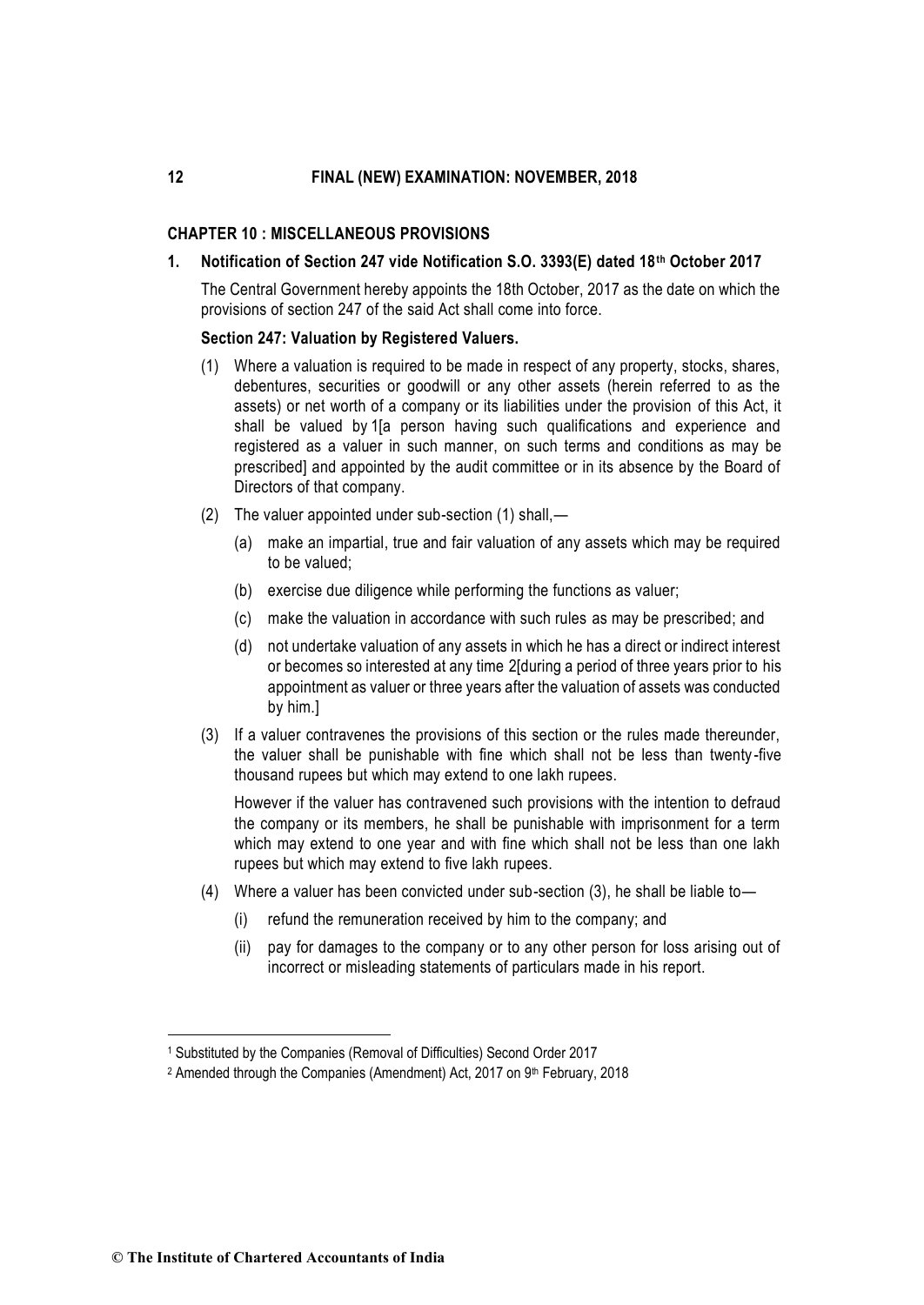## CHAPTER 10 : MISCELLANEOUS PROVISIONS

### 1. Notification of Section 247 vide Notification S.O. 3393(E) dated 18th October 2017

The Central Government hereby appoints the 18th October, 2017 as the date on which the provisions of section 247 of the said Act shall come into force.

**Section 247: Valuation by Registered Valuers.**

(1) Where a valuation is required to be made in respect of any property, stocks, shares, debentures, securities or goodwill or any other assets (herein referred to as the assets) or net worth of a company or its liabilities under the provision of this Act, it shall be valued by [1][a person having such qualifications and experience and registered as a valuer in such manner, on such terms and conditions as may be prescribed] and appointed by the audit committee or in its absence by the Board of Directors of that company.

(2) The valuer appointed under sub-section (1) shall,—

  (a) make an impartial, true and fair valuation of any assets which may be required to be valued;

  (b) exercise due diligence while performing the functions as valuer;

  (c) make the valuation in accordance with such rules as may be prescribed; and

  (d) not undertake valuation of any assets in which he has a direct or indirect interest or becomes so interested at any time [2][during a period of three years prior to his appointment as valuer or three years after the valuation of assets was conducted by him.]

(3) If a valuer contravenes the provisions of this section or the rules made thereunder, the valuer shall be punishable with fine which shall not be less than twenty-five thousand rupees but which may extend to one lakh rupees.

However if the valuer has contravened such provisions with the intention to defraud the company or its members, he shall be punishable with imprisonment for a term which may extend to one year and with fine which shall not be less than one lakh rupees but which may extend to five lakh rupees.

(4) Where a valuer has been convicted under sub-section (3), he shall be liable to—

  (i) refund the remuneration received by him to the company; and

  (ii) pay for damages to the company or to any other person for loss arising out of incorrect or misleading statements of particulars made in his report.

---

[1] Substituted by the Companies (Removal of Difficulties) Second Order 2017

[2] Amended through the Companies (Amendment) Act, 2017 on 9th February, 2018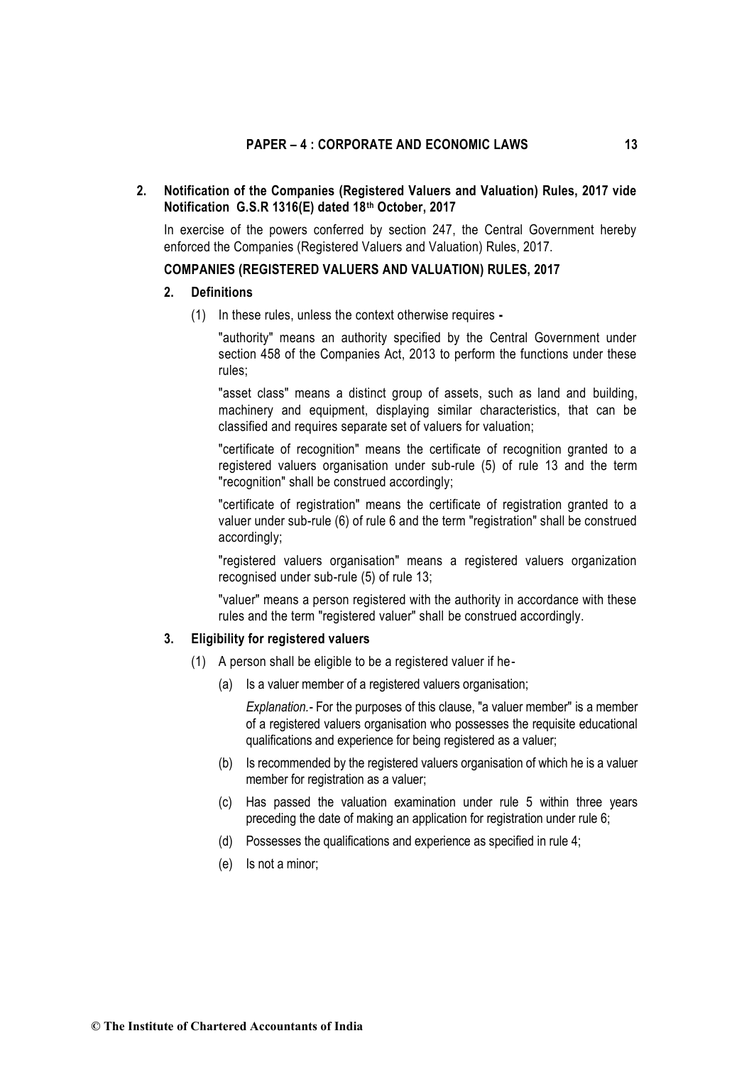## 2. Notification of the Companies (Registered Valuers and Valuation) Rules, 2017 vide Notification G.S.R 1316(E) dated 18th October, 2017

In exercise of the powers conferred by section 247, the Central Government hereby enforced the Companies (Registered Valuers and Valuation) Rules, 2017.

### COMPANIES (REGISTERED VALUERS AND VALUATION) RULES, 2017

#### 2. Definitions

(1) In these rules, unless the context otherwise requires -

"authority" means an authority specified by the Central Government under section 458 of the Companies Act, 2013 to perform the functions under these rules;

"asset class" means a distinct group of assets, such as land and building, machinery and equipment, displaying similar characteristics, that can be classified and requires separate set of valuers for valuation;

"certificate of recognition" means the certificate of recognition granted to a registered valuers organisation under sub-rule (5) of rule 13 and the term "recognition" shall be construed accordingly;

"certificate of registration" means the certificate of registration granted to a valuer under sub-rule (6) of rule 6 and the term "registration" shall be construed accordingly;

"registered valuers organisation" means a registered valuers organization recognised under sub-rule (5) of rule 13;

"valuer" means a person registered with the authority in accordance with these rules and the term "registered valuer" shall be construed accordingly.

#### 3. Eligibility for registered valuers

(1) A person shall be eligible to be a registered valuer if he-

(a) Is a valuer member of a registered valuers organisation;

*Explanation.-* For the purposes of this clause, "a valuer member" is a member of a registered valuers organisation who possesses the requisite educational qualifications and experience for being registered as a valuer;

(b) Is recommended by the registered valuers organisation of which he is a valuer member for registration as a valuer;

(c) Has passed the valuation examination under rule 5 within three years preceding the date of making an application for registration under rule 6;

(d) Possesses the qualifications and experience as specified in rule 4;

(e) Is not a minor;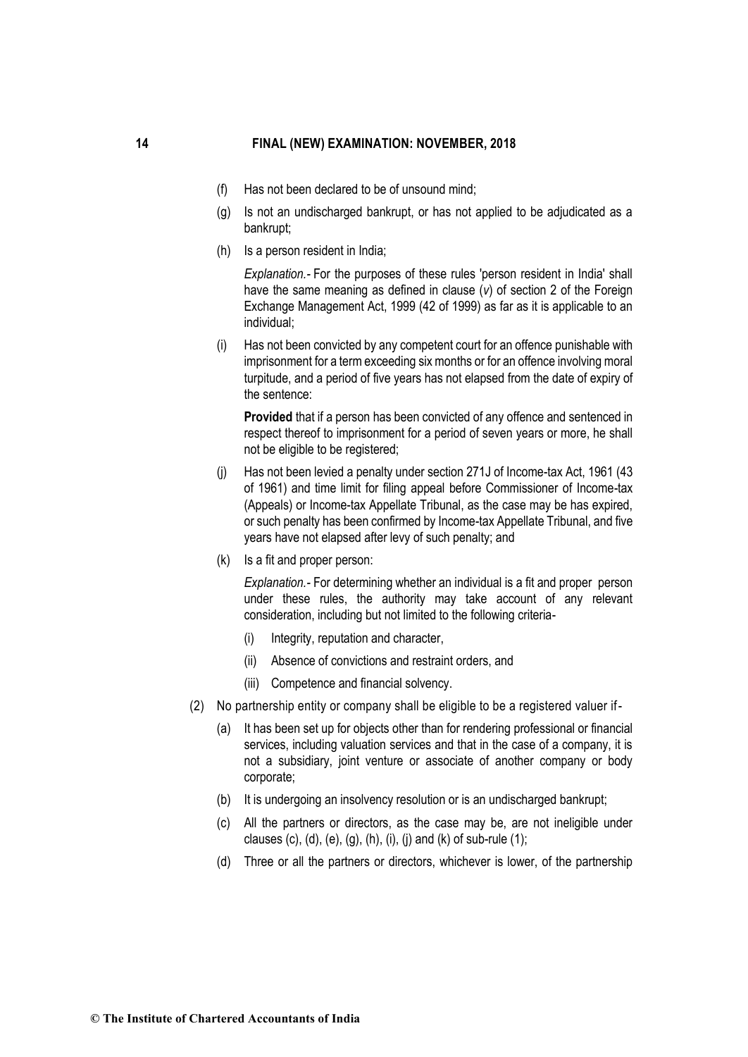(f) Has not been declared to be of unsound mind;

(g) Is not an undischarged bankrupt, or has not applied to be adjudicated as a bankrupt;

(h) Is a person resident in India;

*Explanation.-* For the purposes of these rules 'person resident in India' shall have the same meaning as defined in clause (*v*) of section 2 of the Foreign Exchange Management Act, 1999 (42 of 1999) as far as it is applicable to an individual;

(i) Has not been convicted by any competent court for an offence punishable with imprisonment for a term exceeding six months or for an offence involving moral turpitude, and a period of five years has not elapsed from the date of expiry of the sentence:

**Provided** that if a person has been convicted of any offence and sentenced in respect thereof to imprisonment for a period of seven years or more, he shall not be eligible to be registered;

(j) Has not been levied a penalty under section 271J of Income-tax Act, 1961 (43 of 1961) and time limit for filing appeal before Commissioner of Income-tax (Appeals) or Income-tax Appellate Tribunal, as the case may be has expired, or such penalty has been confirmed by Income-tax Appellate Tribunal, and five years have not elapsed after levy of such penalty; and

(k) Is a fit and proper person:

*Explanation.-* For determining whether an individual is a fit and proper person under these rules, the authority may take account of any relevant consideration, including but not limited to the following criteria-

(i) Integrity, reputation and character,

(ii) Absence of convictions and restraint orders, and

(iii) Competence and financial solvency.

(2) No partnership entity or company shall be eligible to be a registered valuer if-

(a) It has been set up for objects other than for rendering professional or financial services, including valuation services and that in the case of a company, it is not a subsidiary, joint venture or associate of another company or body corporate;

(b) It is undergoing an insolvency resolution or is an undischarged bankrupt;

(c) All the partners or directors, as the case may be, are not ineligible under clauses (c), (d), (e), (g), (h), (i), (j) and (k) of sub-rule (1);

(d) Three or all the partners or directors, whichever is lower, of the partnership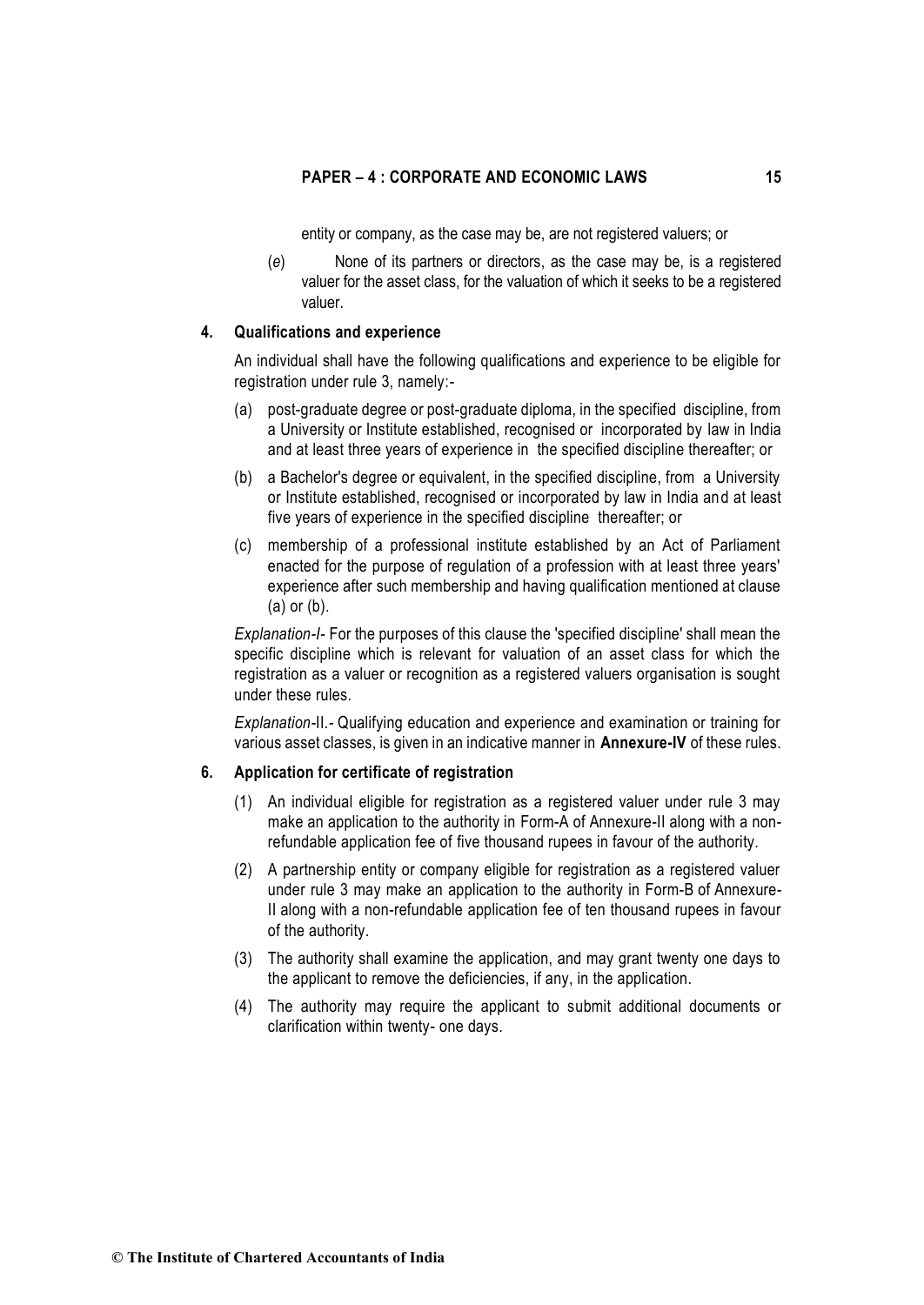entity or company, as the case may be, are not registered valuers; or

(*e*) None of its partners or directors, as the case may be, is a registered valuer for the asset class, for the valuation of which it seeks to be a registered valuer.

**4. Qualifications and experience**

An individual shall have the following qualifications and experience to be eligible for registration under rule 3, namely:-

(a) post-graduate degree or post-graduate diploma, in the specified discipline, from a University or Institute established, recognised or incorporated by law in India and at least three years of experience in the specified discipline thereafter; or

(b) a Bachelor's degree or equivalent, in the specified discipline, from a University or Institute established, recognised or incorporated by law in India and at least five years of experience in the specified discipline thereafter; or

(c) membership of a professional institute established by an Act of Parliament enacted for the purpose of regulation of a profession with at least three years' experience after such membership and having qualification mentioned at clause (a) or (b).

*Explanation-I-* For the purposes of this clause the 'specified discipline' shall mean the specific discipline which is relevant for valuation of an asset class for which the registration as a valuer or recognition as a registered valuers organisation is sought under these rules.

*Explanation*-II.- Qualifying education and experience and examination or training for various asset classes, is given in an indicative manner in **Annexure-IV** of these rules.

**6. Application for certificate of registration**

(1) An individual eligible for registration as a registered valuer under rule 3 may make an application to the authority in Form-A of Annexure-II along with a non-refundable application fee of five thousand rupees in favour of the authority.

(2) A partnership entity or company eligible for registration as a registered valuer under rule 3 may make an application to the authority in Form-B of Annexure-II along with a non-refundable application fee of ten thousand rupees in favour of the authority.

(3) The authority shall examine the application, and may grant twenty one days to the applicant to remove the deficiencies, if any, in the application.

(4) The authority may require the applicant to submit additional documents or clarification within twenty- one days.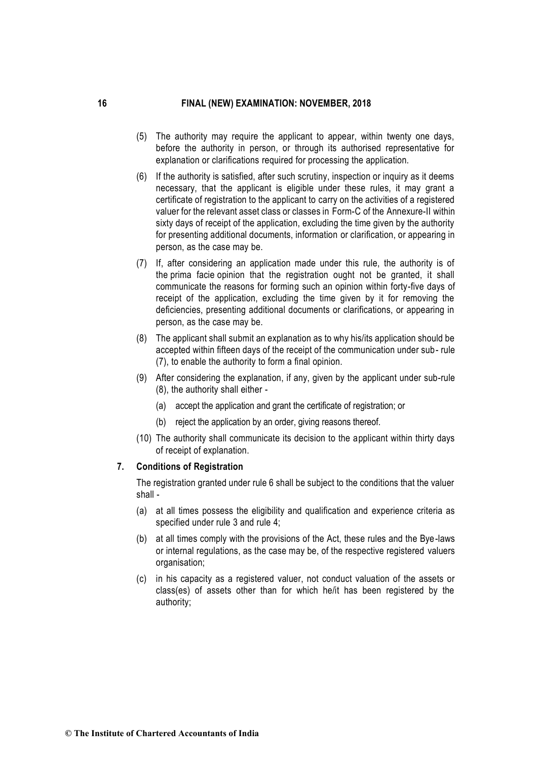(5) The authority may require the applicant to appear, within twenty one days, before the authority in person, or through its authorised representative for explanation or clarifications required for processing the application.

(6) If the authority is satisfied, after such scrutiny, inspection or inquiry as it deems necessary, that the applicant is eligible under these rules, it may grant a certificate of registration to the applicant to carry on the activities of a registered valuer for the relevant asset class or classes in Form-C of the Annexure-II within sixty days of receipt of the application, excluding the time given by the authority for presenting additional documents, information or clarification, or appearing in person, as the case may be.

(7) If, after considering an application made under this rule, the authority is of the *prima facie* opinion that the registration ought not be granted, it shall communicate the reasons for forming such an opinion within forty-five days of receipt of the application, excluding the time given by it for removing the deficiencies, presenting additional documents or clarifications, or appearing in person, as the case may be.

(8) The applicant shall submit an explanation as to why his/its application should be accepted within fifteen days of the receipt of the communication under sub- rule (7), to enable the authority to form a final opinion.

(9) After considering the explanation, if any, given by the applicant under sub-rule (8), the authority shall either -

   (a) accept the application and grant the certificate of registration; or

   (b) reject the application by an order, giving reasons thereof.

(10) The authority shall communicate its decision to the applicant within thirty days of receipt of explanation.

**7. Conditions of Registration**

The registration granted under rule 6 shall be subject to the conditions that the valuer shall -

(a) at all times possess the eligibility and qualification and experience criteria as specified under rule 3 and rule 4;

(b) at all times comply with the provisions of the Act, these rules and the Bye-laws or internal regulations, as the case may be, of the respective registered valuers organisation;

(c) in his capacity as a registered valuer, not conduct valuation of the assets or class(es) of assets other than for which he/it has been registered by the authority;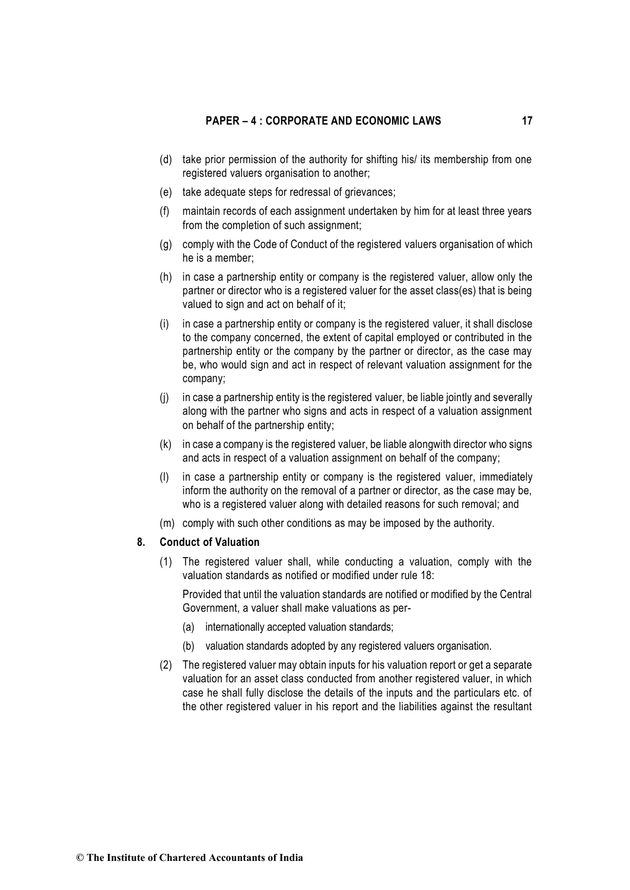(d) take prior permission of the authority for shifting his/ its membership from one registered valuers organisation to another;

(e) take adequate steps for redressal of grievances;

(f) maintain records of each assignment undertaken by him for at least three years from the completion of such assignment;

(g) comply with the Code of Conduct of the registered valuers organisation of which he is a member;

(h) in case a partnership entity or company is the registered valuer, allow only the partner or director who is a registered valuer for the asset class(es) that is being valued to sign and act on behalf of it;

(i) in case a partnership entity or company is the registered valuer, it shall disclose to the company concerned, the extent of capital employed or contributed in the partnership entity or the company by the partner or director, as the case may be, who would sign and act in respect of relevant valuation assignment for the company;

(j) in case a partnership entity is the registered valuer, be liable jointly and severally along with the partner who signs and acts in respect of a valuation assignment on behalf of the partnership entity;

(k) in case a company is the registered valuer, be liable alongwith director who signs and acts in respect of a valuation assignment on behalf of the company;

(l) in case a partnership entity or company is the registered valuer, immediately inform the authority on the removal of a partner or director, as the case may be, who is a registered valuer along with detailed reasons for such removal; and

(m) comply with such other conditions as may be imposed by the authority.

**8. Conduct of Valuation**

(1) The registered valuer shall, while conducting a valuation, comply with the valuation standards as notified or modified under rule 18:

Provided that until the valuation standards are notified or modified by the Central Government, a valuer shall make valuations as per-

(a) internationally accepted valuation standards;

(b) valuation standards adopted by any registered valuers organisation.

(2) The registered valuer may obtain inputs for his valuation report or get a separate valuation for an asset class conducted from another registered valuer, in which case he shall fully disclose the details of the inputs and the particulars etc. of the other registered valuer in his report and the liabilities against the resultant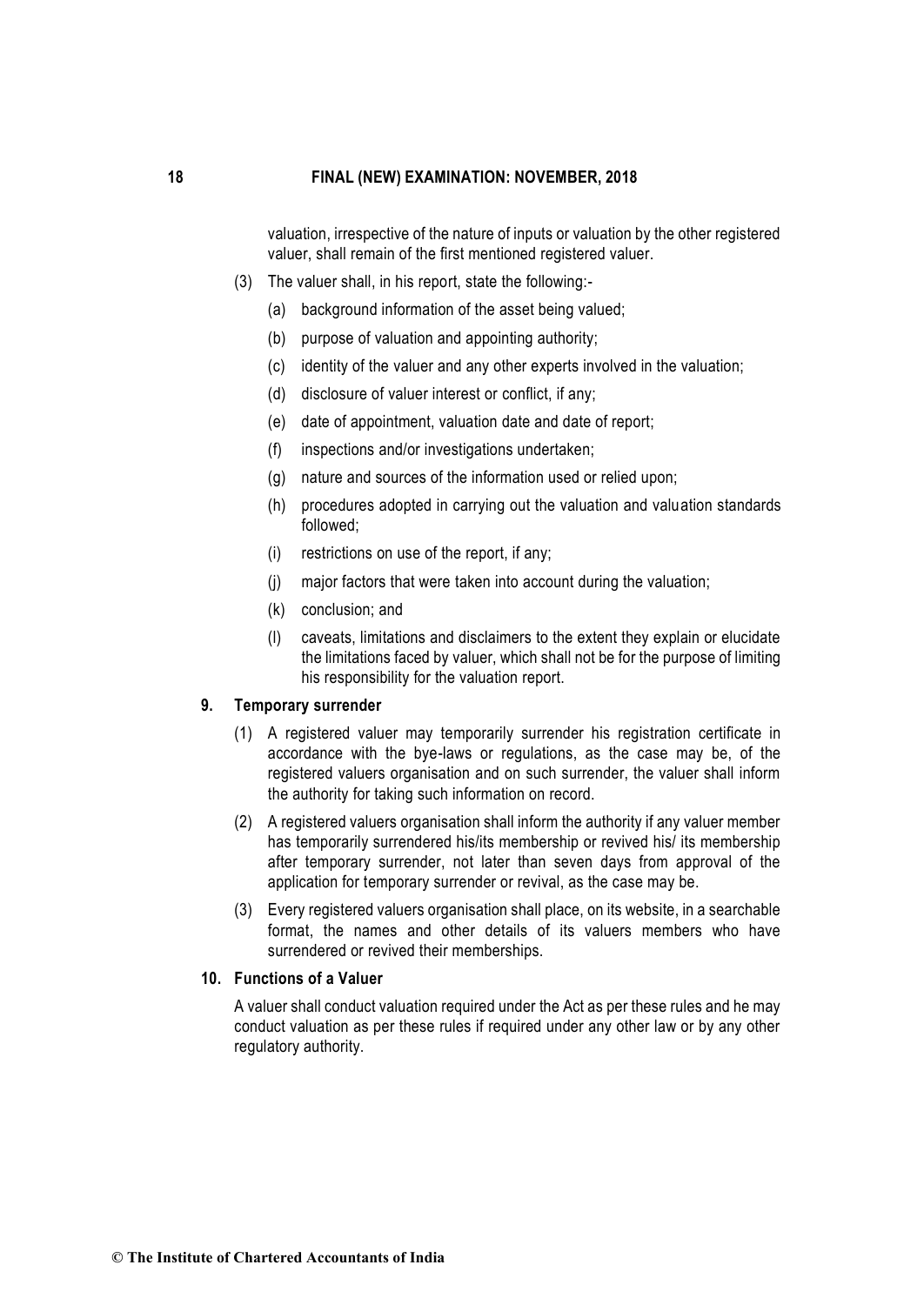valuation, irrespective of the nature of inputs or valuation by the other registered valuer, shall remain of the first mentioned registered valuer.

(3) The valuer shall, in his report, state the following:-

   (a) background information of the asset being valued;

   (b) purpose of valuation and appointing authority;

   (c) identity of the valuer and any other experts involved in the valuation;

   (d) disclosure of valuer interest or conflict, if any;

   (e) date of appointment, valuation date and date of report;

   (f) inspections and/or investigations undertaken;

   (g) nature and sources of the information used or relied upon;

   (h) procedures adopted in carrying out the valuation and valuation standards followed;

   (i) restrictions on use of the report, if any;

   (j) major factors that were taken into account during the valuation;

   (k) conclusion; and

   (l) caveats, limitations and disclaimers to the extent they explain or elucidate the limitations faced by valuer, which shall not be for the purpose of limiting his responsibility for the valuation report.

**9. Temporary surrender**

(1) A registered valuer may temporarily surrender his registration certificate in accordance with the bye-laws or regulations, as the case may be, of the registered valuers organisation and on such surrender, the valuer shall inform the authority for taking such information on record.

(2) A registered valuers organisation shall inform the authority if any valuer member has temporarily surrendered his/its membership or revived his/ its membership after temporary surrender, not later than seven days from approval of the application for temporary surrender or revival, as the case may be.

(3) Every registered valuers organisation shall place, on its website, in a searchable format, the names and other details of its valuers members who have surrendered or revived their memberships.

**10. Functions of a Valuer**

A valuer shall conduct valuation required under the Act as per these rules and he may conduct valuation as per these rules if required under any other law or by any other regulatory authority.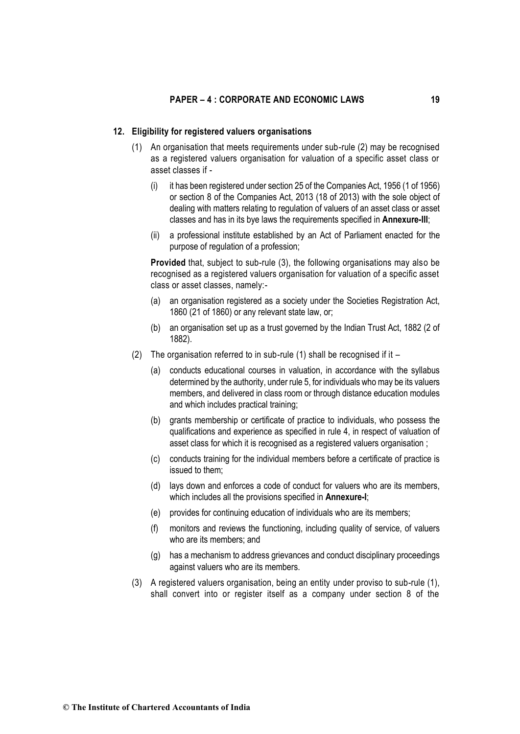**12. Eligibility for registered valuers organisations**

(1) An organisation that meets requirements under sub-rule (2) may be recognised as a registered valuers organisation for valuation of a specific asset class or asset classes if -

(i) it has been registered under section 25 of the Companies Act, 1956 (1 of 1956) or section 8 of the Companies Act, 2013 (18 of 2013) with the sole object of dealing with matters relating to regulation of valuers of an asset class or asset classes and has in its bye laws the requirements specified in **Annexure-III**;

(ii) a professional institute established by an Act of Parliament enacted for the purpose of regulation of a profession;

**Provided** that, subject to sub-rule (3), the following organisations may also be recognised as a registered valuers organisation for valuation of a specific asset class or asset classes, namely:-

(a) an organisation registered as a society under the Societies Registration Act, 1860 (21 of 1860) or any relevant state law, or;

(b) an organisation set up as a trust governed by the Indian Trust Act, 1882 (2 of 1882).

(2) The organisation referred to in sub-rule (1) shall be recognised if it –

(a) conducts educational courses in valuation, in accordance with the syllabus determined by the authority, under rule 5, for individuals who may be its valuers members, and delivered in class room or through distance education modules and which includes practical training;

(b) grants membership or certificate of practice to individuals, who possess the qualifications and experience as specified in rule 4, in respect of valuation of asset class for which it is recognised as a registered valuers organisation ;

(c) conducts training for the individual members before a certificate of practice is issued to them;

(d) lays down and enforces a code of conduct for valuers who are its members, which includes all the provisions specified in **Annexure-I**;

(e) provides for continuing education of individuals who are its members;

(f) monitors and reviews the functioning, including quality of service, of valuers who are its members; and

(g) has a mechanism to address grievances and conduct disciplinary proceedings against valuers who are its members.

(3) A registered valuers organisation, being an entity under proviso to sub-rule (1), shall convert into or register itself as a company under section 8 of the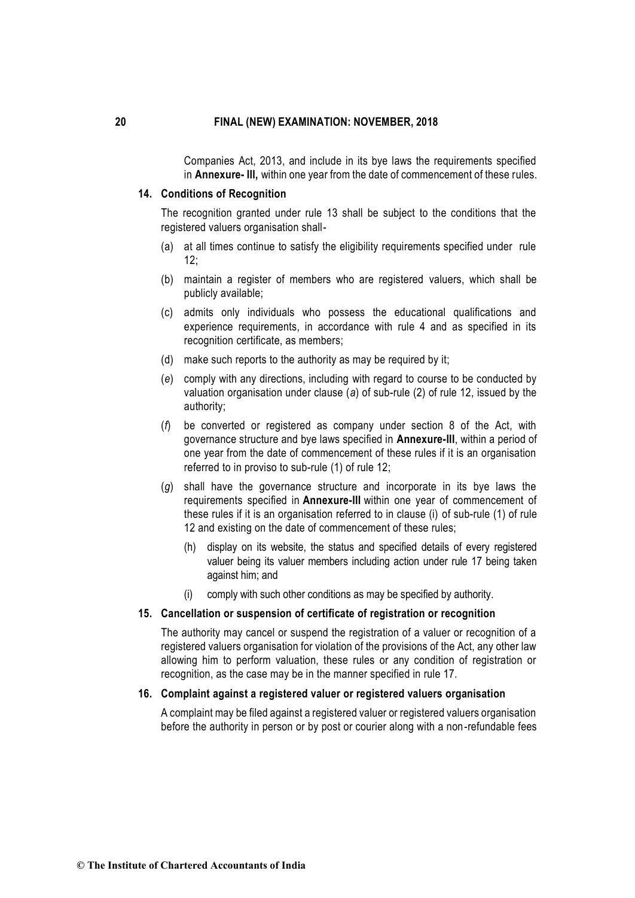Companies Act, 2013, and include in its bye laws the requirements specified in **Annexure- III,** within one year from the date of commencement of these rules.

**14. Conditions of Recognition**

The recognition granted under rule 13 shall be subject to the conditions that the registered valuers organisation shall-

(a) at all times continue to satisfy the eligibility requirements specified under rule 12;

(b) maintain a register of members who are registered valuers, which shall be publicly available;

(c) admits only individuals who possess the educational qualifications and experience requirements, in accordance with rule 4 and as specified in its recognition certificate, as members;

(d) make such reports to the authority as may be required by it;

(*e*) comply with any directions, including with regard to course to be conducted by valuation organisation under clause (*a*) of sub-rule (2) of rule 12, issued by the authority;

(*f*) be converted or registered as company under section 8 of the Act, with governance structure and bye laws specified in **Annexure-III**, within a period of one year from the date of commencement of these rules if it is an organisation referred to in proviso to sub-rule (1) of rule 12;

(*g*) shall have the governance structure and incorporate in its bye laws the requirements specified in **Annexure-III** within one year of commencement of these rules if it is an organisation referred to in clause (i) of sub-rule (1) of rule 12 and existing on the date of commencement of these rules;

(h) display on its website, the status and specified details of every registered valuer being its valuer members including action under rule 17 being taken against him; and

(i) comply with such other conditions as may be specified by authority.

**15. Cancellation or suspension of certificate of registration or recognition**

The authority may cancel or suspend the registration of a valuer or recognition of a registered valuers organisation for violation of the provisions of the Act, any other law allowing him to perform valuation, these rules or any condition of registration or recognition, as the case may be in the manner specified in rule 17.

**16. Complaint against a registered valuer or registered valuers organisation**

A complaint may be filed against a registered valuer or registered valuers organisation before the authority in person or by post or courier along with a non-refundable fees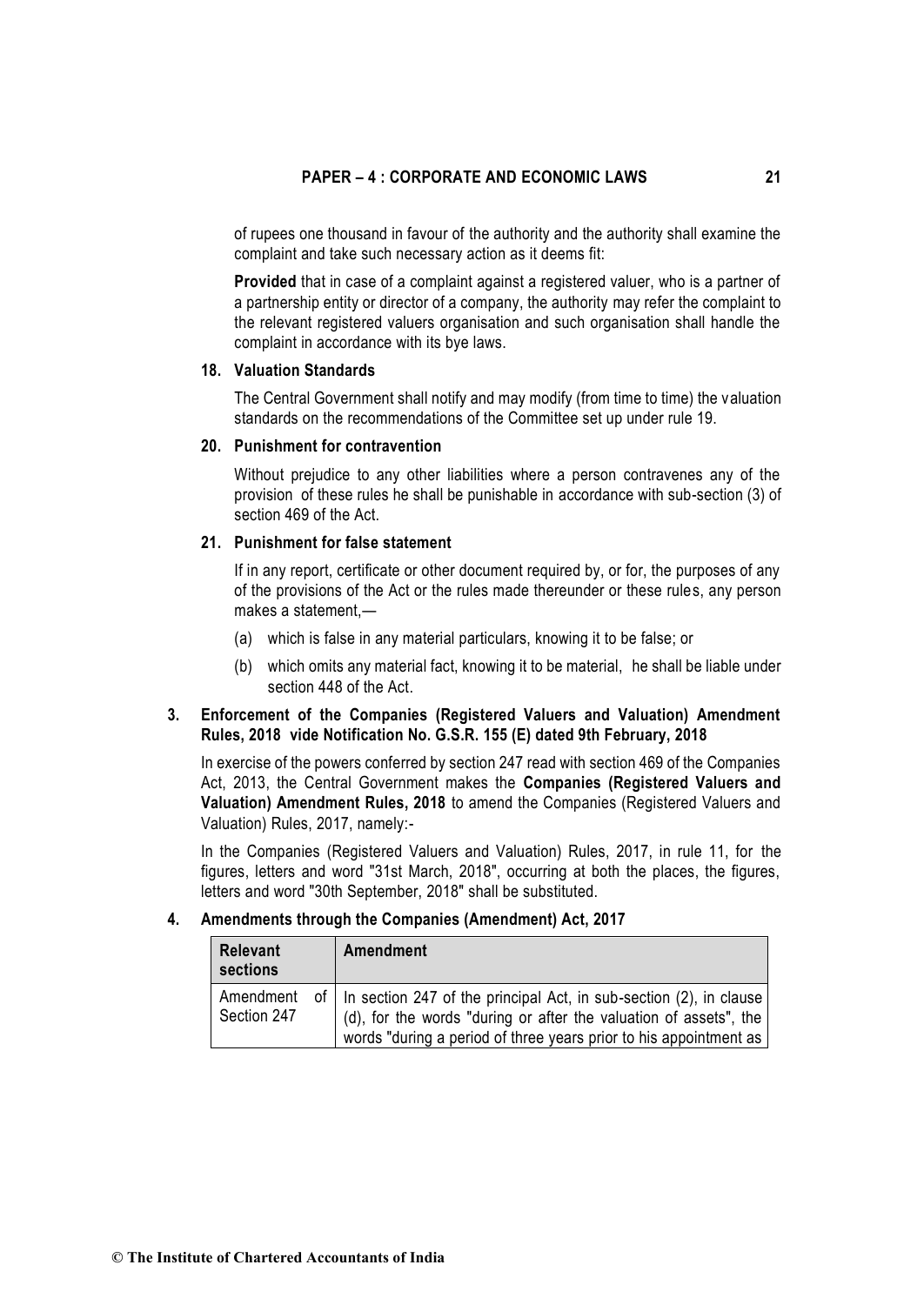of rupees one thousand in favour of the authority and the authority shall examine the complaint and take such necessary action as it deems fit:

**Provided** that in case of a complaint against a registered valuer, who is a partner of a partnership entity or director of a company, the authority may refer the complaint to the relevant registered valuers organisation and such organisation shall handle the complaint in accordance with its bye laws.

**18. Valuation Standards**

The Central Government shall notify and may modify (from time to time) the valuation standards on the recommendations of the Committee set up under rule 19.

**20. Punishment for contravention**

Without prejudice to any other liabilities where a person contravenes any of the provision of these rules he shall be punishable in accordance with sub-section (3) of section 469 of the Act.

**21. Punishment for false statement**

If in any report, certificate or other document required by, or for, the purposes of any of the provisions of the Act or the rules made thereunder or these rules, any person makes a statement,—

(a) which is false in any material particulars, knowing it to be false; or

(b) which omits any material fact, knowing it to be material, he shall be liable under section 448 of the Act.

**3. Enforcement of the Companies (Registered Valuers and Valuation) Amendment Rules, 2018 vide Notification No. G.S.R. 155 (E) dated 9th February, 2018**

In exercise of the powers conferred by section 247 read with section 469 of the Companies Act, 2013, the Central Government makes the **Companies (Registered Valuers and Valuation) Amendment Rules, 2018** to amend the Companies (Registered Valuers and Valuation) Rules, 2017, namely:-

In the Companies (Registered Valuers and Valuation) Rules, 2017, in rule 11, for the figures, letters and word "31st March, 2018", occurring at both the places, the figures, letters and word "30th September, 2018" shall be substituted.

**4. Amendments through the Companies (Amendment) Act, 2017**

| Relevant sections | Amendment |
|---|---|
| Amendment of Section 247 | In section 247 of the principal Act, in sub-section (2), in clause (d), for the words "during or after the valuation of assets", the words "during a period of three years prior to his appointment as |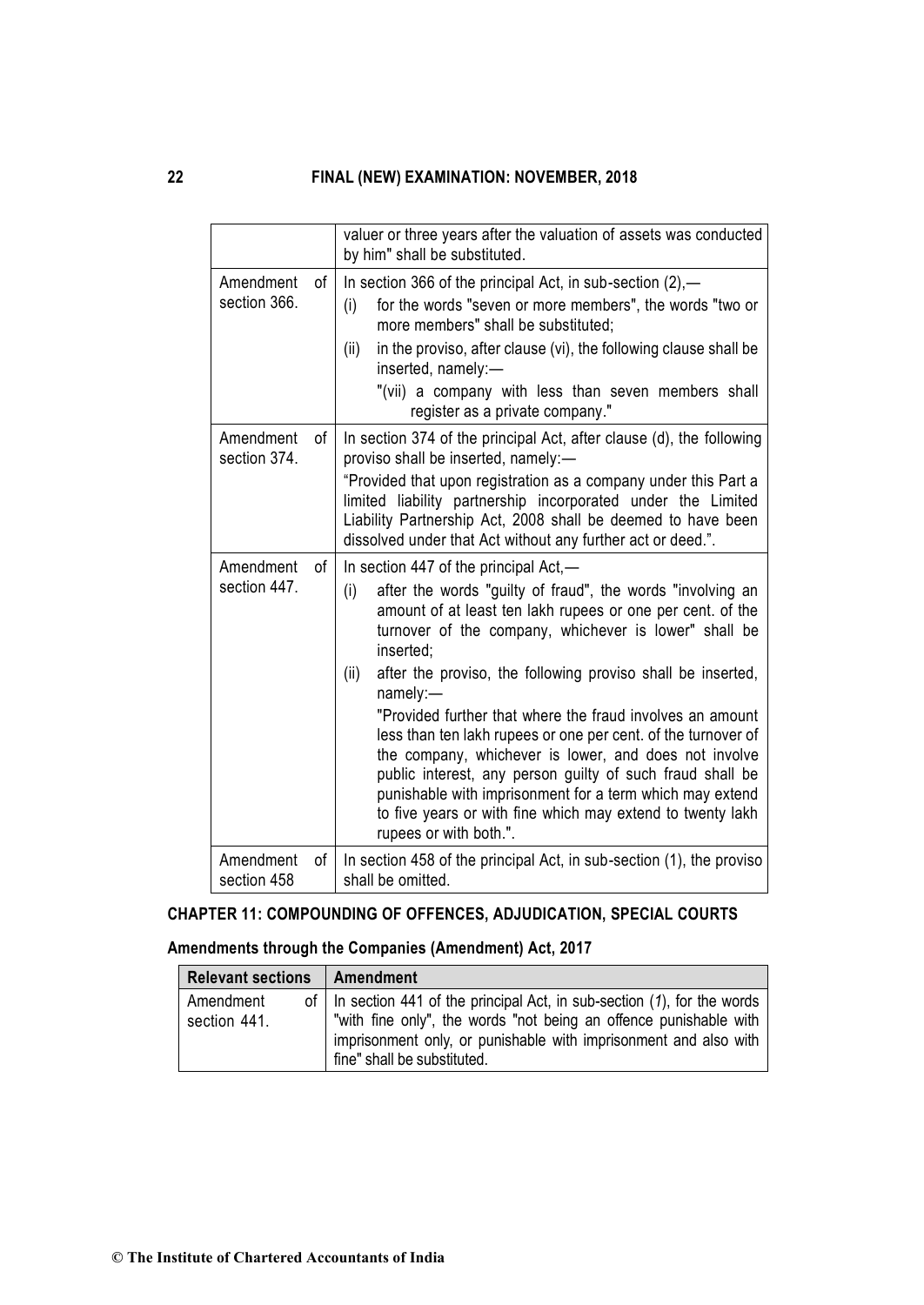| | |
|---|---|
| | valuer or three years after the valuation of assets was conducted by him" shall be substituted. |
| Amendment of section 366. | In section 366 of the principal Act, in sub-section (2),—<br>(i) for the words "seven or more members", the words "two or more members" shall be substituted;<br>(ii) in the proviso, after clause (vi), the following clause shall be inserted, namely:—<br>"(vii) a company with less than seven members shall register as a private company." |
| Amendment of section 374. | In section 374 of the principal Act, after clause (d), the following proviso shall be inserted, namely:—<br>"Provided that upon registration as a company under this Part a limited liability partnership incorporated under the Limited Liability Partnership Act, 2008 shall be deemed to have been dissolved under that Act without any further act or deed.". |
| Amendment of section 447. | In section 447 of the principal Act,—<br>(i) after the words "guilty of fraud", the words "involving an amount of at least ten lakh rupees or one per cent. of the turnover of the company, whichever is lower" shall be inserted;<br>(ii) after the proviso, the following proviso shall be inserted, namely:—<br>"Provided further that where the fraud involves an amount less than ten lakh rupees or one per cent. of the turnover of the company, whichever is lower, and does not involve public interest, any person guilty of such fraud shall be punishable with imprisonment for a term which may extend to five years or with fine which may extend to twenty lakh rupees or with both.". |
| Amendment of section 458 | In section 458 of the principal Act, in sub-section (1), the proviso shall be omitted. |

### CHAPTER 11: COMPOUNDING OF OFFENCES, ADJUDICATION, SPECIAL COURTS

**Amendments through the Companies (Amendment) Act, 2017**

| Relevant sections | Amendment |
|---|---|
| Amendment of section 441. | In section 441 of the principal Act, in sub-section (*1*), for the words "with fine only", the words "not being an offence punishable with imprisonment only, or punishable with imprisonment and also with fine" shall be substituted. |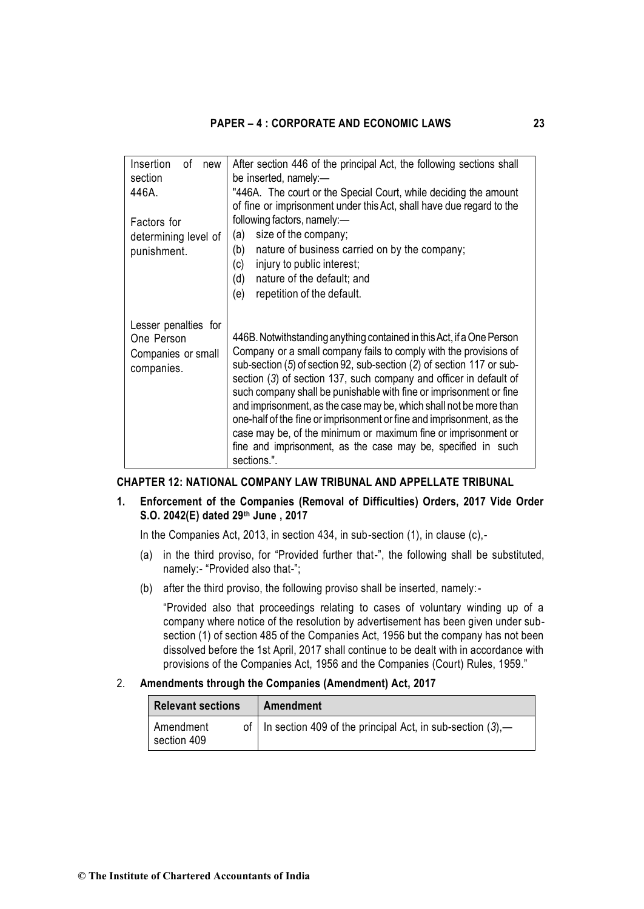| | |
|---|---|
| Insertion of new section 446A.<br><br>Factors for determining level of punishment. | After section 446 of the principal Act, the following sections shall be inserted, namely:—<br>"446A. The court or the Special Court, while deciding the amount of fine or imprisonment under this Act, shall have due regard to the following factors, namely:—<br>(a) size of the company;<br>(b) nature of business carried on by the company;<br>(c) injury to public interest;<br>(d) nature of the default; and<br>(e) repetition of the default. |
| Lesser penalties for One Person Companies or small companies. | 446B. Notwithstanding anything contained in this Act, if a One Person Company or a small company fails to comply with the provisions of sub-section (*5*) of section 92, sub-section (*2*) of section 117 or sub-section (*3*) of section 137, such company and officer in default of such company shall be punishable with fine or imprisonment or fine and imprisonment, as the case may be, which shall not be more than one-half of the fine or imprisonment or fine and imprisonment, as the case may be, of the minimum or maximum fine or imprisonment or fine and imprisonment, as the case may be, specified in such sections.". |

## CHAPTER 12: NATIONAL COMPANY LAW TRIBUNAL AND APPELLATE TRIBUNAL

**1. Enforcement of the Companies (Removal of Difficulties) Orders, 2017 Vide Order S.O. 2042(E) dated 29th June , 2017**

In the Companies Act, 2013, in section 434, in sub-section (1), in clause (c),-

(a) in the third proviso, for "Provided further that-", the following shall be substituted, namely:- "Provided also that-";

(b) after the third proviso, the following proviso shall be inserted, namely:-

"Provided also that proceedings relating to cases of voluntary winding up of a company where notice of the resolution by advertisement has been given under sub-section (1) of section 485 of the Companies Act, 1956 but the company has not been dissolved before the 1st April, 2017 shall continue to be dealt with in accordance with provisions of the Companies Act, 1956 and the Companies (Court) Rules, 1959."

2. **Amendments through the Companies (Amendment) Act, 2017**

| Relevant sections | Amendment |
|---|---|
| Amendment of section 409 | In section 409 of the principal Act, in sub-section (*3*),— |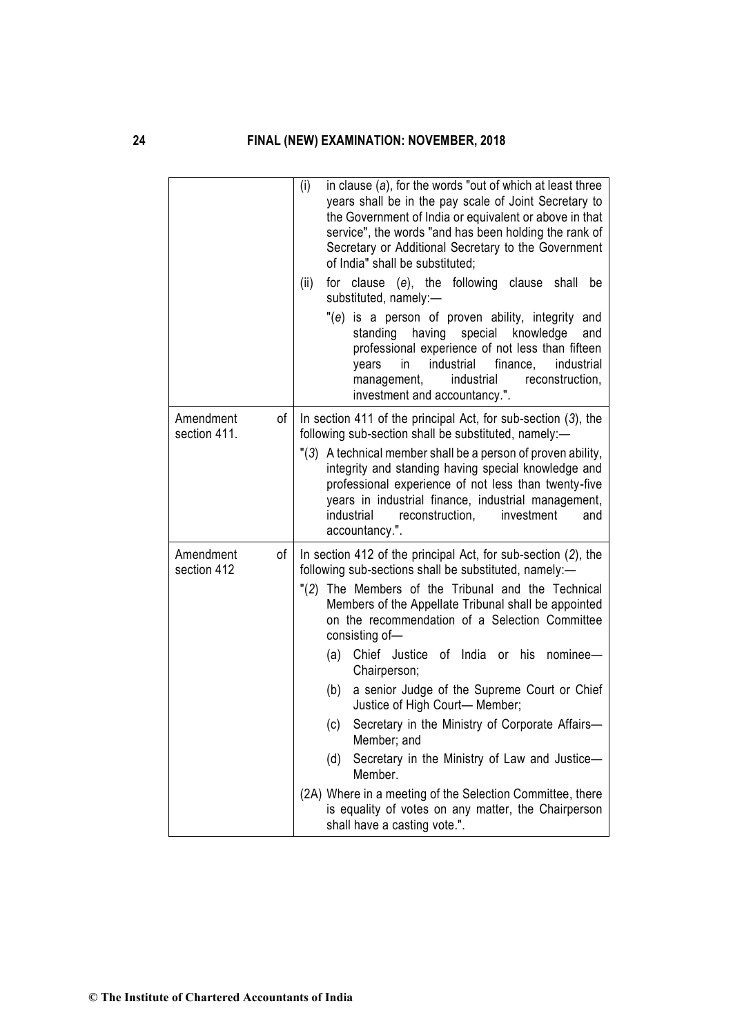| | |
|---|---|
| | (i) in clause (*a*), for the words "out of which at least three years shall be in the pay scale of Joint Secretary to the Government of India or equivalent or above in that service", the words "and has been holding the rank of Secretary or Additional Secretary to the Government of India" shall be substituted;<br>(ii) for clause (*e*), the following clause shall be substituted, namely:—<br>"(*e*) is a person of proven ability, integrity and standing having special knowledge and professional experience of not less than fifteen years in industrial finance, industrial management, industrial reconstruction, investment and accountancy.". |
| Amendment of section 411. | In section 411 of the principal Act, for sub-section (*3*), the following sub-section shall be substituted, namely:—<br>"(*3*) A technical member shall be a person of proven ability, integrity and standing having special knowledge and professional experience of not less than twenty-five years in industrial finance, industrial management, industrial reconstruction, investment and accountancy.". |
| Amendment of section 412 | In section 412 of the principal Act, for sub-section (*2*), the following sub-sections shall be substituted, namely:—<br>"(*2*) The Members of the Tribunal and the Technical Members of the Appellate Tribunal shall be appointed on the recommendation of a Selection Committee consisting of—<br>(a) Chief Justice of India or his nominee—Chairperson;<br>(b) a senior Judge of the Supreme Court or Chief Justice of High Court— Member;<br>(c) Secretary in the Ministry of Corporate Affairs—Member; and<br>(d) Secretary in the Ministry of Law and Justice—Member.<br>(2A) Where in a meeting of the Selection Committee, there is equality of votes on any matter, the Chairperson shall have a casting vote.". |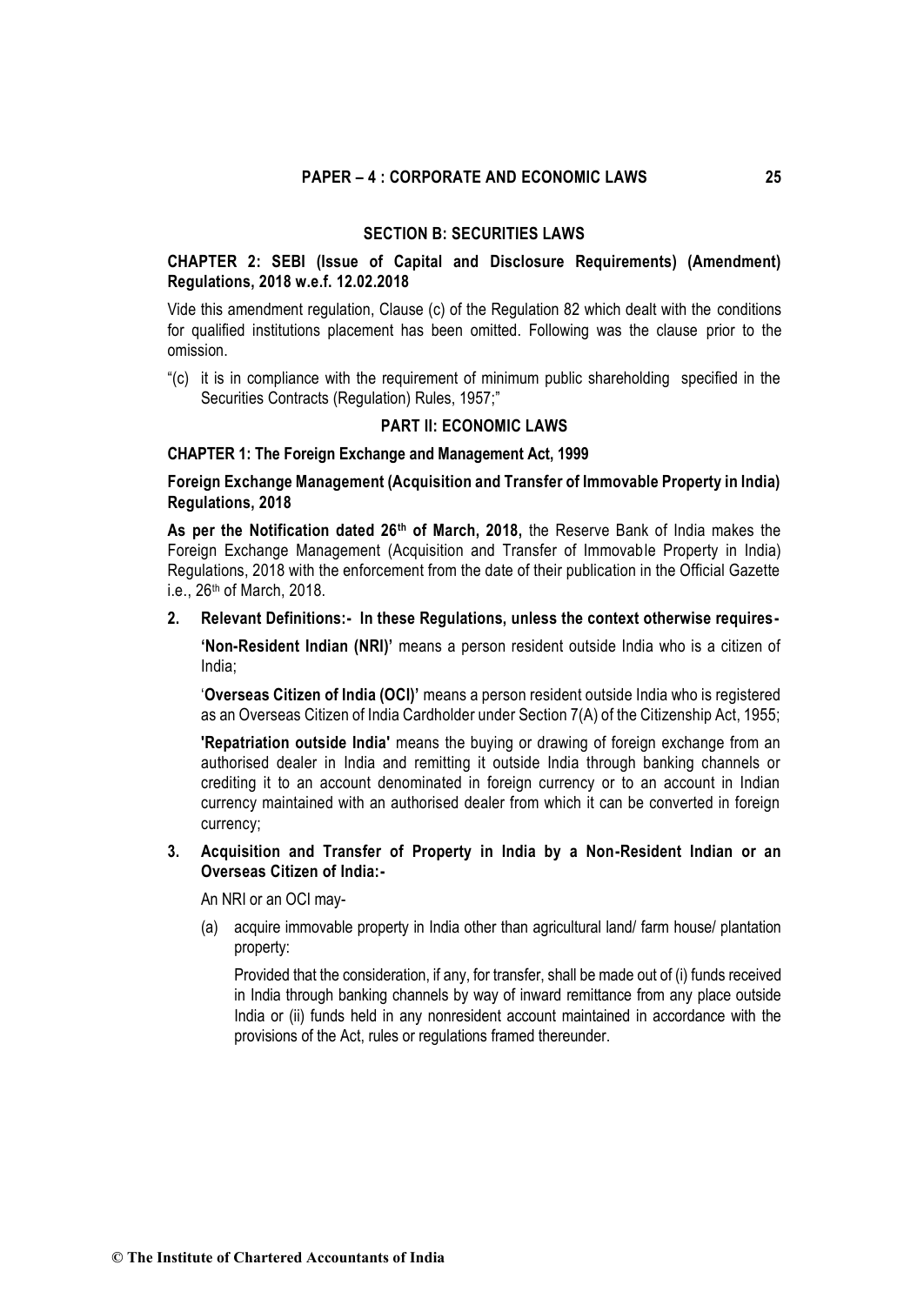## SECTION B: SECURITIES LAWS

### CHAPTER 2: SEBI (Issue of Capital and Disclosure Requirements) (Amendment) Regulations, 2018 w.e.f. 12.02.2018

Vide this amendment regulation, Clause (c) of the Regulation 82 which dealt with the conditions for qualified institutions placement has been omitted. Following was the clause prior to the omission.

"(c) it is in compliance with the requirement of minimum public shareholding specified in the Securities Contracts (Regulation) Rules, 1957;"

## PART II: ECONOMIC LAWS

### CHAPTER 1: The Foreign Exchange and Management Act, 1999

### Foreign Exchange Management (Acquisition and Transfer of Immovable Property in India) Regulations, 2018

**As per the Notification dated 26th of March, 2018,** the Reserve Bank of India makes the Foreign Exchange Management (Acquisition and Transfer of Immovable Property in India) Regulations, 2018 with the enforcement from the date of their publication in the Official Gazette i.e., 26th of March, 2018.

**2. Relevant Definitions:- In these Regulations, unless the context otherwise requires-**

**'Non-Resident Indian (NRI)'** means a person resident outside India who is a citizen of India;

'**Overseas Citizen of India (OCI)'** means a person resident outside India who is registered as an Overseas Citizen of India Cardholder under Section 7(A) of the Citizenship Act, 1955;

**'Repatriation outside India'** means the buying or drawing of foreign exchange from an authorised dealer in India and remitting it outside India through banking channels or crediting it to an account denominated in foreign currency or to an account in Indian currency maintained with an authorised dealer from which it can be converted in foreign currency;

**3. Acquisition and Transfer of Property in India by a Non-Resident Indian or an Overseas Citizen of India:-**

An NRI or an OCI may-

(a) acquire immovable property in India other than agricultural land/ farm house/ plantation property:

Provided that the consideration, if any, for transfer, shall be made out of (i) funds received in India through banking channels by way of inward remittance from any place outside India or (ii) funds held in any nonresident account maintained in accordance with the provisions of the Act, rules or regulations framed thereunder.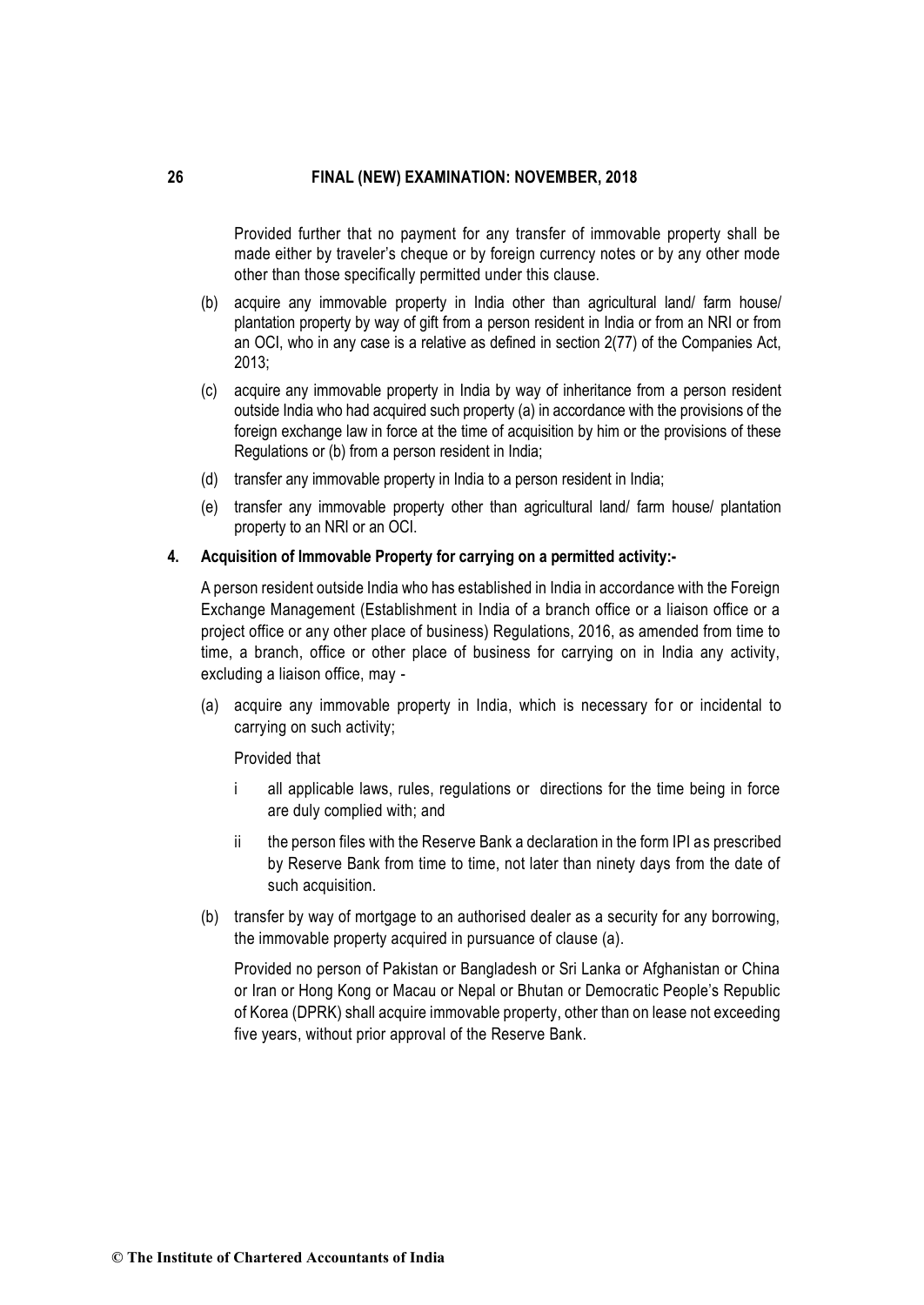Provided further that no payment for any transfer of immovable property shall be made either by traveler's cheque or by foreign currency notes or by any other mode other than those specifically permitted under this clause.

(b) acquire any immovable property in India other than agricultural land/ farm house/ plantation property by way of gift from a person resident in India or from an NRI or from an OCI, who in any case is a relative as defined in section 2(77) of the Companies Act, 2013;

(c) acquire any immovable property in India by way of inheritance from a person resident outside India who had acquired such property (a) in accordance with the provisions of the foreign exchange law in force at the time of acquisition by him or the provisions of these Regulations or (b) from a person resident in India;

(d) transfer any immovable property in India to a person resident in India;

(e) transfer any immovable property other than agricultural land/ farm house/ plantation property to an NRI or an OCI.

**4. Acquisition of Immovable Property for carrying on a permitted activity:-**

A person resident outside India who has established in India in accordance with the Foreign Exchange Management (Establishment in India of a branch office or a liaison office or a project office or any other place of business) Regulations, 2016, as amended from time to time, a branch, office or other place of business for carrying on in India any activity, excluding a liaison office, may -

(a) acquire any immovable property in India, which is necessary for or incidental to carrying on such activity;

Provided that

i all applicable laws, rules, regulations or directions for the time being in force are duly complied with; and

ii the person files with the Reserve Bank a declaration in the form IPI as prescribed by Reserve Bank from time to time, not later than ninety days from the date of such acquisition.

(b) transfer by way of mortgage to an authorised dealer as a security for any borrowing, the immovable property acquired in pursuance of clause (a).

Provided no person of Pakistan or Bangladesh or Sri Lanka or Afghanistan or China or Iran or Hong Kong or Macau or Nepal or Bhutan or Democratic People's Republic of Korea (DPRK) shall acquire immovable property, other than on lease not exceeding five years, without prior approval of the Reserve Bank.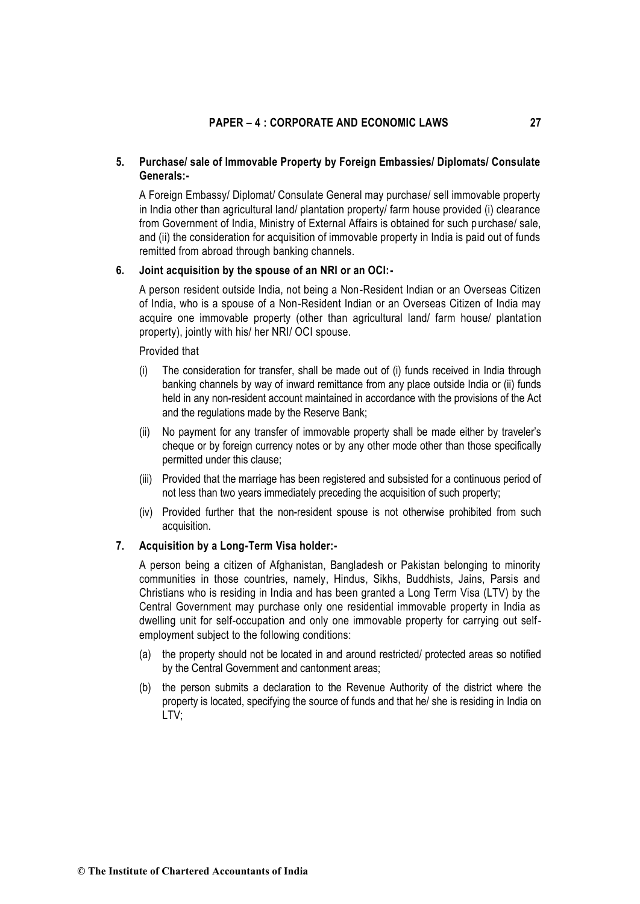**5. Purchase/ sale of Immovable Property by Foreign Embassies/ Diplomats/ Consulate Generals:-**

A Foreign Embassy/ Diplomat/ Consulate General may purchase/ sell immovable property in India other than agricultural land/ plantation property/ farm house provided (i) clearance from Government of India, Ministry of External Affairs is obtained for such purchase/ sale, and (ii) the consideration for acquisition of immovable property in India is paid out of funds remitted from abroad through banking channels.

**6. Joint acquisition by the spouse of an NRI or an OCI:-**

A person resident outside India, not being a Non-Resident Indian or an Overseas Citizen of India, who is a spouse of a Non-Resident Indian or an Overseas Citizen of India may acquire one immovable property (other than agricultural land/ farm house/ plantation property), jointly with his/ her NRI/ OCI spouse.

Provided that

(i) The consideration for transfer, shall be made out of (i) funds received in India through banking channels by way of inward remittance from any place outside India or (ii) funds held in any non-resident account maintained in accordance with the provisions of the Act and the regulations made by the Reserve Bank;

(ii) No payment for any transfer of immovable property shall be made either by traveler's cheque or by foreign currency notes or by any other mode other than those specifically permitted under this clause;

(iii) Provided that the marriage has been registered and subsisted for a continuous period of not less than two years immediately preceding the acquisition of such property;

(iv) Provided further that the non-resident spouse is not otherwise prohibited from such acquisition.

**7. Acquisition by a Long-Term Visa holder:-**

A person being a citizen of Afghanistan, Bangladesh or Pakistan belonging to minority communities in those countries, namely, Hindus, Sikhs, Buddhists, Jains, Parsis and Christians who is residing in India and has been granted a Long Term Visa (LTV) by the Central Government may purchase only one residential immovable property in India as dwelling unit for self-occupation and only one immovable property for carrying out self-employment subject to the following conditions:

(a) the property should not be located in and around restricted/ protected areas so notified by the Central Government and cantonment areas;

(b) the person submits a declaration to the Revenue Authority of the district where the property is located, specifying the source of funds and that he/ she is residing in India on LTV;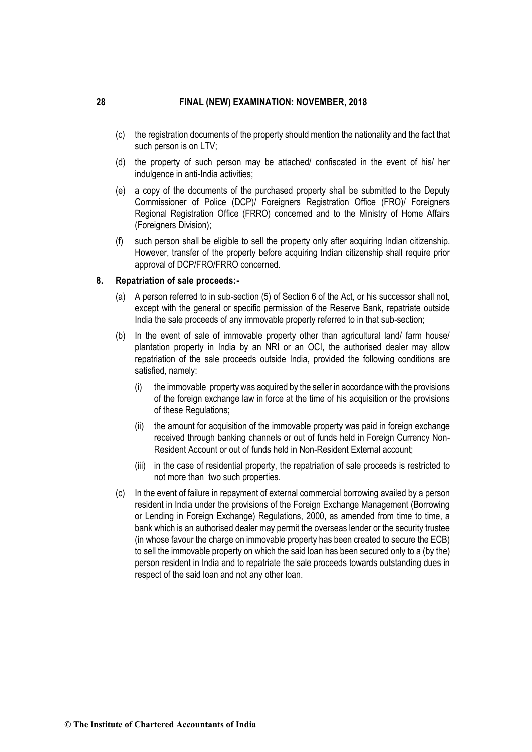(c) the registration documents of the property should mention the nationality and the fact that such person is on LTV;

(d) the property of such person may be attached/ confiscated in the event of his/ her indulgence in anti-India activities;

(e) a copy of the documents of the purchased property shall be submitted to the Deputy Commissioner of Police (DCP)/ Foreigners Registration Office (FRO)/ Foreigners Regional Registration Office (FRRO) concerned and to the Ministry of Home Affairs (Foreigners Division);

(f) such person shall be eligible to sell the property only after acquiring Indian citizenship. However, transfer of the property before acquiring Indian citizenship shall require prior approval of DCP/FRO/FRRO concerned.

**8. Repatriation of sale proceeds:-**

(a) A person referred to in sub-section (5) of Section 6 of the Act, or his successor shall not, except with the general or specific permission of the Reserve Bank, repatriate outside India the sale proceeds of any immovable property referred to in that sub-section;

(b) In the event of sale of immovable property other than agricultural land/ farm house/ plantation property in India by an NRI or an OCI, the authorised dealer may allow repatriation of the sale proceeds outside India, provided the following conditions are satisfied, namely:

   (i) the immovable property was acquired by the seller in accordance with the provisions of the foreign exchange law in force at the time of his acquisition or the provisions of these Regulations;

   (ii) the amount for acquisition of the immovable property was paid in foreign exchange received through banking channels or out of funds held in Foreign Currency Non-Resident Account or out of funds held in Non-Resident External account;

   (iii) in the case of residential property, the repatriation of sale proceeds is restricted to not more than two such properties.

(c) In the event of failure in repayment of external commercial borrowing availed by a person resident in India under the provisions of the Foreign Exchange Management (Borrowing or Lending in Foreign Exchange) Regulations, 2000, as amended from time to time, a bank which is an authorised dealer may permit the overseas lender or the security trustee (in whose favour the charge on immovable property has been created to secure the ECB) to sell the immovable property on which the said loan has been secured only to a (by the) person resident in India and to repatriate the sale proceeds towards outstanding dues in respect of the said loan and not any other loan.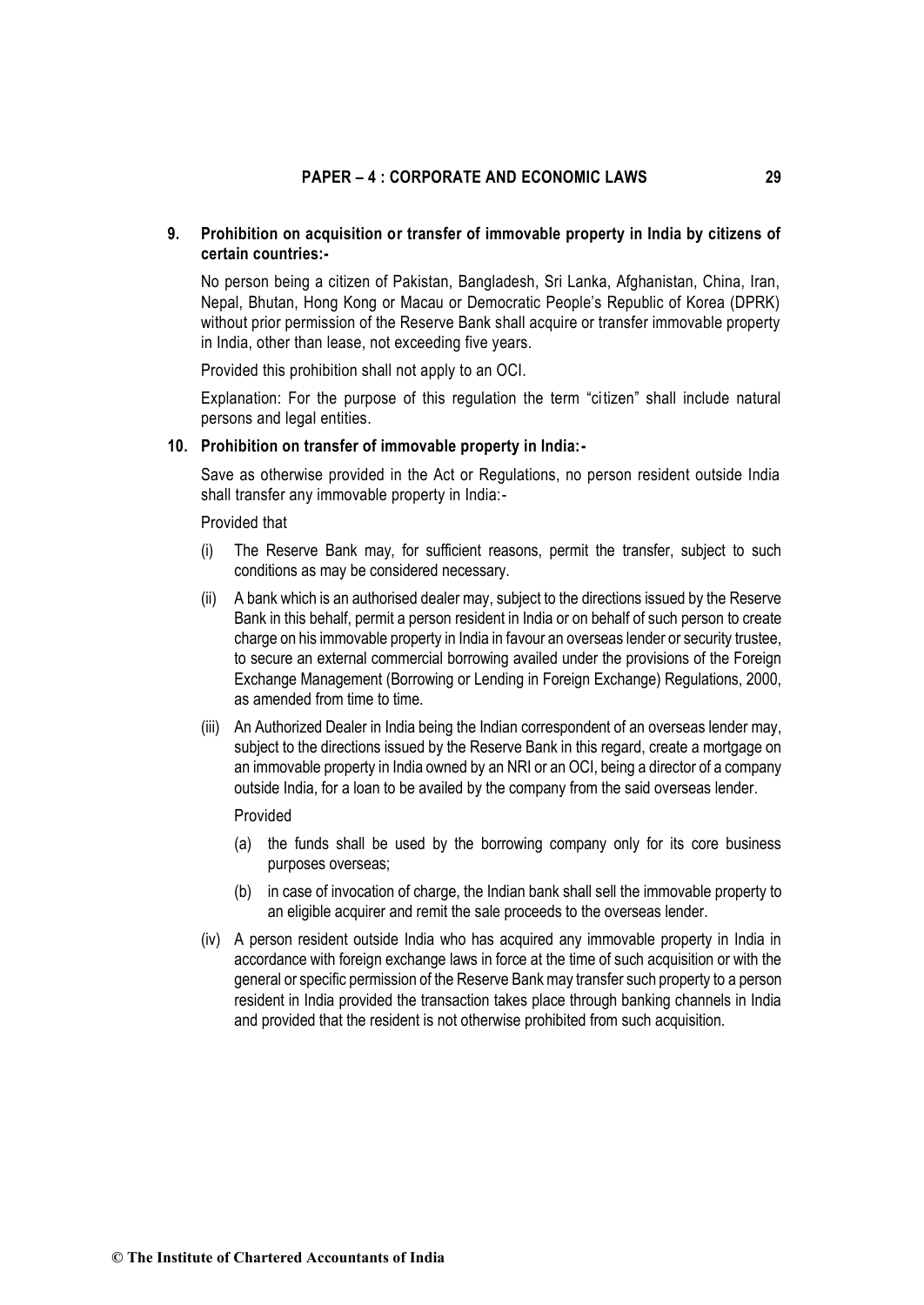**9. Prohibition on acquisition or transfer of immovable property in India by citizens of certain countries:-**

No person being a citizen of Pakistan, Bangladesh, Sri Lanka, Afghanistan, China, Iran, Nepal, Bhutan, Hong Kong or Macau or Democratic People's Republic of Korea (DPRK) without prior permission of the Reserve Bank shall acquire or transfer immovable property in India, other than lease, not exceeding five years.

Provided this prohibition shall not apply to an OCI.

Explanation: For the purpose of this regulation the term "citizen" shall include natural persons and legal entities.

**10. Prohibition on transfer of immovable property in India:-**

Save as otherwise provided in the Act or Regulations, no person resident outside India shall transfer any immovable property in India:-

Provided that

(i) The Reserve Bank may, for sufficient reasons, permit the transfer, subject to such conditions as may be considered necessary.

(ii) A bank which is an authorised dealer may, subject to the directions issued by the Reserve Bank in this behalf, permit a person resident in India or on behalf of such person to create charge on his immovable property in India in favour an overseas lender or security trustee, to secure an external commercial borrowing availed under the provisions of the Foreign Exchange Management (Borrowing or Lending in Foreign Exchange) Regulations, 2000, as amended from time to time.

(iii) An Authorized Dealer in India being the Indian correspondent of an overseas lender may, subject to the directions issued by the Reserve Bank in this regard, create a mortgage on an immovable property in India owned by an NRI or an OCI, being a director of a company outside India, for a loan to be availed by the company from the said overseas lender.

Provided

(a) the funds shall be used by the borrowing company only for its core business purposes overseas;

(b) in case of invocation of charge, the Indian bank shall sell the immovable property to an eligible acquirer and remit the sale proceeds to the overseas lender.

(iv) A person resident outside India who has acquired any immovable property in India in accordance with foreign exchange laws in force at the time of such acquisition or with the general or specific permission of the Reserve Bank may transfer such property to a person resident in India provided the transaction takes place through banking channels in India and provided that the resident is not otherwise prohibited from such acquisition.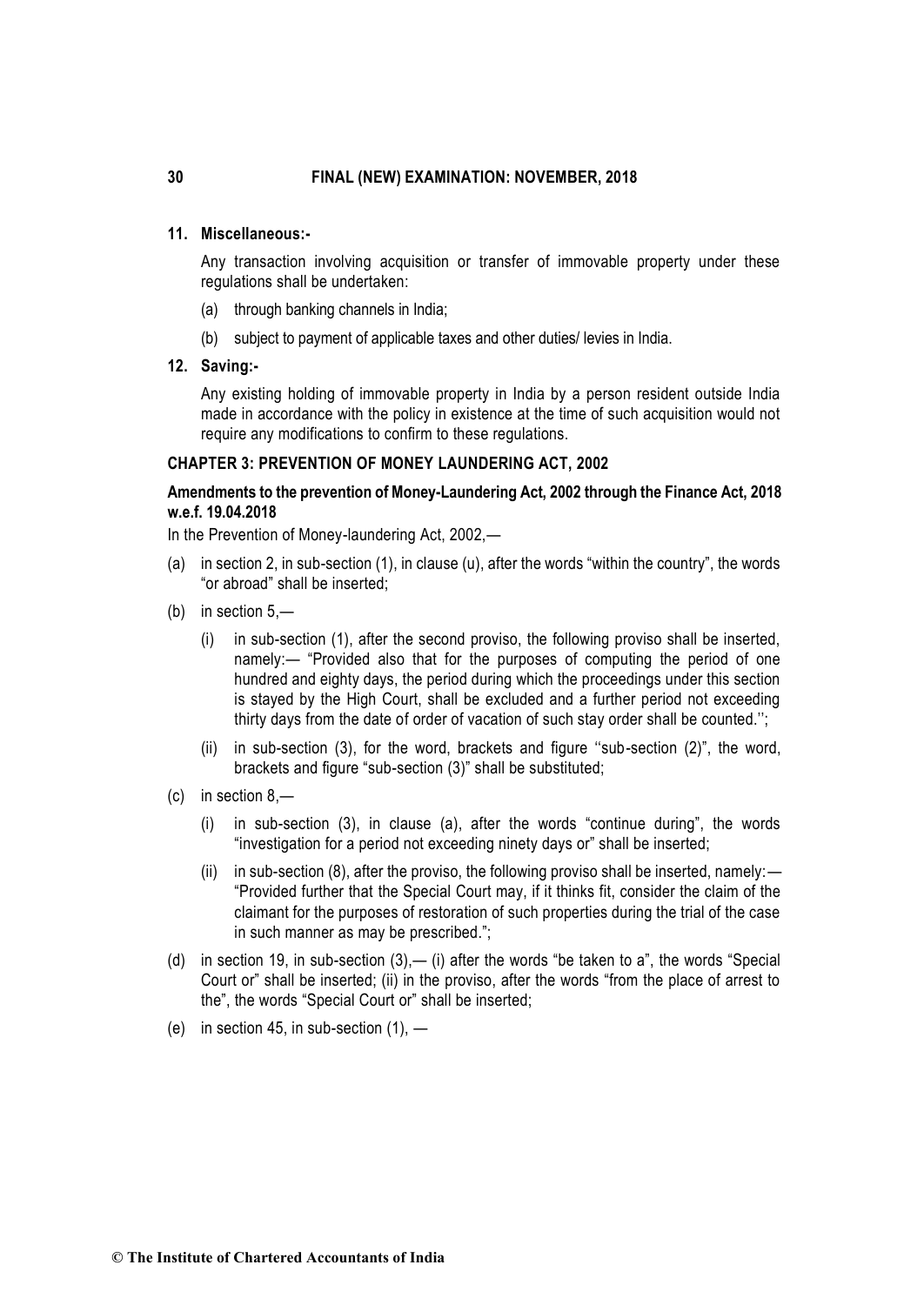**11. Miscellaneous:-**

Any transaction involving acquisition or transfer of immovable property under these regulations shall be undertaken:

(a) through banking channels in India;

(b) subject to payment of applicable taxes and other duties/ levies in India.

**12. Saving:-**

Any existing holding of immovable property in India by a person resident outside India made in accordance with the policy in existence at the time of such acquisition would not require any modifications to confirm to these regulations.

**CHAPTER 3: PREVENTION OF MONEY LAUNDERING ACT, 2002**

**Amendments to the prevention of Money-Laundering Act, 2002 through the Finance Act, 2018 w.e.f. 19.04.2018**

In the Prevention of Money-laundering Act, 2002,—

(a) in section 2, in sub-section (1), in clause (u), after the words "within the country", the words "or abroad" shall be inserted;

(b) in section 5,—

(i) in sub-section (1), after the second proviso, the following proviso shall be inserted, namely:— "Provided also that for the purposes of computing the period of one hundred and eighty days, the period during which the proceedings under this section is stayed by the High Court, shall be excluded and a further period not exceeding thirty days from the date of order of vacation of such stay order shall be counted.'';

(ii) in sub-section (3), for the word, brackets and figure ''sub-section (2)", the word, brackets and figure "sub-section (3)" shall be substituted;

(c) in section 8,—

(i) in sub-section (3), in clause (a), after the words "continue during", the words "investigation for a period not exceeding ninety days or" shall be inserted;

(ii) in sub-section (8), after the proviso, the following proviso shall be inserted, namely:— "Provided further that the Special Court may, if it thinks fit, consider the claim of the claimant for the purposes of restoration of such properties during the trial of the case in such manner as may be prescribed.";

(d) in section 19, in sub-section (3),— (i) after the words "be taken to a", the words "Special Court or" shall be inserted; (ii) in the proviso, after the words "from the place of arrest to the", the words "Special Court or" shall be inserted;

(e) in section 45, in sub-section (1), —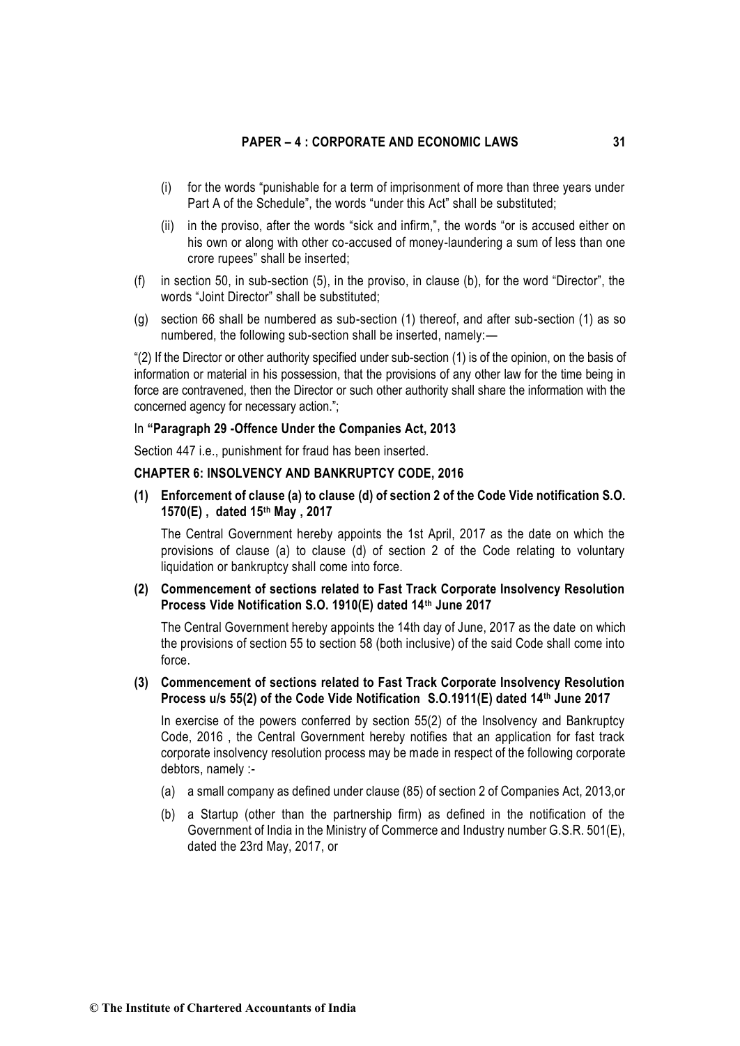(i) for the words "punishable for a term of imprisonment of more than three years under Part A of the Schedule", the words "under this Act" shall be substituted;

(ii) in the proviso, after the words "sick and infirm,", the words "or is accused either on his own or along with other co-accused of money-laundering a sum of less than one crore rupees" shall be inserted;

(f) in section 50, in sub-section (5), in the proviso, in clause (b), for the word "Director", the words "Joint Director" shall be substituted;

(g) section 66 shall be numbered as sub-section (1) thereof, and after sub-section (1) as so numbered, the following sub-section shall be inserted, namely:—

"(2) If the Director or other authority specified under sub-section (1) is of the opinion, on the basis of information or material in his possession, that the provisions of any other law for the time being in force are contravened, then the Director or such other authority shall share the information with the concerned agency for necessary action.";

In **"Paragraph 29 -Offence Under the Companies Act, 2013**

Section 447 i.e., punishment for fraud has been inserted.

**CHAPTER 6: INSOLVENCY AND BANKRUPTCY CODE, 2016**

**(1) Enforcement of clause (a) to clause (d) of section 2 of the Code Vide notification S.O. 1570(E) , dated 15th May , 2017**

The Central Government hereby appoints the 1st April, 2017 as the date on which the provisions of clause (a) to clause (d) of section 2 of the Code relating to voluntary liquidation or bankruptcy shall come into force.

**(2) Commencement of sections related to Fast Track Corporate Insolvency Resolution Process Vide Notification S.O. 1910(E) dated 14th June 2017**

The Central Government hereby appoints the 14th day of June, 2017 as the date on which the provisions of section 55 to section 58 (both inclusive) of the said Code shall come into force.

**(3) Commencement of sections related to Fast Track Corporate Insolvency Resolution Process u/s 55(2) of the Code Vide Notification S.O.1911(E) dated 14th June 2017**

In exercise of the powers conferred by section 55(2) of the Insolvency and Bankruptcy Code, 2016 , the Central Government hereby notifies that an application for fast track corporate insolvency resolution process may be made in respect of the following corporate debtors, namely :-

(a) a small company as defined under clause (85) of section 2 of Companies Act, 2013,or

(b) a Startup (other than the partnership firm) as defined in the notification of the Government of India in the Ministry of Commerce and Industry number G.S.R. 501(E), dated the 23rd May, 2017, or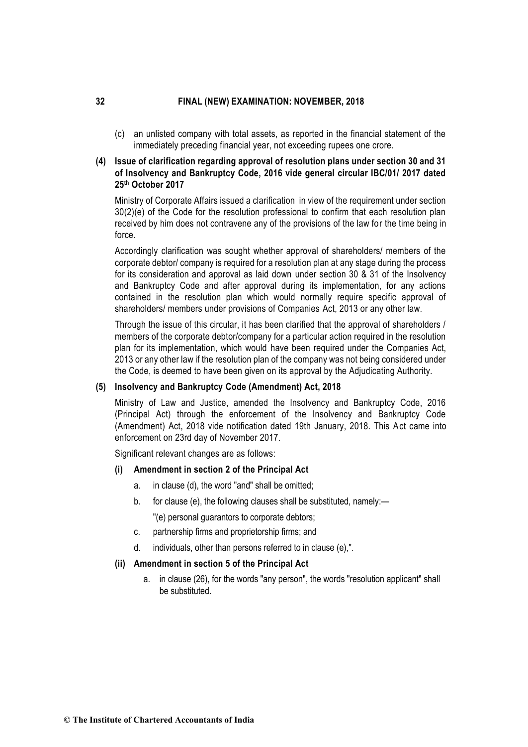(c) an unlisted company with total assets, as reported in the financial statement of the immediately preceding financial year, not exceeding rupees one crore.

**(4) Issue of clarification regarding approval of resolution plans under section 30 and 31 of Insolvency and Bankruptcy Code, 2016 vide general circular IBC/01/ 2017 dated 25th October 2017**

Ministry of Corporate Affairs issued a clarification in view of the requirement under section 30(2)(e) of the Code for the resolution professional to confirm that each resolution plan received by him does not contravene any of the provisions of the law for the time being in force.

Accordingly clarification was sought whether approval of shareholders/ members of the corporate debtor/ company is required for a resolution plan at any stage during the process for its consideration and approval as laid down under section 30 & 31 of the Insolvency and Bankruptcy Code and after approval during its implementation, for any actions contained in the resolution plan which would normally require specific approval of shareholders/ members under provisions of Companies Act, 2013 or any other law.

Through the issue of this circular, it has been clarified that the approval of shareholders / members of the corporate debtor/company for a particular action required in the resolution plan for its implementation, which would have been required under the Companies Act, 2013 or any other law if the resolution plan of the company was not being considered under the Code, is deemed to have been given on its approval by the Adjudicating Authority.

**(5) Insolvency and Bankruptcy Code (Amendment) Act, 2018**

Ministry of Law and Justice, amended the Insolvency and Bankruptcy Code, 2016 (Principal Act) through the enforcement of the Insolvency and Bankruptcy Code (Amendment) Act, 2018 vide notification dated 19th January, 2018. This Act came into enforcement on 23rd day of November 2017.

Significant relevant changes are as follows:

**(i) Amendment in section 2 of the Principal Act**

a. in clause (d), the word "and" shall be omitted;

b. for clause (e), the following clauses shall be substituted, namely:—

"(e) personal guarantors to corporate debtors;

c. partnership firms and proprietorship firms; and

d. individuals, other than persons referred to in clause (e),".

**(ii) Amendment in section 5 of the Principal Act**

a. in clause (26), for the words "any person", the words "resolution applicant" shall be substituted.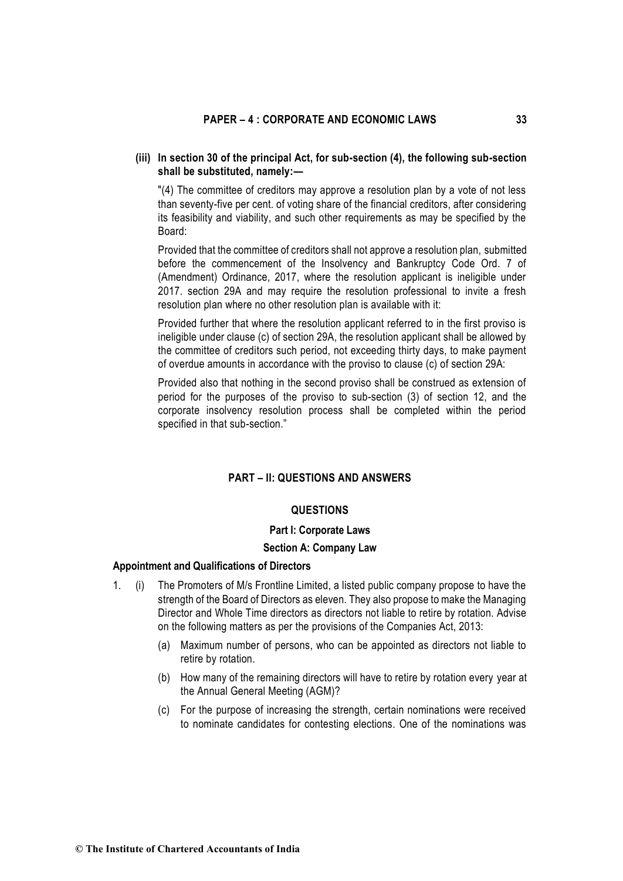**(iii) In section 30 of the principal Act, for sub-section (4), the following sub-section shall be substituted, namely:—**

"(4) The committee of creditors may approve a resolution plan by a vote of not less than seventy-five per cent. of voting share of the financial creditors, after considering its feasibility and viability, and such other requirements as may be specified by the Board:

Provided that the committee of creditors shall not approve a resolution plan, submitted before the commencement of the Insolvency and Bankruptcy Code Ord. 7 of (Amendment) Ordinance, 2017, where the resolution applicant is ineligible under 2017. section 29A and may require the resolution professional to invite a fresh resolution plan where no other resolution plan is available with it:

Provided further that where the resolution applicant referred to in the first proviso is ineligible under clause (c) of section 29A, the resolution applicant shall be allowed by the committee of creditors such period, not exceeding thirty days, to make payment of overdue amounts in accordance with the proviso to clause (c) of section 29A:

Provided also that nothing in the second proviso shall be construed as extension of period for the purposes of the proviso to sub-section (3) of section 12, and the corporate insolvency resolution process shall be completed within the period specified in that sub-section."

## PART – II: QUESTIONS AND ANSWERS

### QUESTIONS

### Part I: Corporate Laws

### Section A: Company Law

**Appointment and Qualifications of Directors**

1. (i) The Promoters of M/s Frontline Limited, a listed public company propose to have the strength of the Board of Directors as eleven. They also propose to make the Managing Director and Whole Time directors as directors not liable to retire by rotation. Advise on the following matters as per the provisions of the Companies Act, 2013:

   (a) Maximum number of persons, who can be appointed as directors not liable to retire by rotation.

   (b) How many of the remaining directors will have to retire by rotation every year at the Annual General Meeting (AGM)?

   (c) For the purpose of increasing the strength, certain nominations were received to nominate candidates for contesting elections. One of the nominations was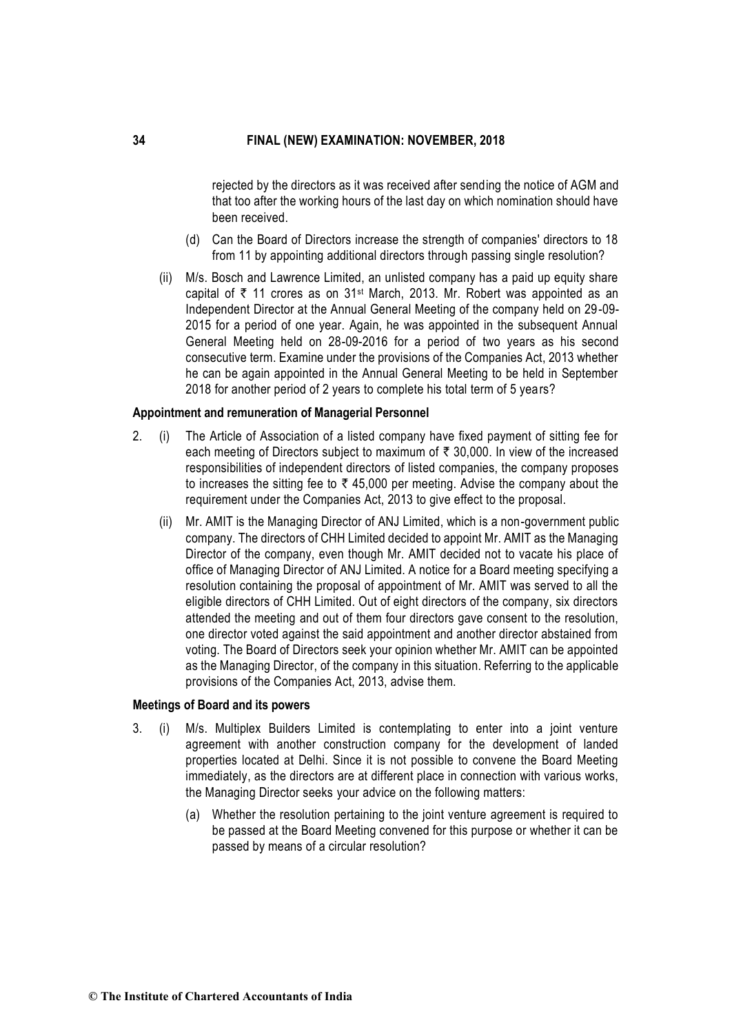rejected by the directors as it was received after sending the notice of AGM and that too after the working hours of the last day on which nomination should have been received.

(d) Can the Board of Directors increase the strength of companies' directors to 18 from 11 by appointing additional directors through passing single resolution?

(ii) M/s. Bosch and Lawrence Limited, an unlisted company has a paid up equity share capital of ₹ 11 crores as on 31st March, 2013. Mr. Robert was appointed as an Independent Director at the Annual General Meeting of the company held on 29-09-2015 for a period of one year. Again, he was appointed in the subsequent Annual General Meeting held on 28-09-2016 for a period of two years as his second consecutive term. Examine under the provisions of the Companies Act, 2013 whether he can be again appointed in the Annual General Meeting to be held in September 2018 for another period of 2 years to complete his total term of 5 years?

**Appointment and remuneration of Managerial Personnel**

2. (i) The Article of Association of a listed company have fixed payment of sitting fee for each meeting of Directors subject to maximum of ₹ 30,000. In view of the increased responsibilities of independent directors of listed companies, the company proposes to increases the sitting fee to ₹ 45,000 per meeting. Advise the company about the requirement under the Companies Act, 2013 to give effect to the proposal.

   (ii) Mr. AMIT is the Managing Director of ANJ Limited, which is a non-government public company. The directors of CHH Limited decided to appoint Mr. AMIT as the Managing Director of the company, even though Mr. AMIT decided not to vacate his place of office of Managing Director of ANJ Limited. A notice for a Board meeting specifying a resolution containing the proposal of appointment of Mr. AMIT was served to all the eligible directors of CHH Limited. Out of eight directors of the company, six directors attended the meeting and out of them four directors gave consent to the resolution, one director voted against the said appointment and another director abstained from voting. The Board of Directors seek your opinion whether Mr. AMIT can be appointed as the Managing Director, of the company in this situation. Referring to the applicable provisions of the Companies Act, 2013, advise them.

**Meetings of Board and its powers**

3. (i) M/s. Multiplex Builders Limited is contemplating to enter into a joint venture agreement with another construction company for the development of landed properties located at Delhi. Since it is not possible to convene the Board Meeting immediately, as the directors are at different place in connection with various works, the Managing Director seeks your advice on the following matters:

   (a) Whether the resolution pertaining to the joint venture agreement is required to be passed at the Board Meeting convened for this purpose or whether it can be passed by means of a circular resolution?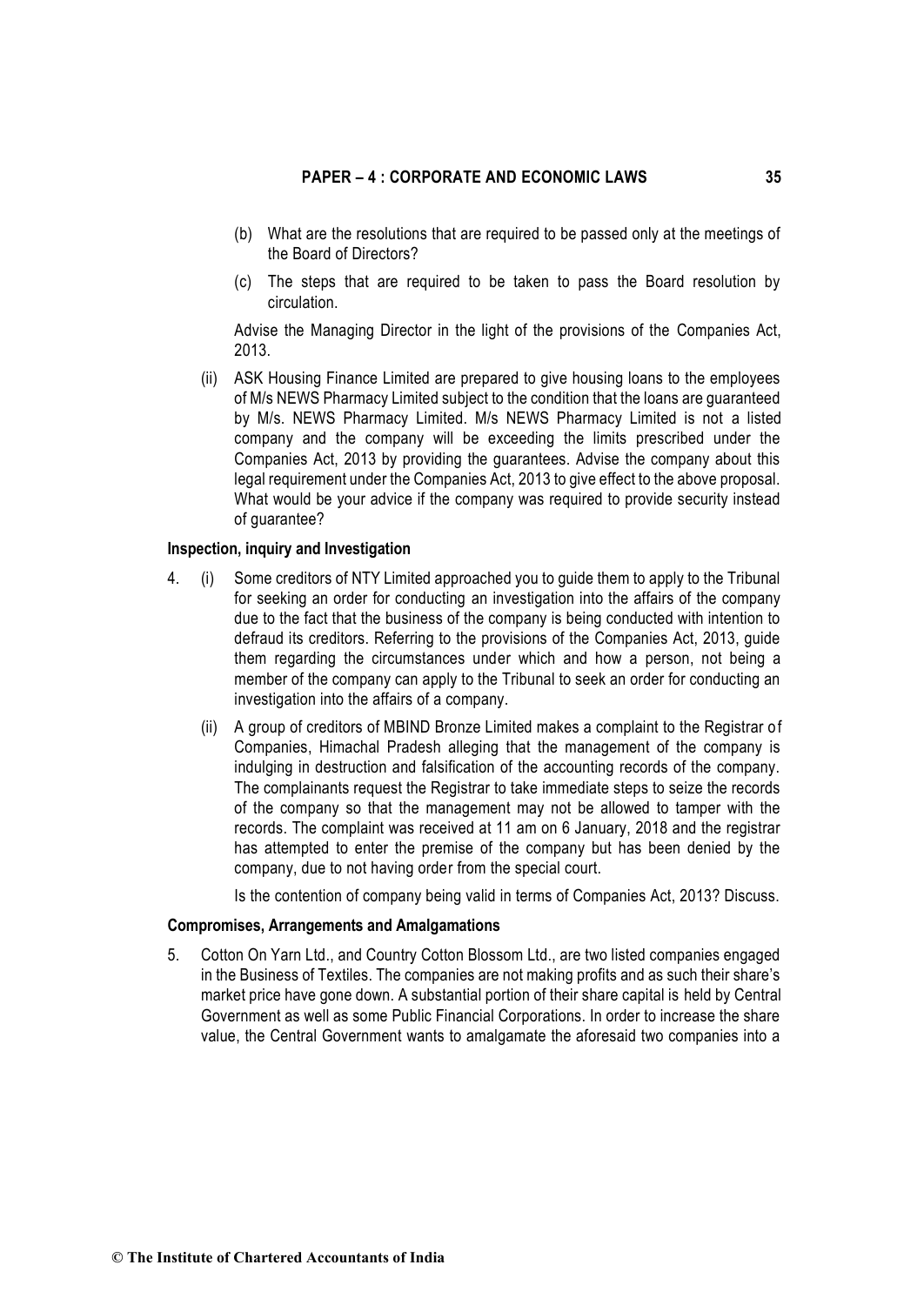(b) What are the resolutions that are required to be passed only at the meetings of the Board of Directors?

(c) The steps that are required to be taken to pass the Board resolution by circulation.

Advise the Managing Director in the light of the provisions of the Companies Act, 2013.

(ii) ASK Housing Finance Limited are prepared to give housing loans to the employees of M/s NEWS Pharmacy Limited subject to the condition that the loans are guaranteed by M/s. NEWS Pharmacy Limited. M/s NEWS Pharmacy Limited is not a listed company and the company will be exceeding the limits prescribed under the Companies Act, 2013 by providing the guarantees. Advise the company about this legal requirement under the Companies Act, 2013 to give effect to the above proposal. What would be your advice if the company was required to provide security instead of guarantee?

**Inspection, inquiry and Investigation**

4. (i) Some creditors of NTY Limited approached you to guide them to apply to the Tribunal for seeking an order for conducting an investigation into the affairs of the company due to the fact that the business of the company is being conducted with intention to defraud its creditors. Referring to the provisions of the Companies Act, 2013, guide them regarding the circumstances under which and how a person, not being a member of the company can apply to the Tribunal to seek an order for conducting an investigation into the affairs of a company.

(ii) A group of creditors of MBIND Bronze Limited makes a complaint to the Registrar of Companies, Himachal Pradesh alleging that the management of the company is indulging in destruction and falsification of the accounting records of the company. The complainants request the Registrar to take immediate steps to seize the records of the company so that the management may not be allowed to tamper with the records. The complaint was received at 11 am on 6 January, 2018 and the registrar has attempted to enter the premise of the company but has been denied by the company, due to not having order from the special court.

Is the contention of company being valid in terms of Companies Act, 2013? Discuss.

**Compromises, Arrangements and Amalgamations**

5. Cotton On Yarn Ltd., and Country Cotton Blossom Ltd., are two listed companies engaged in the Business of Textiles. The companies are not making profits and as such their share's market price have gone down. A substantial portion of their share capital is held by Central Government as well as some Public Financial Corporations. In order to increase the share value, the Central Government wants to amalgamate the aforesaid two companies into a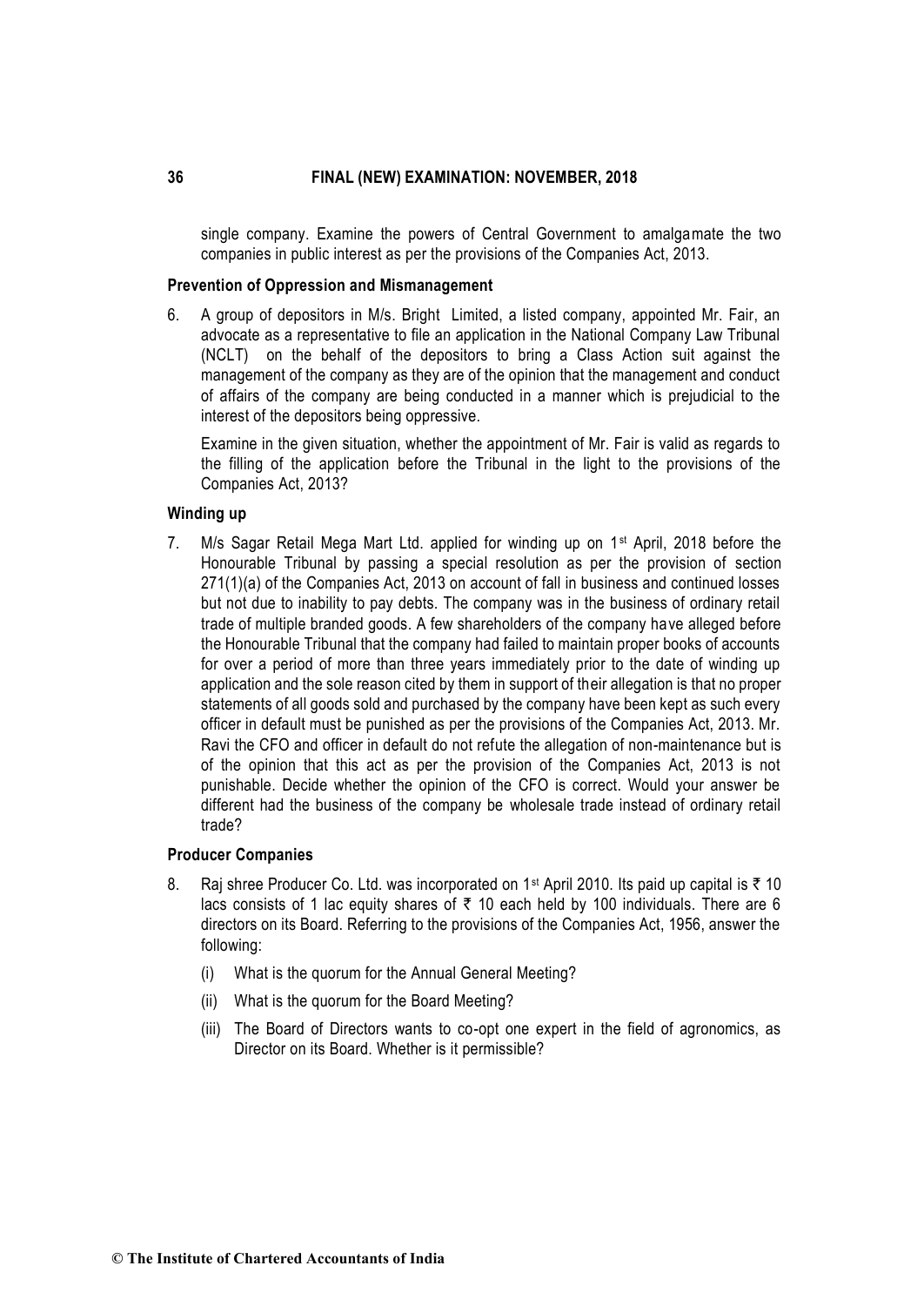single company. Examine the powers of Central Government to amalgamate the two companies in public interest as per the provisions of the Companies Act, 2013.

### Prevention of Oppression and Mismanagement

6. A group of depositors in M/s. Bright Limited, a listed company, appointed Mr. Fair, an advocate as a representative to file an application in the National Company Law Tribunal (NCLT) on the behalf of the depositors to bring a Class Action suit against the management of the company as they are of the opinion that the management and conduct of affairs of the company are being conducted in a manner which is prejudicial to the interest of the depositors being oppressive.

   Examine in the given situation, whether the appointment of Mr. Fair is valid as regards to the filling of the application before the Tribunal in the light to the provisions of the Companies Act, 2013?

### Winding up

7. M/s Sagar Retail Mega Mart Ltd. applied for winding up on 1st April, 2018 before the Honourable Tribunal by passing a special resolution as per the provision of section 271(1)(a) of the Companies Act, 2013 on account of fall in business and continued losses but not due to inability to pay debts. The company was in the business of ordinary retail trade of multiple branded goods. A few shareholders of the company have alleged before the Honourable Tribunal that the company had failed to maintain proper books of accounts for over a period of more than three years immediately prior to the date of winding up application and the sole reason cited by them in support of their allegation is that no proper statements of all goods sold and purchased by the company have been kept as such every officer in default must be punished as per the provisions of the Companies Act, 2013. Mr. Ravi the CFO and officer in default do not refute the allegation of non-maintenance but is of the opinion that this act as per the provision of the Companies Act, 2013 is not punishable. Decide whether the opinion of the CFO is correct. Would your answer be different had the business of the company be wholesale trade instead of ordinary retail trade?

### Producer Companies

8. Raj shree Producer Co. Ltd. was incorporated on 1st April 2010. Its paid up capital is ₹ 10 lacs consists of 1 lac equity shares of ₹ 10 each held by 100 individuals. There are 6 directors on its Board. Referring to the provisions of the Companies Act, 1956, answer the following:

   (i) What is the quorum for the Annual General Meeting?

   (ii) What is the quorum for the Board Meeting?

   (iii) The Board of Directors wants to co-opt one expert in the field of agronomics, as Director on its Board. Whether is it permissible?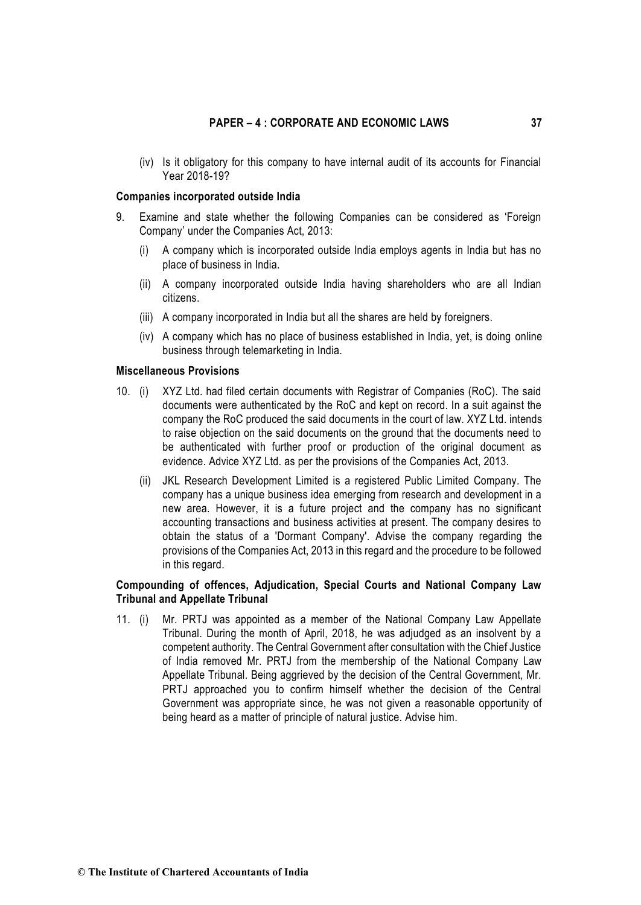(iv) Is it obligatory for this company to have internal audit of its accounts for Financial Year 2018-19?

**Companies incorporated outside India**

9. Examine and state whether the following Companies can be considered as 'Foreign Company' under the Companies Act, 2013:

   (i) A company which is incorporated outside India employs agents in India but has no place of business in India.

   (ii) A company incorporated outside India having shareholders who are all Indian citizens.

   (iii) A company incorporated in India but all the shares are held by foreigners.

   (iv) A company which has no place of business established in India, yet, is doing online business through telemarketing in India.

**Miscellaneous Provisions**

10. (i) XYZ Ltd. had filed certain documents with Registrar of Companies (RoC). The said documents were authenticated by the RoC and kept on record. In a suit against the company the RoC produced the said documents in the court of law. XYZ Ltd. intends to raise objection on the said documents on the ground that the documents need to be authenticated with further proof or production of the original document as evidence. Advice XYZ Ltd. as per the provisions of the Companies Act, 2013.

    (ii) JKL Research Development Limited is a registered Public Limited Company. The company has a unique business idea emerging from research and development in a new area. However, it is a future project and the company has no significant accounting transactions and business activities at present. The company desires to obtain the status of a 'Dormant Company'. Advise the company regarding the provisions of the Companies Act, 2013 in this regard and the procedure to be followed in this regard.

**Compounding of offences, Adjudication, Special Courts and National Company Law Tribunal and Appellate Tribunal**

11. (i) Mr. PRTJ was appointed as a member of the National Company Law Appellate Tribunal. During the month of April, 2018, he was adjudged as an insolvent by a competent authority. The Central Government after consultation with the Chief Justice of India removed Mr. PRTJ from the membership of the National Company Law Appellate Tribunal. Being aggrieved by the decision of the Central Government, Mr. PRTJ approached you to confirm himself whether the decision of the Central Government was appropriate since, he was not given a reasonable opportunity of being heard as a matter of principle of natural justice. Advise him.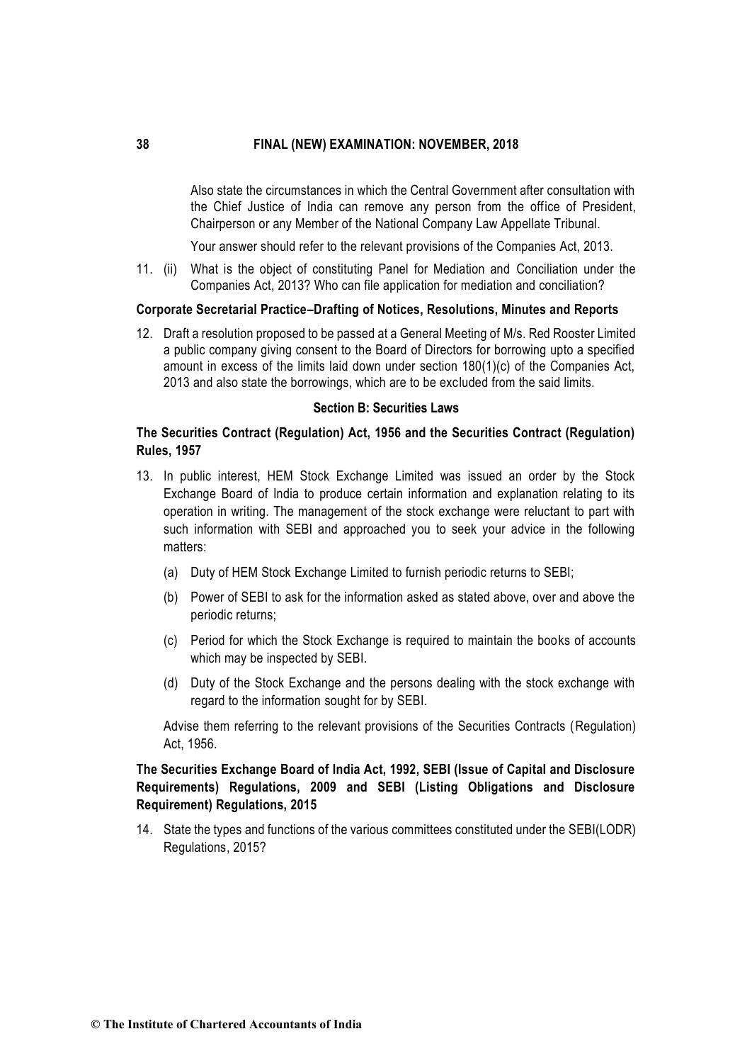Also state the circumstances in which the Central Government after consultation with the Chief Justice of India can remove any person from the office of President, Chairperson or any Member of the National Company Law Appellate Tribunal.

Your answer should refer to the relevant provisions of the Companies Act, 2013.

11. (ii) What is the object of constituting Panel for Mediation and Conciliation under the Companies Act, 2013? Who can file application for mediation and conciliation?

**Corporate Secretarial Practice–Drafting of Notices, Resolutions, Minutes and Reports**

12. Draft a resolution proposed to be passed at a General Meeting of M/s. Red Rooster Limited a public company giving consent to the Board of Directors for borrowing upto a specified amount in excess of the limits laid down under section 180(1)(c) of the Companies Act, 2013 and also state the borrowings, which are to be excluded from the said limits.

**Section B: Securities Laws**

**The Securities Contract (Regulation) Act, 1956 and the Securities Contract (Regulation) Rules, 1957**

13. In public interest, HEM Stock Exchange Limited was issued an order by the Stock Exchange Board of India to produce certain information and explanation relating to its operation in writing. The management of the stock exchange were reluctant to part with such information with SEBI and approached you to seek your advice in the following matters:

    (a) Duty of HEM Stock Exchange Limited to furnish periodic returns to SEBI;

    (b) Power of SEBI to ask for the information asked as stated above, over and above the periodic returns;

    (c) Period for which the Stock Exchange is required to maintain the books of accounts which may be inspected by SEBI.

    (d) Duty of the Stock Exchange and the persons dealing with the stock exchange with regard to the information sought for by SEBI.

    Advise them referring to the relevant provisions of the Securities Contracts (Regulation) Act, 1956.

**The Securities Exchange Board of India Act, 1992, SEBI (Issue of Capital and Disclosure Requirements) Regulations, 2009 and SEBI (Listing Obligations and Disclosure Requirement) Regulations, 2015**

14. State the types and functions of the various committees constituted under the SEBI(LODR) Regulations, 2015?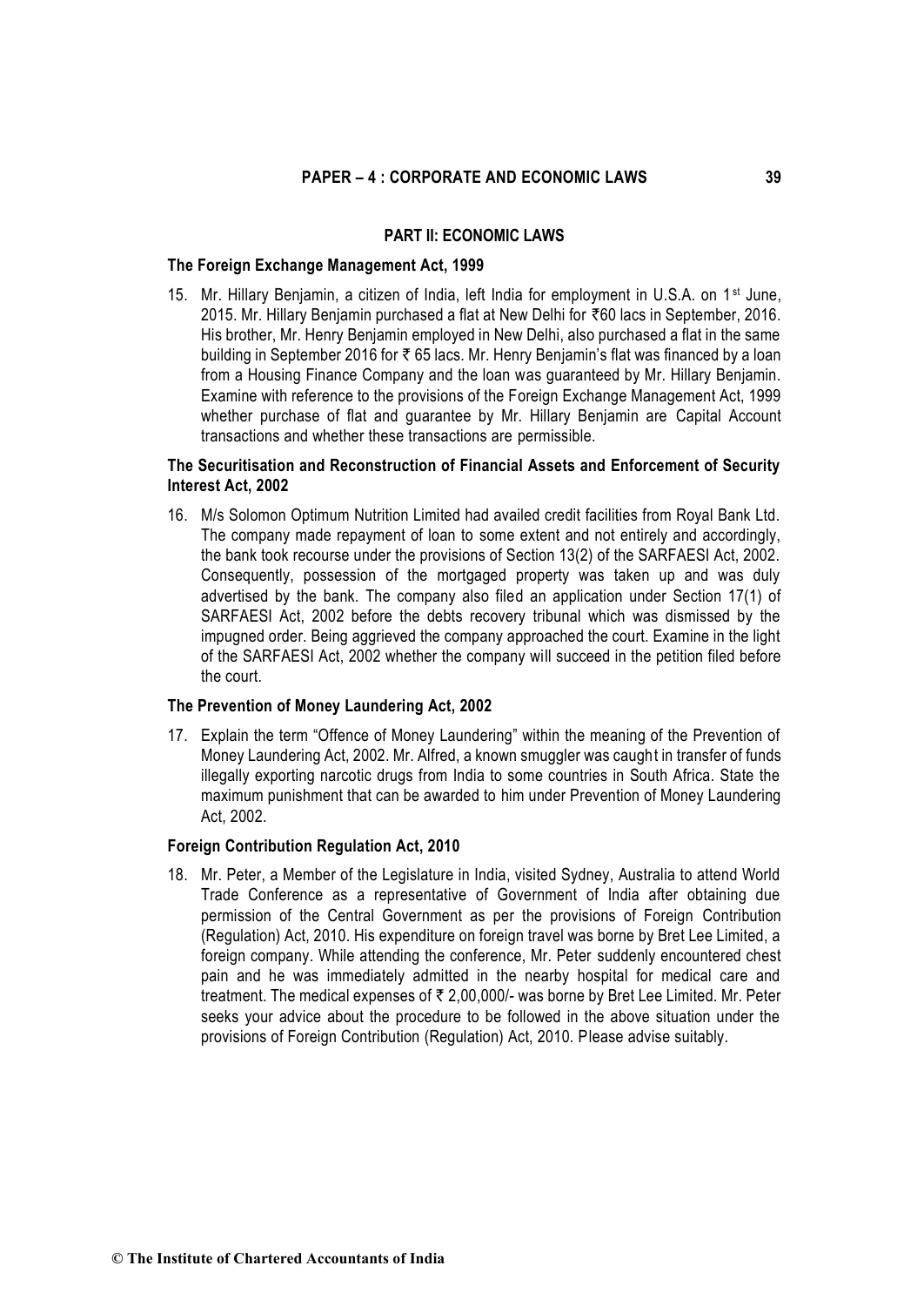## PART II: ECONOMIC LAWS

### The Foreign Exchange Management Act, 1999

15. Mr. Hillary Benjamin, a citizen of India, left India for employment in U.S.A. on 1st June, 2015. Mr. Hillary Benjamin purchased a flat at New Delhi for ₹60 lacs in September, 2016. His brother, Mr. Henry Benjamin employed in New Delhi, also purchased a flat in the same building in September 2016 for ₹ 65 lacs. Mr. Henry Benjamin's flat was financed by a loan from a Housing Finance Company and the loan was guaranteed by Mr. Hillary Benjamin. Examine with reference to the provisions of the Foreign Exchange Management Act, 1999 whether purchase of flat and guarantee by Mr. Hillary Benjamin are Capital Account transactions and whether these transactions are permissible.

### The Securitisation and Reconstruction of Financial Assets and Enforcement of Security Interest Act, 2002

16. M/s Solomon Optimum Nutrition Limited had availed credit facilities from Royal Bank Ltd. The company made repayment of loan to some extent and not entirely and accordingly, the bank took recourse under the provisions of Section 13(2) of the SARFAESI Act, 2002. Consequently, possession of the mortgaged property was taken up and was duly advertised by the bank. The company also filed an application under Section 17(1) of SARFAESI Act, 2002 before the debts recovery tribunal which was dismissed by the impugned order. Being aggrieved the company approached the court. Examine in the light of the SARFAESI Act, 2002 whether the company will succeed in the petition filed before the court.

### The Prevention of Money Laundering Act, 2002

17. Explain the term "Offence of Money Laundering" within the meaning of the Prevention of Money Laundering Act, 2002. Mr. Alfred, a known smuggler was caught in transfer of funds illegally exporting narcotic drugs from India to some countries in South Africa. State the maximum punishment that can be awarded to him under Prevention of Money Laundering Act, 2002.

### Foreign Contribution Regulation Act, 2010

18. Mr. Peter, a Member of the Legislature in India, visited Sydney, Australia to attend World Trade Conference as a representative of Government of India after obtaining due permission of the Central Government as per the provisions of Foreign Contribution (Regulation) Act, 2010. His expenditure on foreign travel was borne by Bret Lee Limited, a foreign company. While attending the conference, Mr. Peter suddenly encountered chest pain and he was immediately admitted in the nearby hospital for medical care and treatment. The medical expenses of ₹ 2,00,000/- was borne by Bret Lee Limited. Mr. Peter seeks your advice about the procedure to be followed in the above situation under the provisions of Foreign Contribution (Regulation) Act, 2010. Please advise suitably.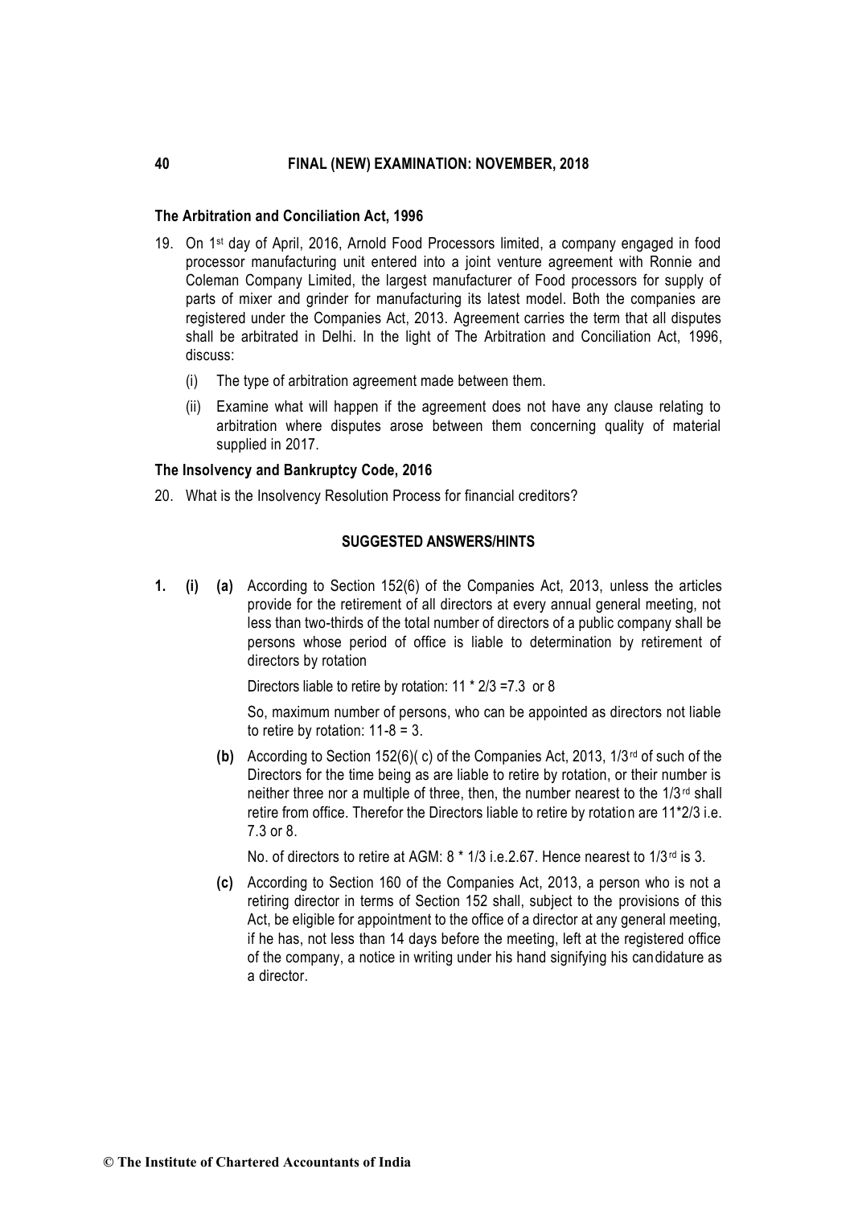### The Arbitration and Conciliation Act, 1996

19. On 1st day of April, 2016, Arnold Food Processors limited, a company engaged in food processor manufacturing unit entered into a joint venture agreement with Ronnie and Coleman Company Limited, the largest manufacturer of Food processors for supply of parts of mixer and grinder for manufacturing its latest model. Both the companies are registered under the Companies Act, 2013. Agreement carries the term that all disputes shall be arbitrated in Delhi. In the light of The Arbitration and Conciliation Act, 1996, discuss:

    (i) The type of arbitration agreement made between them.

    (ii) Examine what will happen if the agreement does not have any clause relating to arbitration where disputes arose between them concerning quality of material supplied in 2017.

### The Insolvency and Bankruptcy Code, 2016

20. What is the Insolvency Resolution Process for financial creditors?

## SUGGESTED ANSWERS/HINTS

**1. (i) (a)** According to Section 152(6) of the Companies Act, 2013, unless the articles provide for the retirement of all directors at every annual general meeting, not less than two-thirds of the total number of directors of a public company shall be persons whose period of office is liable to determination by retirement of directors by rotation

Directors liable to retire by rotation: 11 * 2/3 =7.3 or 8

So, maximum number of persons, who can be appointed as directors not liable to retire by rotation: 11-8 = 3.

**(b)** According to Section 152(6)( c) of the Companies Act, 2013, 1/3rd of such of the Directors for the time being as are liable to retire by rotation, or their number is neither three nor a multiple of three, then, the number nearest to the 1/3rd shall retire from office. Therefor the Directors liable to retire by rotation are 11*2/3 i.e. 7.3 or 8.

No. of directors to retire at AGM: 8 * 1/3 i.e.2.67. Hence nearest to 1/3rd is 3.

**(c)** According to Section 160 of the Companies Act, 2013, a person who is not a retiring director in terms of Section 152 shall, subject to the provisions of this Act, be eligible for appointment to the office of a director at any general meeting, if he has, not less than 14 days before the meeting, left at the registered office of the company, a notice in writing under his hand signifying his candidature as a director.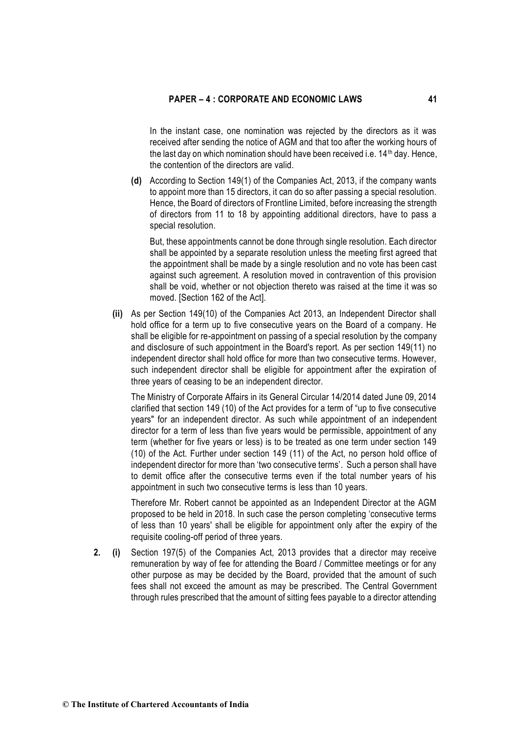In the instant case, one nomination was rejected by the directors as it was received after sending the notice of AGM and that too after the working hours of the last day on which nomination should have been received i.e. 14th day. Hence, the contention of the directors are valid.

**(d)** According to Section 149(1) of the Companies Act, 2013, if the company wants to appoint more than 15 directors, it can do so after passing a special resolution. Hence, the Board of directors of Frontline Limited, before increasing the strength of directors from 11 to 18 by appointing additional directors, have to pass a special resolution.

But, these appointments cannot be done through single resolution. Each director shall be appointed by a separate resolution unless the meeting first agreed that the appointment shall be made by a single resolution and no vote has been cast against such agreement. A resolution moved in contravention of this provision shall be void, whether or not objection thereto was raised at the time it was so moved. [Section 162 of the Act].

**(ii)** As per Section 149(10) of the Companies Act 2013, an Independent Director shall hold office for a term up to five consecutive years on the Board of a company. He shall be eligible for re-appointment on passing of a special resolution by the company and disclosure of such appointment in the Board's report. As per section 149(11) no independent director shall hold office for more than two consecutive terms. However, such independent director shall be eligible for appointment after the expiration of three years of ceasing to be an independent director.

The Ministry of Corporate Affairs in its General Circular 14/2014 dated June 09, 2014 clarified that section 149 (10) of the Act provides for a term of "up to five consecutive years" for an independent director. As such while appointment of an independent director for a term of less than five years would be permissible, appointment of any term (whether for five years or less) is to be treated as one term under section 149 (10) of the Act. Further under section 149 (11) of the Act, no person hold office of independent director for more than 'two consecutive terms'. Such a person shall have to demit office after the consecutive terms even if the total number years of his appointment in such two consecutive terms is less than 10 years.

Therefore Mr. Robert cannot be appointed as an Independent Director at the AGM proposed to be held in 2018. In such case the person completing 'consecutive terms of less than 10 years' shall be eligible for appointment only after the expiry of the requisite cooling-off period of three years.

**2. (i)** Section 197(5) of the Companies Act, 2013 provides that a director may receive remuneration by way of fee for attending the Board / Committee meetings or for any other purpose as may be decided by the Board, provided that the amount of such fees shall not exceed the amount as may be prescribed. The Central Government through rules prescribed that the amount of sitting fees payable to a director attending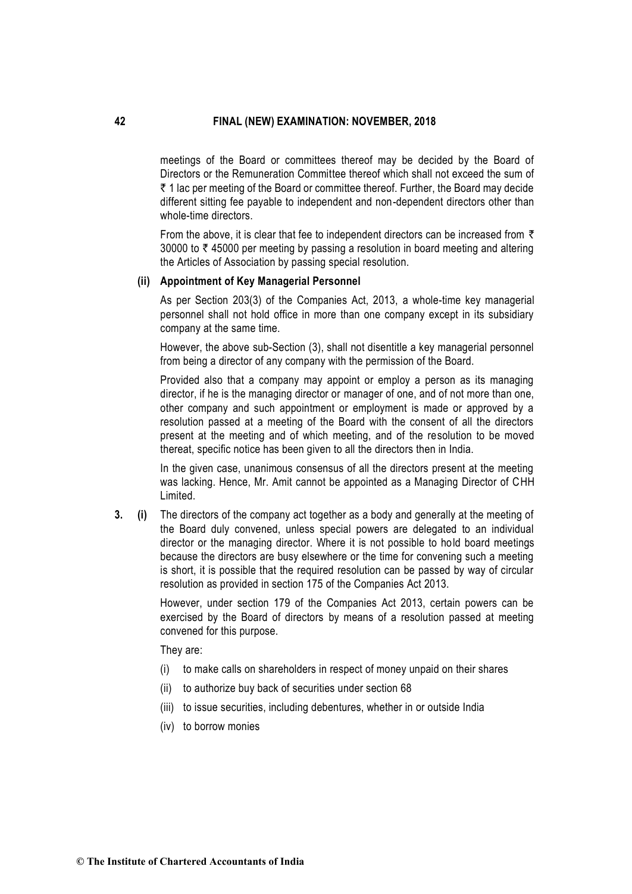meetings of the Board or committees thereof may be decided by the Board of Directors or the Remuneration Committee thereof which shall not exceed the sum of ₹ 1 lac per meeting of the Board or committee thereof. Further, the Board may decide different sitting fee payable to independent and non-dependent directors other than whole-time directors.

From the above, it is clear that fee to independent directors can be increased from ₹ 30000 to ₹ 45000 per meeting by passing a resolution in board meeting and altering the Articles of Association by passing special resolution.

**(ii) Appointment of Key Managerial Personnel**

As per Section 203(3) of the Companies Act, 2013, a whole-time key managerial personnel shall not hold office in more than one company except in its subsidiary company at the same time.

However, the above sub-Section (3), shall not disentitle a key managerial personnel from being a director of any company with the permission of the Board.

Provided also that a company may appoint or employ a person as its managing director, if he is the managing director or manager of one, and of not more than one, other company and such appointment or employment is made or approved by a resolution passed at a meeting of the Board with the consent of all the directors present at the meeting and of which meeting, and of the resolution to be moved thereat, specific notice has been given to all the directors then in India.

In the given case, unanimous consensus of all the directors present at the meeting was lacking. Hence, Mr. Amit cannot be appointed as a Managing Director of CHH Limited.

**3. (i)** The directors of the company act together as a body and generally at the meeting of the Board duly convened, unless special powers are delegated to an individual director or the managing director. Where it is not possible to hold board meetings because the directors are busy elsewhere or the time for convening such a meeting is short, it is possible that the required resolution can be passed by way of circular resolution as provided in section 175 of the Companies Act 2013.

However, under section 179 of the Companies Act 2013, certain powers can be exercised by the Board of directors by means of a resolution passed at meeting convened for this purpose.

They are:

(i) to make calls on shareholders in respect of money unpaid on their shares

(ii) to authorize buy back of securities under section 68

(iii) to issue securities, including debentures, whether in or outside India

(iv) to borrow monies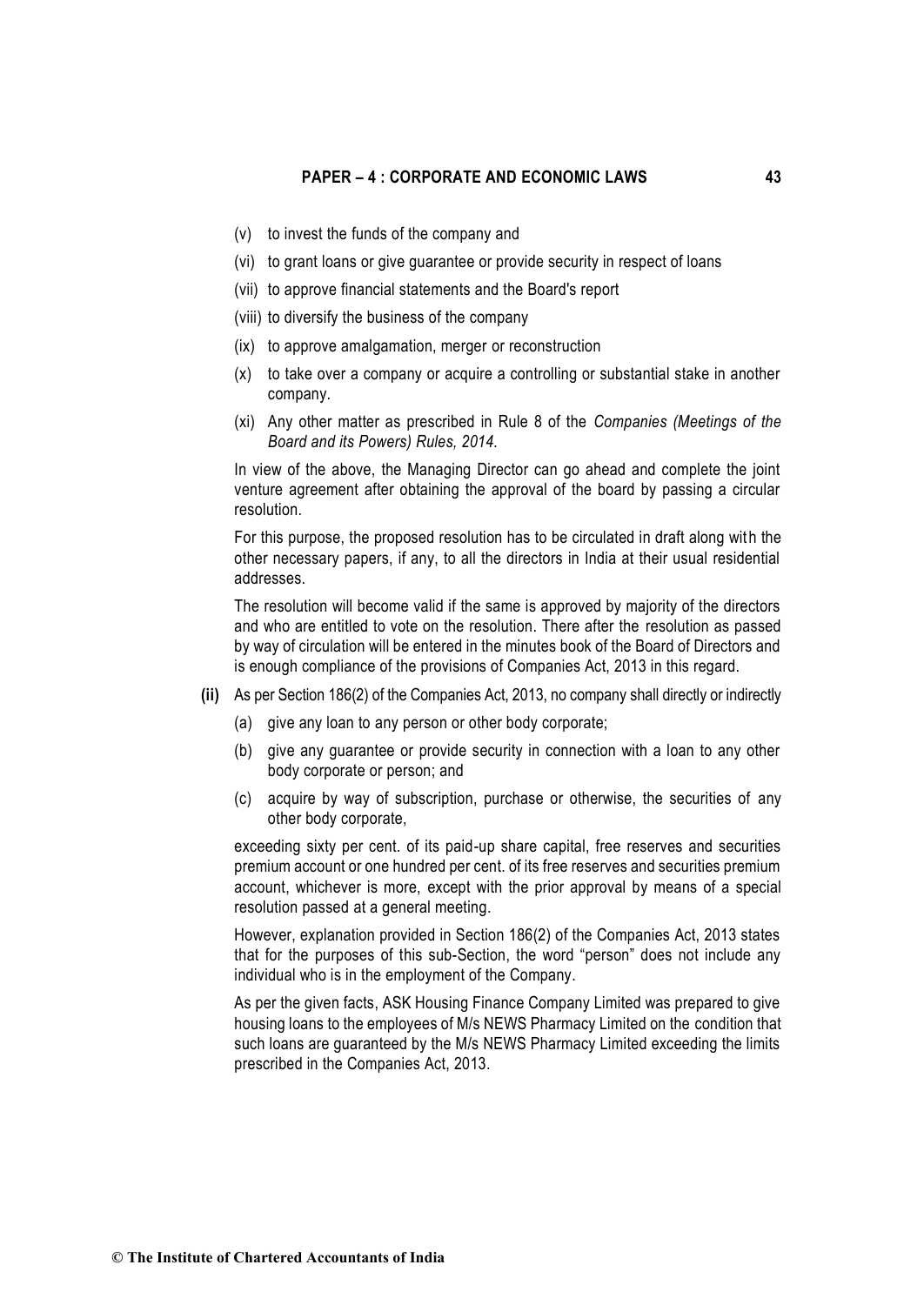(v) to invest the funds of the company and

(vi) to grant loans or give guarantee or provide security in respect of loans

(vii) to approve financial statements and the Board's report

(viii) to diversify the business of the company

(ix) to approve amalgamation, merger or reconstruction

(x) to take over a company or acquire a controlling or substantial stake in another company.

(xi) Any other matter as prescribed in Rule 8 of the *Companies (Meetings of the Board and its Powers) Rules, 2014.*

In view of the above, the Managing Director can go ahead and complete the joint venture agreement after obtaining the approval of the board by passing a circular resolution.

For this purpose, the proposed resolution has to be circulated in draft along with the other necessary papers, if any, to all the directors in India at their usual residential addresses.

The resolution will become valid if the same is approved by majority of the directors and who are entitled to vote on the resolution. There after the resolution as passed by way of circulation will be entered in the minutes book of the Board of Directors and is enough compliance of the provisions of Companies Act, 2013 in this regard.

**(ii)** As per Section 186(2) of the Companies Act, 2013, no company shall directly or indirectly

(a) give any loan to any person or other body corporate;

(b) give any guarantee or provide security in connection with a loan to any other body corporate or person; and

(c) acquire by way of subscription, purchase or otherwise, the securities of any other body corporate,

exceeding sixty per cent. of its paid-up share capital, free reserves and securities premium account or one hundred per cent. of its free reserves and securities premium account, whichever is more, except with the prior approval by means of a special resolution passed at a general meeting.

However, explanation provided in Section 186(2) of the Companies Act, 2013 states that for the purposes of this sub-Section, the word "person" does not include any individual who is in the employment of the Company.

As per the given facts, ASK Housing Finance Company Limited was prepared to give housing loans to the employees of M/s NEWS Pharmacy Limited on the condition that such loans are guaranteed by the M/s NEWS Pharmacy Limited exceeding the limits prescribed in the Companies Act, 2013.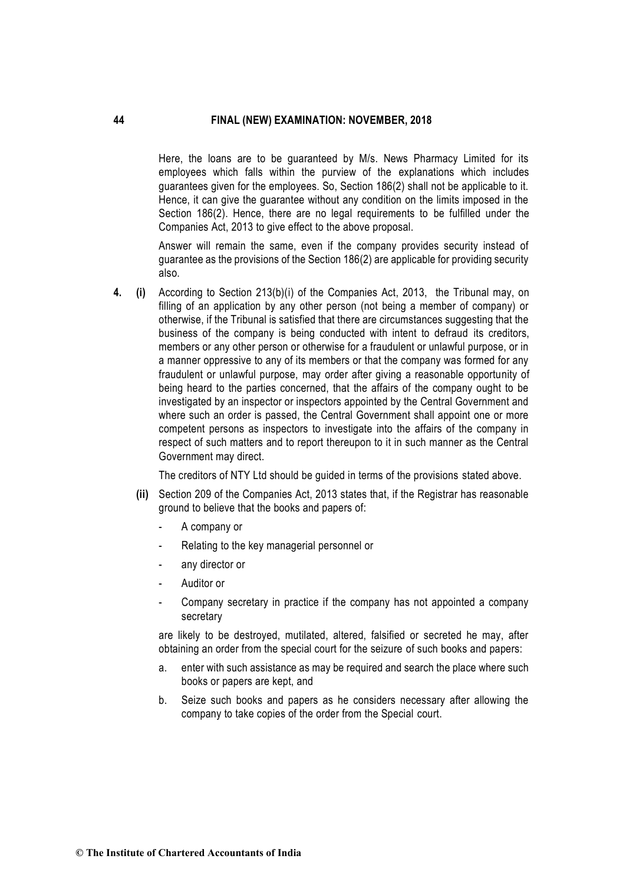Here, the loans are to be guaranteed by M/s. News Pharmacy Limited for its employees which falls within the purview of the explanations which includes guarantees given for the employees. So, Section 186(2) shall not be applicable to it. Hence, it can give the guarantee without any condition on the limits imposed in the Section 186(2). Hence, there are no legal requirements to be fulfilled under the Companies Act, 2013 to give effect to the above proposal.

Answer will remain the same, even if the company provides security instead of guarantee as the provisions of the Section 186(2) are applicable for providing security also.

**4.** **(i)** According to Section 213(b)(i) of the Companies Act, 2013, the Tribunal may, on filling of an application by any other person (not being a member of company) or otherwise, if the Tribunal is satisfied that there are circumstances suggesting that the business of the company is being conducted with intent to defraud its creditors, members or any other person or otherwise for a fraudulent or unlawful purpose, or in a manner oppressive to any of its members or that the company was formed for any fraudulent or unlawful purpose, may order after giving a reasonable opportunity of being heard to the parties concerned, that the affairs of the company ought to be investigated by an inspector or inspectors appointed by the Central Government and where such an order is passed, the Central Government shall appoint one or more competent persons as inspectors to investigate into the affairs of the company in respect of such matters and to report thereupon to it in such manner as the Central Government may direct.

The creditors of NTY Ltd should be guided in terms of the provisions stated above.

**(ii)** Section 209 of the Companies Act, 2013 states that, if the Registrar has reasonable ground to believe that the books and papers of:

- A company or
- Relating to the key managerial personnel or
- any director or
- Auditor or
- Company secretary in practice if the company has not appointed a company secretary

are likely to be destroyed, mutilated, altered, falsified or secreted he may, after obtaining an order from the special court for the seizure of such books and papers:

a. enter with such assistance as may be required and search the place where such books or papers are kept, and

b. Seize such books and papers as he considers necessary after allowing the company to take copies of the order from the Special court.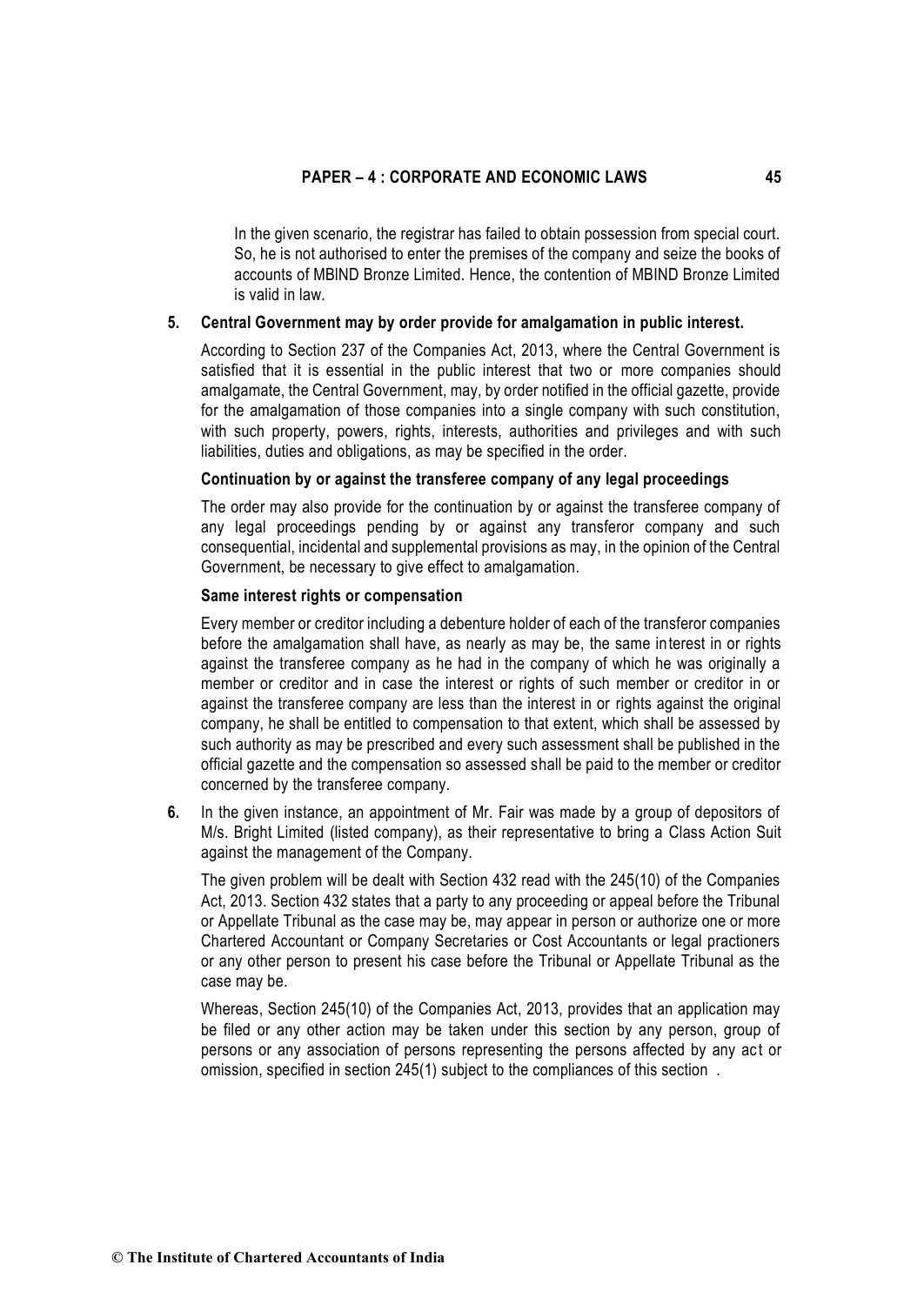In the given scenario, the registrar has failed to obtain possession from special court. So, he is not authorised to enter the premises of the company and seize the books of accounts of MBIND Bronze Limited. Hence, the contention of MBIND Bronze Limited is valid in law.

**5. Central Government may by order provide for amalgamation in public interest.**

According to Section 237 of the Companies Act, 2013, where the Central Government is satisfied that it is essential in the public interest that two or more companies should amalgamate, the Central Government, may, by order notified in the official gazette, provide for the amalgamation of those companies into a single company with such constitution, with such property, powers, rights, interests, authorities and privileges and with such liabilities, duties and obligations, as may be specified in the order.

**Continuation by or against the transferee company of any legal proceedings**

The order may also provide for the continuation by or against the transferee company of any legal proceedings pending by or against any transferor company and such consequential, incidental and supplemental provisions as may, in the opinion of the Central Government, be necessary to give effect to amalgamation.

**Same interest rights or compensation**

Every member or creditor including a debenture holder of each of the transferor companies before the amalgamation shall have, as nearly as may be, the same interest in or rights against the transferee company as he had in the company of which he was originally a member or creditor and in case the interest or rights of such member or creditor in or against the transferee company are less than the interest in or rights against the original company, he shall be entitled to compensation to that extent, which shall be assessed by such authority as may be prescribed and every such assessment shall be published in the official gazette and the compensation so assessed shall be paid to the member or creditor concerned by the transferee company.

**6.** In the given instance, an appointment of Mr. Fair was made by a group of depositors of M/s. Bright Limited (listed company), as their representative to bring a Class Action Suit against the management of the Company.

The given problem will be dealt with Section 432 read with the 245(10) of the Companies Act, 2013. Section 432 states that a party to any proceeding or appeal before the Tribunal or Appellate Tribunal as the case may be, may appear in person or authorize one or more Chartered Accountant or Company Secretaries or Cost Accountants or legal practioners or any other person to present his case before the Tribunal or Appellate Tribunal as the case may be.

Whereas, Section 245(10) of the Companies Act, 2013, provides that an application may be filed or any other action may be taken under this section by any person, group of persons or any association of persons representing the persons affected by any act or omission, specified in section 245(1) subject to the compliances of this section .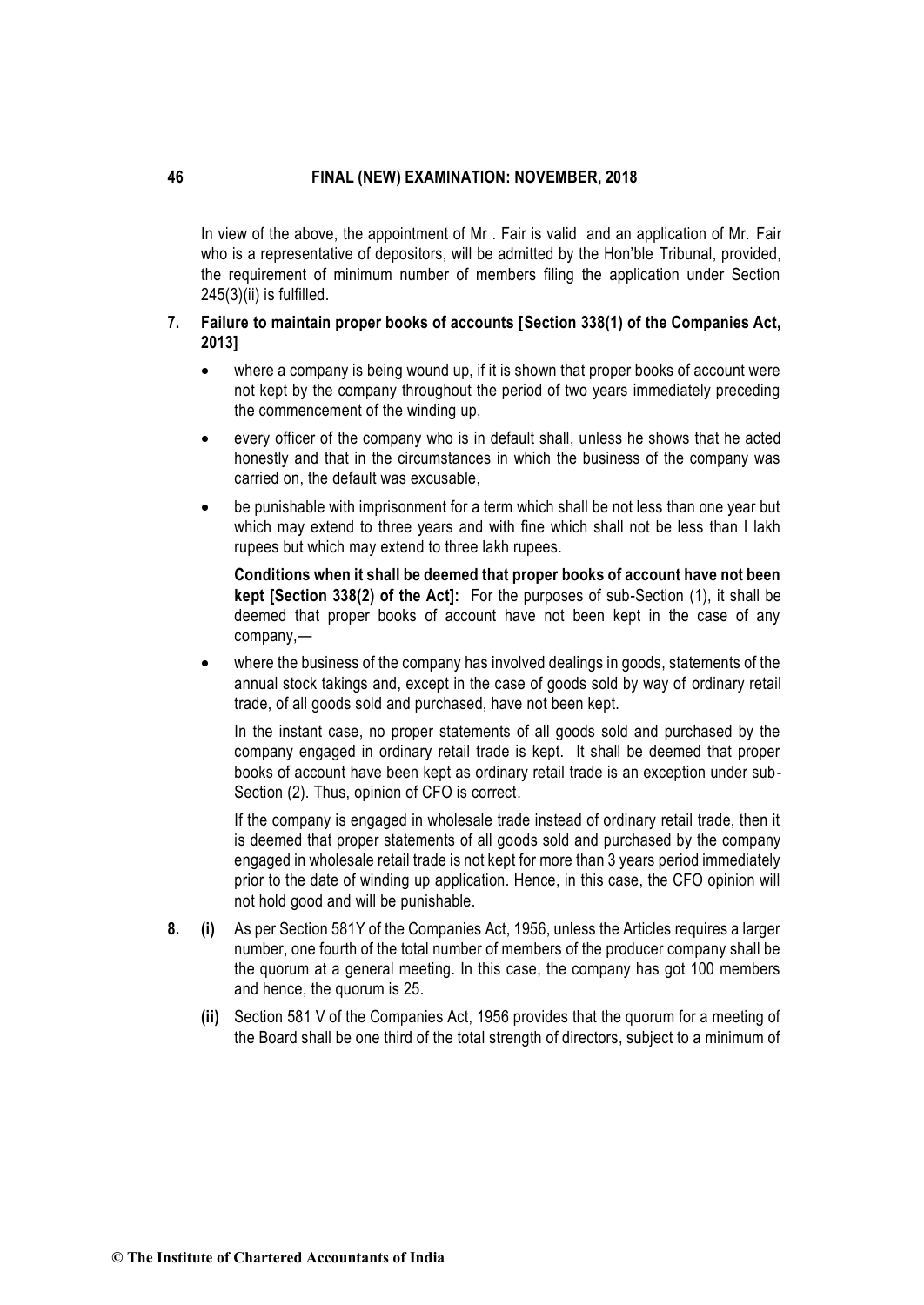In view of the above, the appointment of Mr . Fair is valid and an application of Mr. Fair who is a representative of depositors, will be admitted by the Hon'ble Tribunal, provided, the requirement of minimum number of members filing the application under Section 245(3)(ii) is fulfilled.

**7. Failure to maintain proper books of accounts [Section 338(1) of the Companies Act, 2013]**

- where a company is being wound up, if it is shown that proper books of account were not kept by the company throughout the period of two years immediately preceding the commencement of the winding up,
- every officer of the company who is in default shall, unless he shows that he acted honestly and that in the circumstances in which the business of the company was carried on, the default was excusable,
- be punishable with imprisonment for a term which shall be not less than one year but which may extend to three years and with fine which shall not be less than I lakh rupees but which may extend to three lakh rupees.

  **Conditions when it shall be deemed that proper books of account have not been kept [Section 338(2) of the Act]:** For the purposes of sub-Section (1), it shall be deemed that proper books of account have not been kept in the case of any company,—

- where the business of the company has involved dealings in goods, statements of the annual stock takings and, except in the case of goods sold by way of ordinary retail trade, of all goods sold and purchased, have not been kept.

  In the instant case, no proper statements of all goods sold and purchased by the company engaged in ordinary retail trade is kept. It shall be deemed that proper books of account have been kept as ordinary retail trade is an exception under sub-Section (2). Thus, opinion of CFO is correct.

  If the company is engaged in wholesale trade instead of ordinary retail trade, then it is deemed that proper statements of all goods sold and purchased by the company engaged in wholesale retail trade is not kept for more than 3 years period immediately prior to the date of winding up application. Hence, in this case, the CFO opinion will not hold good and will be punishable.

**8.** **(i)** As per Section 581Y of the Companies Act, 1956, unless the Articles requires a larger number, one fourth of the total number of members of the producer company shall be the quorum at a general meeting. In this case, the company has got 100 members and hence, the quorum is 25.

**(ii)** Section 581 V of the Companies Act, 1956 provides that the quorum for a meeting of the Board shall be one third of the total strength of directors, subject to a minimum of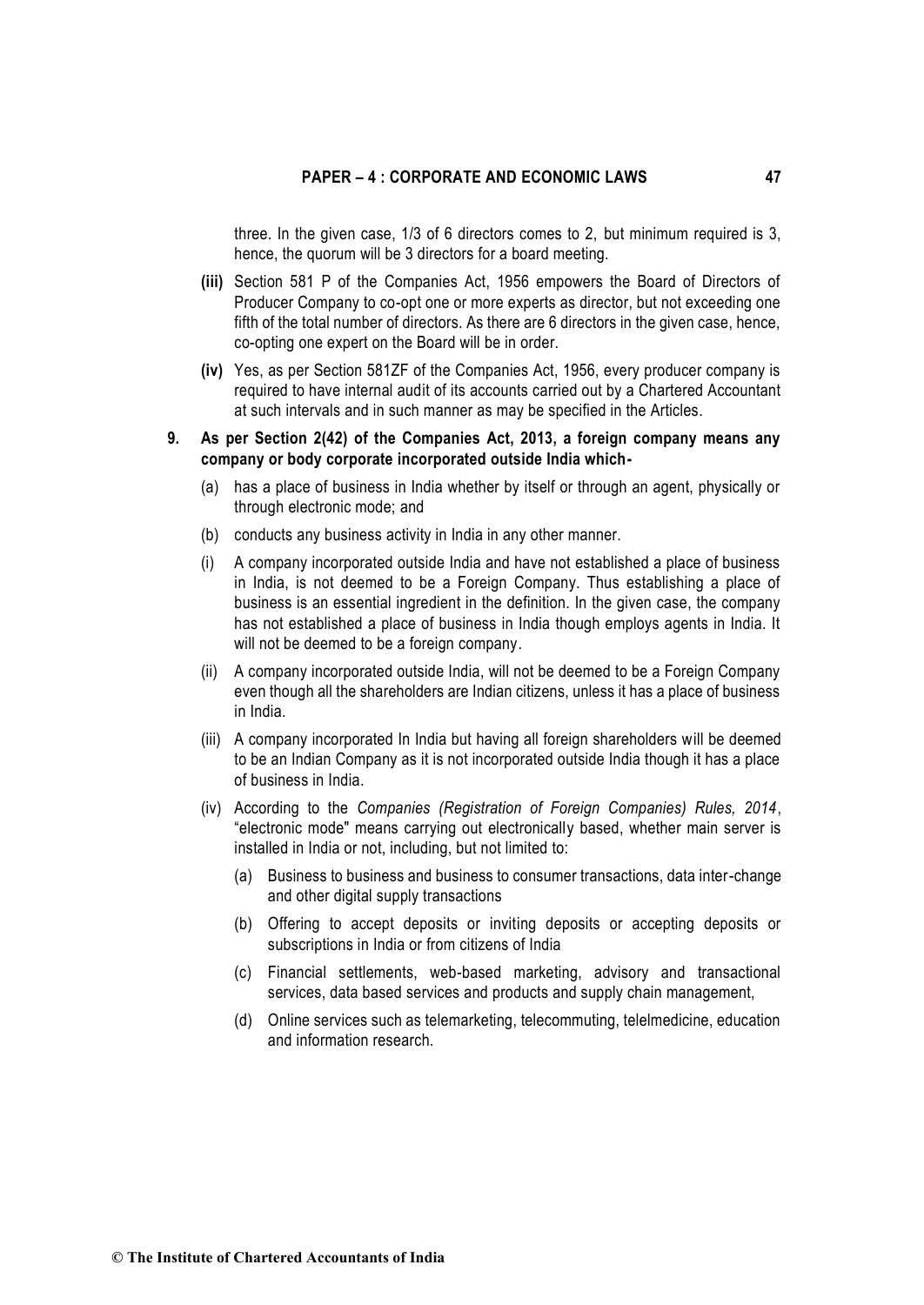three. In the given case, 1/3 of 6 directors comes to 2, but minimum required is 3, hence, the quorum will be 3 directors for a board meeting.

**(iii)** Section 581 P of the Companies Act, 1956 empowers the Board of Directors of Producer Company to co-opt one or more experts as director, but not exceeding one fifth of the total number of directors. As there are 6 directors in the given case, hence, co-opting one expert on the Board will be in order.

**(iv)** Yes, as per Section 581ZF of the Companies Act, 1956, every producer company is required to have internal audit of its accounts carried out by a Chartered Accountant at such intervals and in such manner as may be specified in the Articles.

**9. As per Section 2(42) of the Companies Act, 2013, a foreign company means any company or body corporate incorporated outside India which-**

(a) has a place of business in India whether by itself or through an agent, physically or through electronic mode; and

(b) conducts any business activity in India in any other manner.

(i) A company incorporated outside India and have not established a place of business in India, is not deemed to be a Foreign Company. Thus establishing a place of business is an essential ingredient in the definition. In the given case, the company has not established a place of business in India though employs agents in India. It will not be deemed to be a foreign company.

(ii) A company incorporated outside India, will not be deemed to be a Foreign Company even though all the shareholders are Indian citizens, unless it has a place of business in India.

(iii) A company incorporated In India but having all foreign shareholders will be deemed to be an Indian Company as it is not incorporated outside India though it has a place of business in India.

(iv) According to the *Companies (Registration of Foreign Companies) Rules, 2014*, "electronic mode" means carrying out electronically based, whether main server is installed in India or not, including, but not limited to:

   (a) Business to business and business to consumer transactions, data inter-change and other digital supply transactions

   (b) Offering to accept deposits or inviting deposits or accepting deposits or subscriptions in India or from citizens of India

   (c) Financial settlements, web-based marketing, advisory and transactional services, data based services and products and supply chain management,

   (d) Online services such as telemarketing, telecommuting, telelmedicine, education and information research.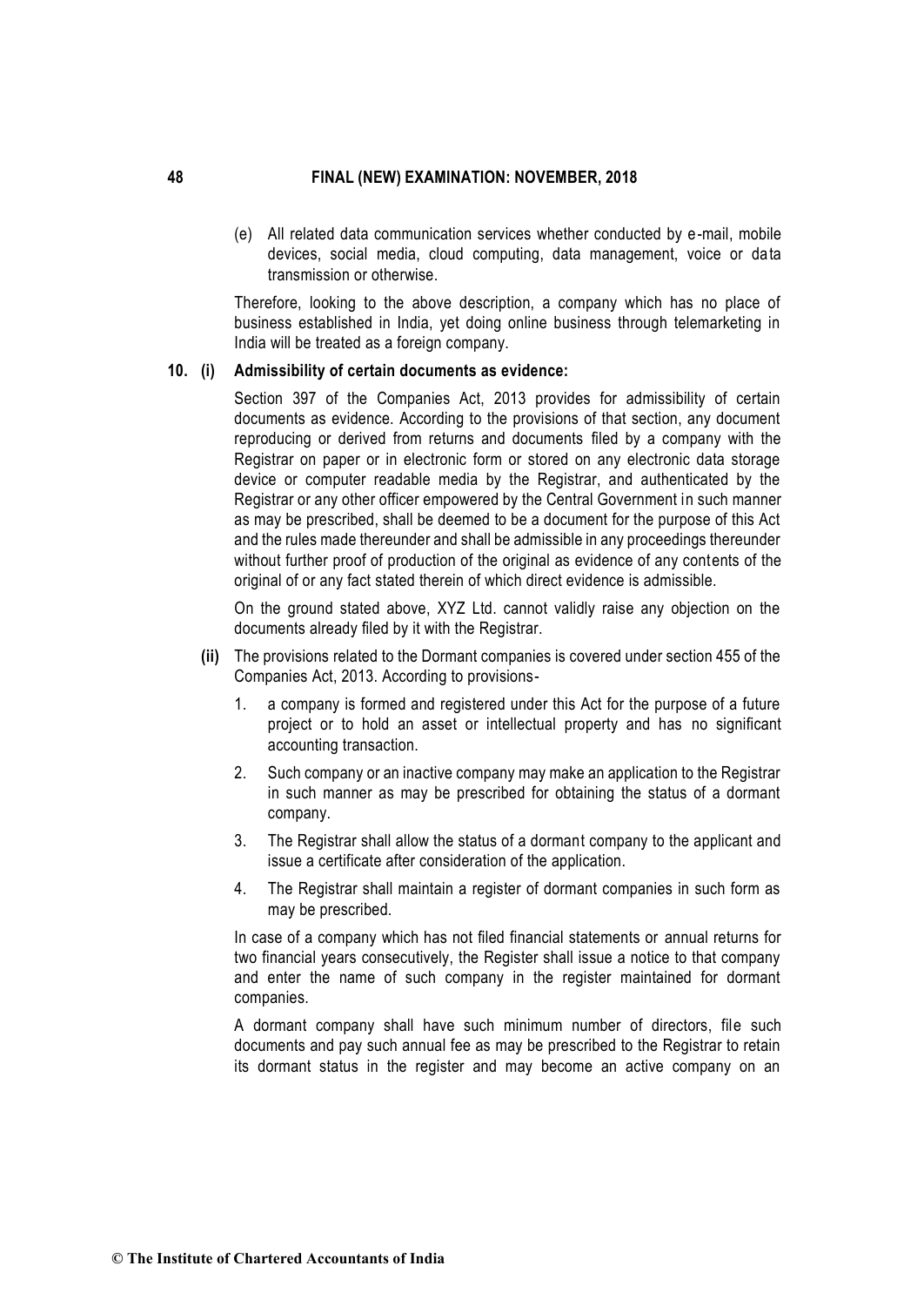(e) All related data communication services whether conducted by e-mail, mobile devices, social media, cloud computing, data management, voice or data transmission or otherwise.

Therefore, looking to the above description, a company which has no place of business established in India, yet doing online business through telemarketing in India will be treated as a foreign company.

**10. (i) Admissibility of certain documents as evidence:**

Section 397 of the Companies Act, 2013 provides for admissibility of certain documents as evidence. According to the provisions of that section, any document reproducing or derived from returns and documents filed by a company with the Registrar on paper or in electronic form or stored on any electronic data storage device or computer readable media by the Registrar, and authenticated by the Registrar or any other officer empowered by the Central Government in such manner as may be prescribed, shall be deemed to be a document for the purpose of this Act and the rules made thereunder and shall be admissible in any proceedings thereunder without further proof of production of the original as evidence of any contents of the original of or any fact stated therein of which direct evidence is admissible.

On the ground stated above, XYZ Ltd. cannot validly raise any objection on the documents already filed by it with the Registrar.

**(ii)** The provisions related to the Dormant companies is covered under section 455 of the Companies Act, 2013. According to provisions-

1. a company is formed and registered under this Act for the purpose of a future project or to hold an asset or intellectual property and has no significant accounting transaction.
2. Such company or an inactive company may make an application to the Registrar in such manner as may be prescribed for obtaining the status of a dormant company.
3. The Registrar shall allow the status of a dormant company to the applicant and issue a certificate after consideration of the application.
4. The Registrar shall maintain a register of dormant companies in such form as may be prescribed.

In case of a company which has not filed financial statements or annual returns for two financial years consecutively, the Register shall issue a notice to that company and enter the name of such company in the register maintained for dormant companies.

A dormant company shall have such minimum number of directors, file such documents and pay such annual fee as may be prescribed to the Registrar to retain its dormant status in the register and may become an active company on an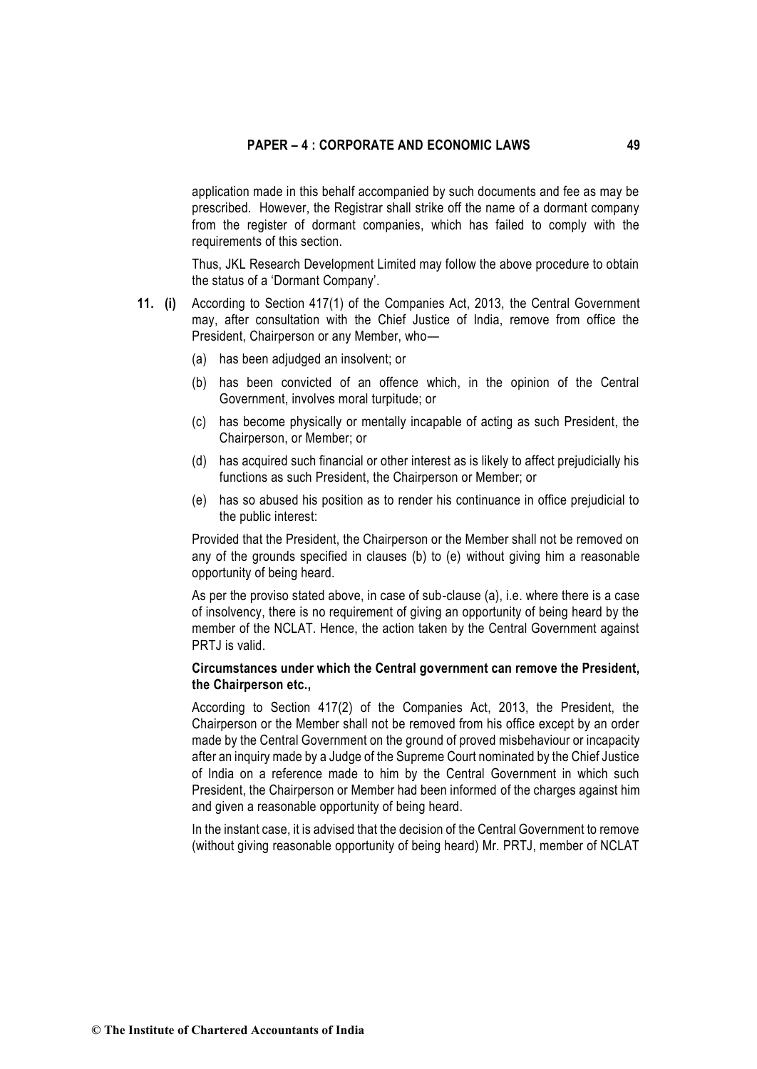application made in this behalf accompanied by such documents and fee as may be prescribed. However, the Registrar shall strike off the name of a dormant company from the register of dormant companies, which has failed to comply with the requirements of this section.

Thus, JKL Research Development Limited may follow the above procedure to obtain the status of a 'Dormant Company'.

**11. (i)** According to Section 417(1) of the Companies Act, 2013, the Central Government may, after consultation with the Chief Justice of India, remove from office the President, Chairperson or any Member, who—

(a) has been adjudged an insolvent; or

(b) has been convicted of an offence which, in the opinion of the Central Government, involves moral turpitude; or

(c) has become physically or mentally incapable of acting as such President, the Chairperson, or Member; or

(d) has acquired such financial or other interest as is likely to affect prejudicially his functions as such President, the Chairperson or Member; or

(e) has so abused his position as to render his continuance in office prejudicial to the public interest:

Provided that the President, the Chairperson or the Member shall not be removed on any of the grounds specified in clauses (b) to (e) without giving him a reasonable opportunity of being heard.

As per the proviso stated above, in case of sub-clause (a), i.e. where there is a case of insolvency, there is no requirement of giving an opportunity of being heard by the member of the NCLAT. Hence, the action taken by the Central Government against PRTJ is valid.

**Circumstances under which the Central government can remove the President, the Chairperson etc.,**

According to Section 417(2) of the Companies Act, 2013, the President, the Chairperson or the Member shall not be removed from his office except by an order made by the Central Government on the ground of proved misbehaviour or incapacity after an inquiry made by a Judge of the Supreme Court nominated by the Chief Justice of India on a reference made to him by the Central Government in which such President, the Chairperson or Member had been informed of the charges against him and given a reasonable opportunity of being heard.

In the instant case, it is advised that the decision of the Central Government to remove (without giving reasonable opportunity of being heard) Mr. PRTJ, member of NCLAT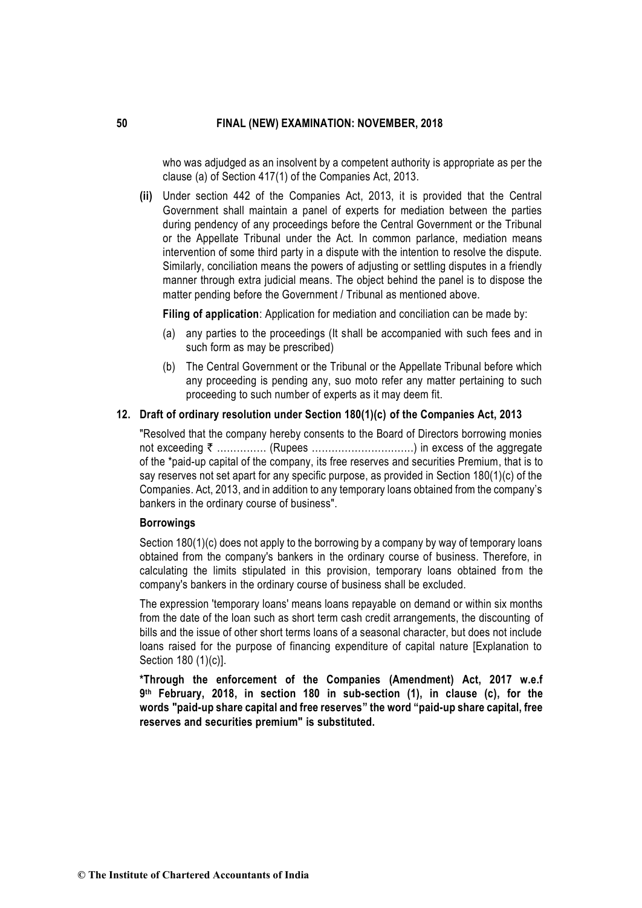who was adjudged as an insolvent by a competent authority is appropriate as per the clause (a) of Section 417(1) of the Companies Act, 2013.

**(ii)** Under section 442 of the Companies Act, 2013, it is provided that the Central Government shall maintain a panel of experts for mediation between the parties during pendency of any proceedings before the Central Government or the Tribunal or the Appellate Tribunal under the Act. In common parlance, mediation means intervention of some third party in a dispute with the intention to resolve the dispute. Similarly, conciliation means the powers of adjusting or settling disputes in a friendly manner through extra judicial means. The object behind the panel is to dispose the matter pending before the Government / Tribunal as mentioned above.

**Filing of application**: Application for mediation and conciliation can be made by:

(a) any parties to the proceedings (It shall be accompanied with such fees and in such form as may be prescribed)

(b) The Central Government or the Tribunal or the Appellate Tribunal before which any proceeding is pending any, suo moto refer any matter pertaining to such proceeding to such number of experts as it may deem fit.

**12. Draft of ordinary resolution under Section 180(1)(c) of the Companies Act, 2013**

"Resolved that the company hereby consents to the Board of Directors borrowing monies not exceeding ₹ …………… (Rupees …………………………) in excess of the aggregate of the *paid-up capital of the company, its free reserves and securities Premium, that is to say reserves not set apart for any specific purpose, as provided in Section 180(1)(c) of the Companies. Act, 2013, and in addition to any temporary loans obtained from the company's bankers in the ordinary course of business".

**Borrowings**

Section 180(1)(c) does not apply to the borrowing by a company by way of temporary loans obtained from the company's bankers in the ordinary course of business. Therefore, in calculating the limits stipulated in this provision, temporary loans obtained from the company's bankers in the ordinary course of business shall be excluded.

The expression 'temporary loans' means loans repayable on demand or within six months from the date of the loan such as short term cash credit arrangements, the discounting of bills and the issue of other short terms loans of a seasonal character, but does not include loans raised for the purpose of financing expenditure of capital nature [Explanation to Section 180 (1)(c)].

**\*Through the enforcement of the Companies (Amendment) Act, 2017 w.e.f 9th February, 2018, in section 180 in sub-section (1), in clause (c), for the words "paid-up share capital and free reserves" the word "paid-up share capital, free reserves and securities premium" is substituted.**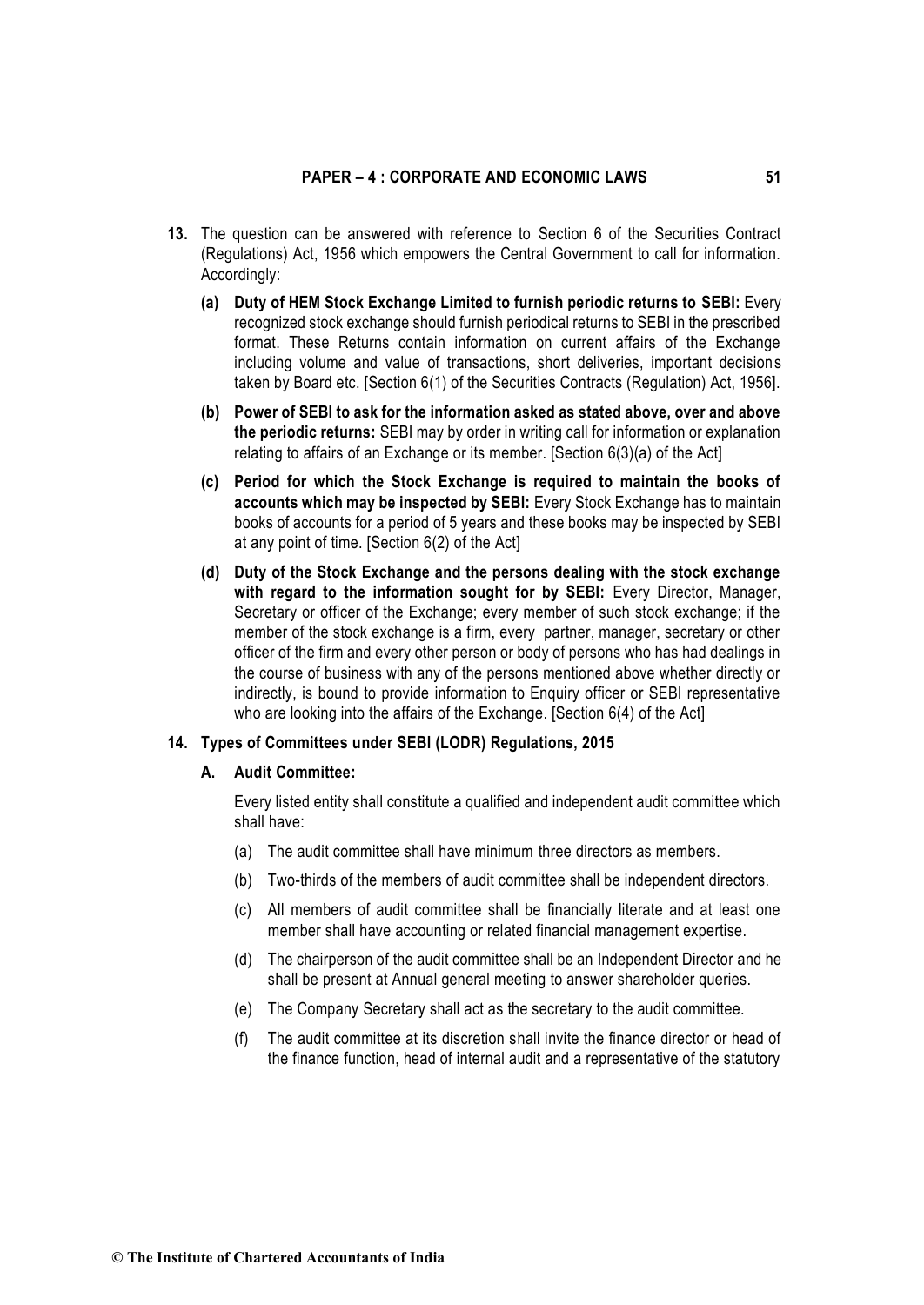**13.** The question can be answered with reference to Section 6 of the Securities Contract (Regulations) Act, 1956 which empowers the Central Government to call for information. Accordingly:

**(a) Duty of HEM Stock Exchange Limited to furnish periodic returns to SEBI:** Every recognized stock exchange should furnish periodical returns to SEBI in the prescribed format. These Returns contain information on current affairs of the Exchange including volume and value of transactions, short deliveries, important decisions taken by Board etc. [Section 6(1) of the Securities Contracts (Regulation) Act, 1956].

**(b) Power of SEBI to ask for the information asked as stated above, over and above the periodic returns:** SEBI may by order in writing call for information or explanation relating to affairs of an Exchange or its member. [Section 6(3)(a) of the Act]

**(c) Period for which the Stock Exchange is required to maintain the books of accounts which may be inspected by SEBI:** Every Stock Exchange has to maintain books of accounts for a period of 5 years and these books may be inspected by SEBI at any point of time. [Section 6(2) of the Act]

**(d) Duty of the Stock Exchange and the persons dealing with the stock exchange with regard to the information sought for by SEBI:** Every Director, Manager, Secretary or officer of the Exchange; every member of such stock exchange; if the member of the stock exchange is a firm, every partner, manager, secretary or other officer of the firm and every other person or body of persons who has had dealings in the course of business with any of the persons mentioned above whether directly or indirectly, is bound to provide information to Enquiry officer or SEBI representative who are looking into the affairs of the Exchange. [Section 6(4) of the Act]

**14. Types of Committees under SEBI (LODR) Regulations, 2015**

**A. Audit Committee:**

Every listed entity shall constitute a qualified and independent audit committee which shall have:

(a) The audit committee shall have minimum three directors as members.

(b) Two-thirds of the members of audit committee shall be independent directors.

(c) All members of audit committee shall be financially literate and at least one member shall have accounting or related financial management expertise.

(d) The chairperson of the audit committee shall be an Independent Director and he shall be present at Annual general meeting to answer shareholder queries.

(e) The Company Secretary shall act as the secretary to the audit committee.

(f) The audit committee at its discretion shall invite the finance director or head of the finance function, head of internal audit and a representative of the statutory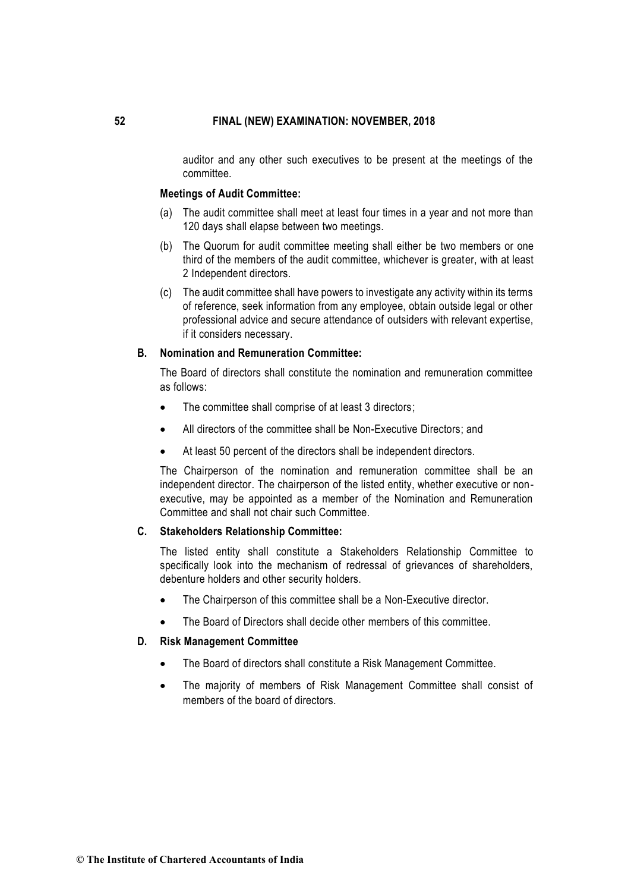auditor and any other such executives to be present at the meetings of the committee.

**Meetings of Audit Committee:**

(a) The audit committee shall meet at least four times in a year and not more than 120 days shall elapse between two meetings.

(b) The Quorum for audit committee meeting shall either be two members or one third of the members of the audit committee, whichever is greater, with at least 2 Independent directors.

(c) The audit committee shall have powers to investigate any activity within its terms of reference, seek information from any employee, obtain outside legal or other professional advice and secure attendance of outsiders with relevant expertise, if it considers necessary.

**B. Nomination and Remuneration Committee:**

The Board of directors shall constitute the nomination and remuneration committee as follows:

- The committee shall comprise of at least 3 directors;
- All directors of the committee shall be Non-Executive Directors; and
- At least 50 percent of the directors shall be independent directors.

The Chairperson of the nomination and remuneration committee shall be an independent director. The chairperson of the listed entity, whether executive or non-executive, may be appointed as a member of the Nomination and Remuneration Committee and shall not chair such Committee.

**C. Stakeholders Relationship Committee:**

The listed entity shall constitute a Stakeholders Relationship Committee to specifically look into the mechanism of redressal of grievances of shareholders, debenture holders and other security holders.

- The Chairperson of this committee shall be a Non-Executive director.
- The Board of Directors shall decide other members of this committee.

**D. Risk Management Committee**

- The Board of directors shall constitute a Risk Management Committee.
- The majority of members of Risk Management Committee shall consist of members of the board of directors.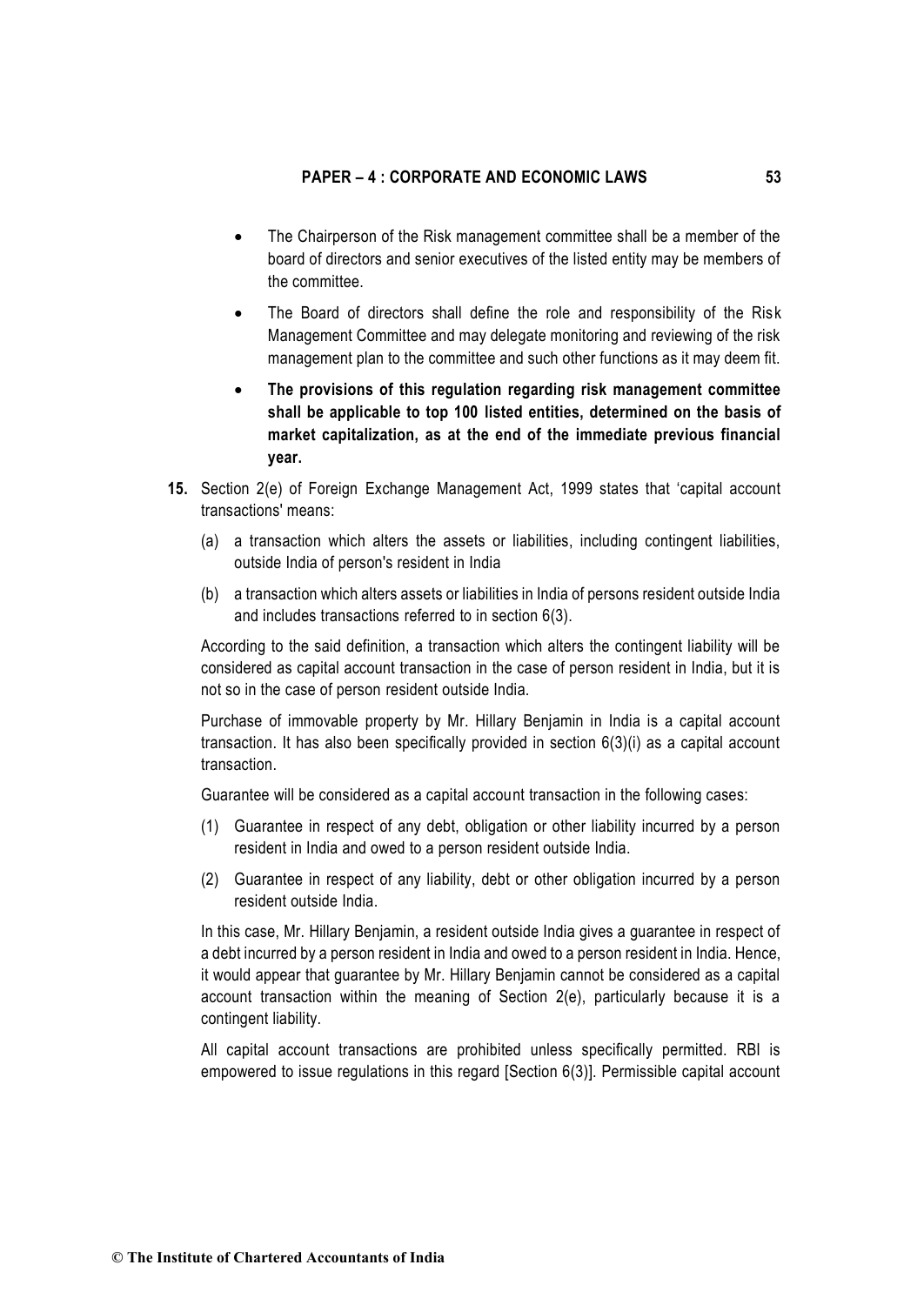- The Chairperson of the Risk management committee shall be a member of the board of directors and senior executives of the listed entity may be members of the committee.
- The Board of directors shall define the role and responsibility of the Risk Management Committee and may delegate monitoring and reviewing of the risk management plan to the committee and such other functions as it may deem fit.
- **The provisions of this regulation regarding risk management committee shall be applicable to top 100 listed entities, determined on the basis of market capitalization, as at the end of the immediate previous financial year.**

**15.** Section 2(e) of Foreign Exchange Management Act, 1999 states that 'capital account transactions' means:

(a) a transaction which alters the assets or liabilities, including contingent liabilities, outside India of person's resident in India

(b) a transaction which alters assets or liabilities in India of persons resident outside India and includes transactions referred to in section 6(3).

According to the said definition, a transaction which alters the contingent liability will be considered as capital account transaction in the case of person resident in India, but it is not so in the case of person resident outside India.

Purchase of immovable property by Mr. Hillary Benjamin in India is a capital account transaction. It has also been specifically provided in section 6(3)(i) as a capital account transaction.

Guarantee will be considered as a capital account transaction in the following cases:

(1) Guarantee in respect of any debt, obligation or other liability incurred by a person resident in India and owed to a person resident outside India.

(2) Guarantee in respect of any liability, debt or other obligation incurred by a person resident outside India.

In this case, Mr. Hillary Benjamin, a resident outside India gives a guarantee in respect of a debt incurred by a person resident in India and owed to a person resident in India. Hence, it would appear that guarantee by Mr. Hillary Benjamin cannot be considered as a capital account transaction within the meaning of Section 2(e), particularly because it is a contingent liability.

All capital account transactions are prohibited unless specifically permitted. RBI is empowered to issue regulations in this regard [Section 6(3)]. Permissible capital account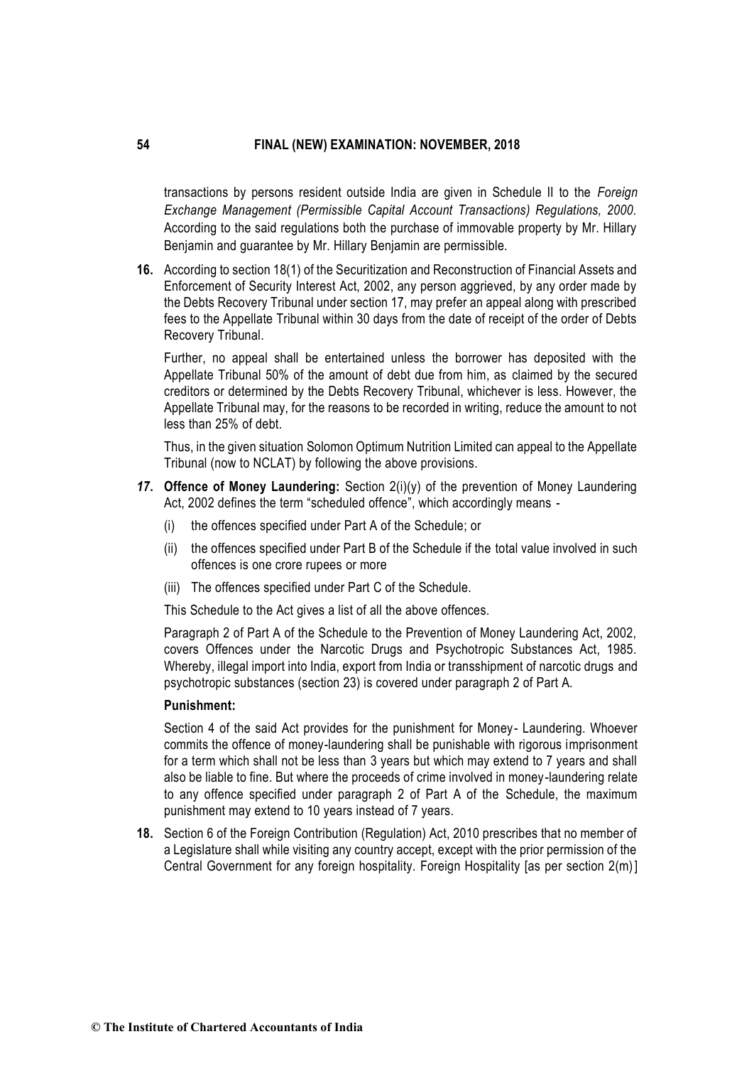transactions by persons resident outside India are given in Schedule II to the *Foreign Exchange Management (Permissible Capital Account Transactions) Regulations, 2000*. According to the said regulations both the purchase of immovable property by Mr. Hillary Benjamin and guarantee by Mr. Hillary Benjamin are permissible.

**16.** According to section 18(1) of the Securitization and Reconstruction of Financial Assets and Enforcement of Security Interest Act, 2002, any person aggrieved, by any order made by the Debts Recovery Tribunal under section 17, may prefer an appeal along with prescribed fees to the Appellate Tribunal within 30 days from the date of receipt of the order of Debts Recovery Tribunal.

Further, no appeal shall be entertained unless the borrower has deposited with the Appellate Tribunal 50% of the amount of debt due from him, as claimed by the secured creditors or determined by the Debts Recovery Tribunal, whichever is less. However, the Appellate Tribunal may, for the reasons to be recorded in writing, reduce the amount to not less than 25% of debt.

Thus, in the given situation Solomon Optimum Nutrition Limited can appeal to the Appellate Tribunal (now to NCLAT) by following the above provisions.

***17.*** **Offence of Money Laundering:** Section 2(i)(y) of the prevention of Money Laundering Act, 2002 defines the term "scheduled offence", which accordingly means -

(i) the offences specified under Part A of the Schedule; or

(ii) the offences specified under Part B of the Schedule if the total value involved in such offences is one crore rupees or more

(iii) The offences specified under Part C of the Schedule.

This Schedule to the Act gives a list of all the above offences.

Paragraph 2 of Part A of the Schedule to the Prevention of Money Laundering Act, 2002, covers Offences under the Narcotic Drugs and Psychotropic Substances Act, 1985. Whereby, illegal import into India, export from India or transshipment of narcotic drugs and psychotropic substances (section 23) is covered under paragraph 2 of Part A.

**Punishment:**

Section 4 of the said Act provides for the punishment for Money- Laundering. Whoever commits the offence of money-laundering shall be punishable with rigorous imprisonment for a term which shall not be less than 3 years but which may extend to 7 years and shall also be liable to fine. But where the proceeds of crime involved in money-laundering relate to any offence specified under paragraph 2 of Part A of the Schedule, the maximum punishment may extend to 10 years instead of 7 years.

**18.** Section 6 of the Foreign Contribution (Regulation) Act, 2010 prescribes that no member of a Legislature shall while visiting any country accept, except with the prior permission of the Central Government for any foreign hospitality. Foreign Hospitality [as per section 2(m)]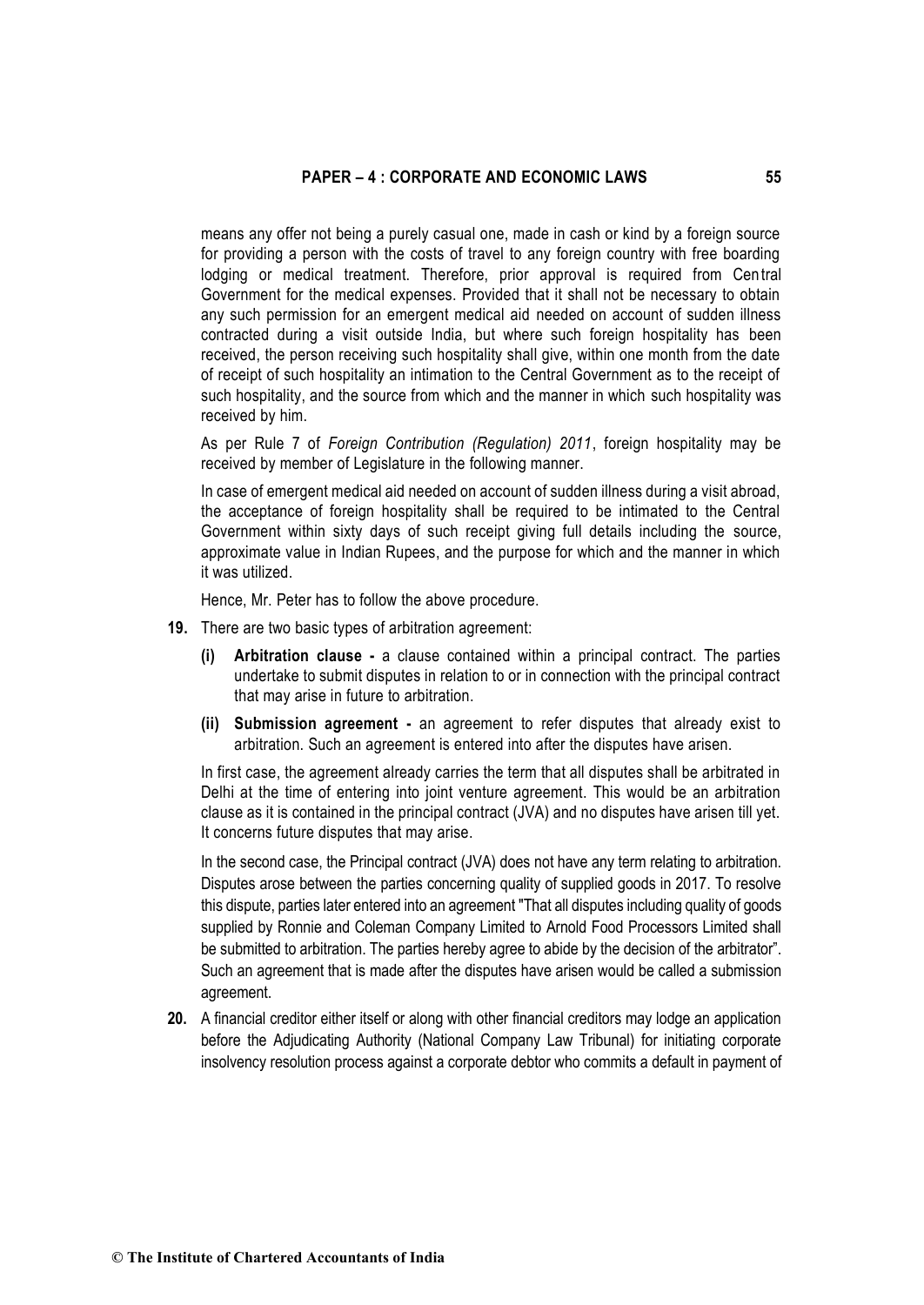means any offer not being a purely casual one, made in cash or kind by a foreign source for providing a person with the costs of travel to any foreign country with free boarding lodging or medical treatment. Therefore, prior approval is required from Central Government for the medical expenses. Provided that it shall not be necessary to obtain any such permission for an emergent medical aid needed on account of sudden illness contracted during a visit outside India, but where such foreign hospitality has been received, the person receiving such hospitality shall give, within one month from the date of receipt of such hospitality an intimation to the Central Government as to the receipt of such hospitality, and the source from which and the manner in which such hospitality was received by him.

As per Rule 7 of *Foreign Contribution (Regulation) 2011*, foreign hospitality may be received by member of Legislature in the following manner.

In case of emergent medical aid needed on account of sudden illness during a visit abroad, the acceptance of foreign hospitality shall be required to be intimated to the Central Government within sixty days of such receipt giving full details including the source, approximate value in Indian Rupees, and the purpose for which and the manner in which it was utilized.

Hence, Mr. Peter has to follow the above procedure.

**19.** There are two basic types of arbitration agreement:

**(i) Arbitration clause -** a clause contained within a principal contract. The parties undertake to submit disputes in relation to or in connection with the principal contract that may arise in future to arbitration.

**(ii) Submission agreement -** an agreement to refer disputes that already exist to arbitration. Such an agreement is entered into after the disputes have arisen.

In first case, the agreement already carries the term that all disputes shall be arbitrated in Delhi at the time of entering into joint venture agreement. This would be an arbitration clause as it is contained in the principal contract (JVA) and no disputes have arisen till yet. It concerns future disputes that may arise.

In the second case, the Principal contract (JVA) does not have any term relating to arbitration. Disputes arose between the parties concerning quality of supplied goods in 2017. To resolve this dispute, parties later entered into an agreement "That all disputes including quality of goods supplied by Ronnie and Coleman Company Limited to Arnold Food Processors Limited shall be submitted to arbitration. The parties hereby agree to abide by the decision of the arbitrator". Such an agreement that is made after the disputes have arisen would be called a submission agreement.

**20.** A financial creditor either itself or along with other financial creditors may lodge an application before the Adjudicating Authority (National Company Law Tribunal) for initiating corporate insolvency resolution process against a corporate debtor who commits a default in payment of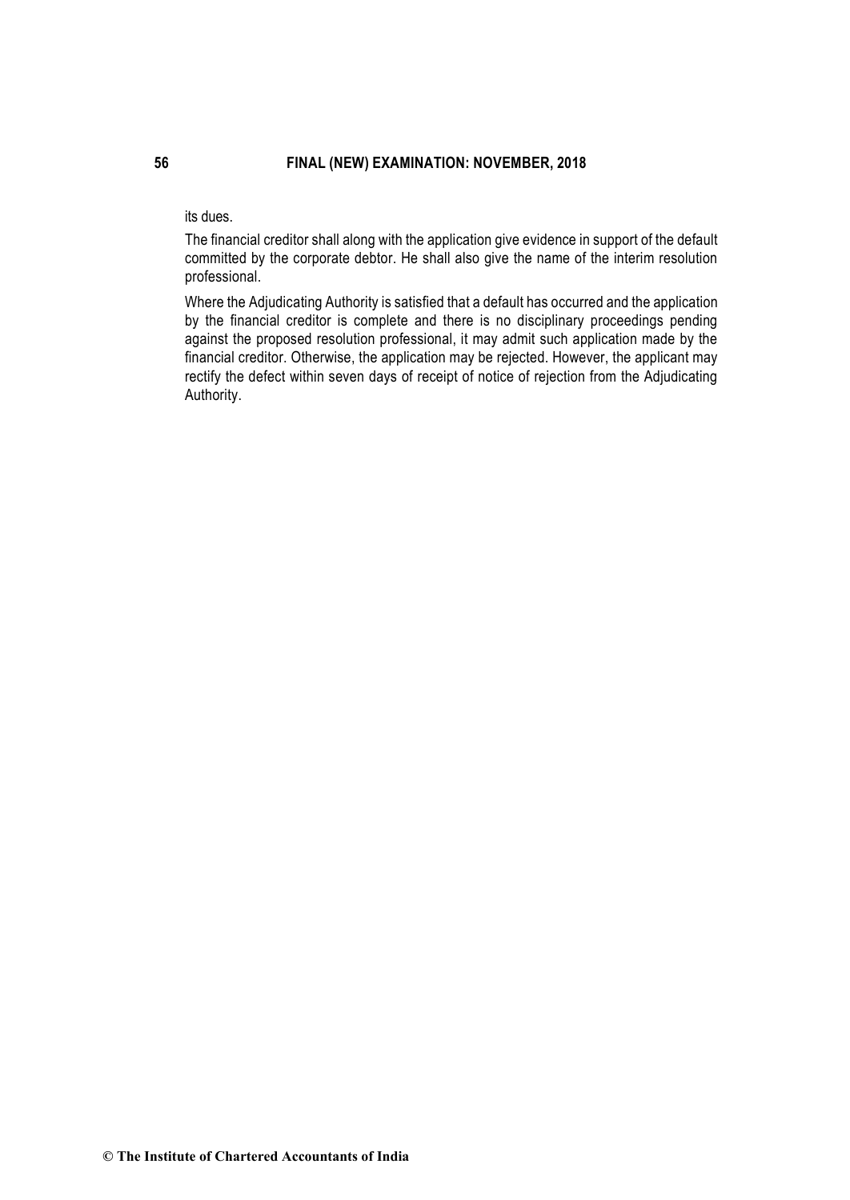its dues.

The financial creditor shall along with the application give evidence in support of the default committed by the corporate debtor. He shall also give the name of the interim resolution professional.

Where the Adjudicating Authority is satisfied that a default has occurred and the application by the financial creditor is complete and there is no disciplinary proceedings pending against the proposed resolution professional, it may admit such application made by the financial creditor. Otherwise, the application may be rejected. However, the applicant may rectify the defect within seven days of receipt of notice of rejection from the Adjudicating Authority.